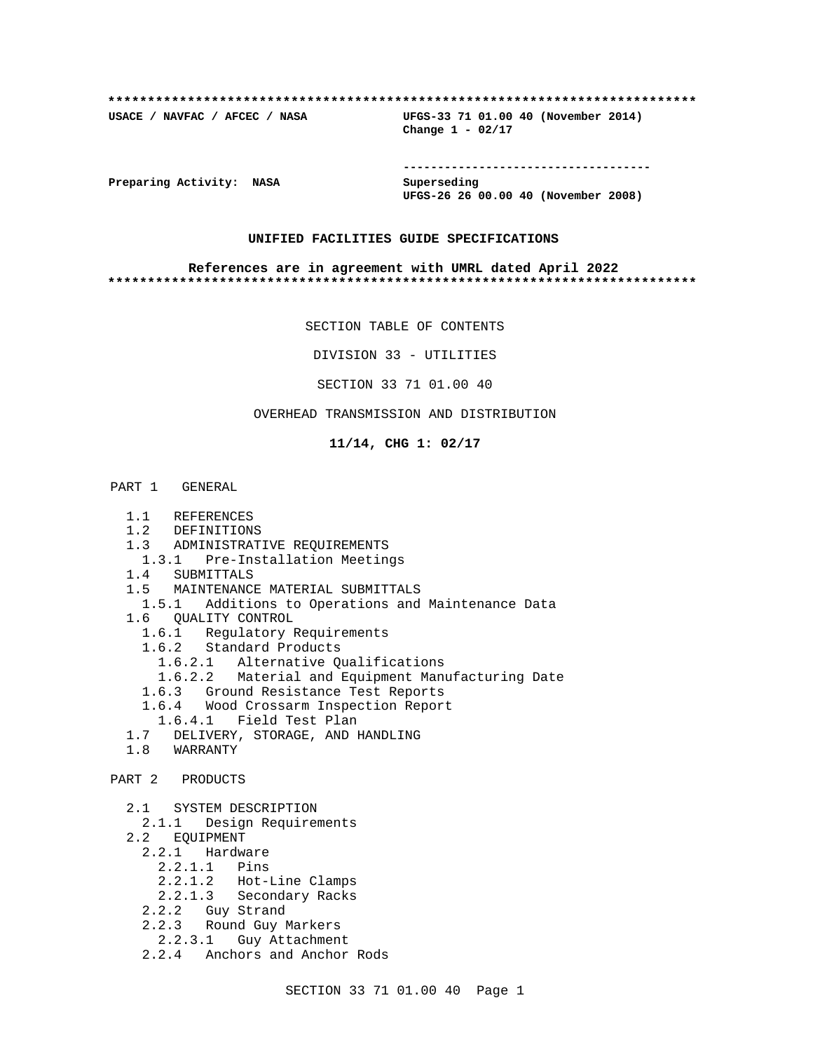**************************************************************************

**USACE / NAVFAC / AFCEC / NASA** **UFGS-33 71 01.00 40 (November 2014)**
**Change 1 - 02/17**

-----------------------------------

**Preparing Activity: NASA** **Superseding**
**UFGS-26 26 00.00 40 (November 2008)**

**UNIFIED FACILITIES GUIDE SPECIFICATIONS**

**References are in agreement with UMRL dated April 2022**

**************************************************************************

SECTION TABLE OF CONTENTS

DIVISION 33 - UTILITIES

SECTION 33 71 01.00 40

OVERHEAD TRANSMISSION AND DISTRIBUTION

**11/14, CHG 1: 02/17**

PART 1 GENERAL

- 1.1 REFERENCES
- 1.2 DEFINITIONS
- 1.3 ADMINISTRATIVE REQUIREMENTS
  - 1.3.1 Pre-Installation Meetings
- 1.4 SUBMITTALS
- 1.5 MAINTENANCE MATERIAL SUBMITTALS
  - 1.5.1 Additions to Operations and Maintenance Data
- 1.6 QUALITY CONTROL
  - 1.6.1 Regulatory Requirements
  - 1.6.2 Standard Products
    - 1.6.2.1 Alternative Qualifications
    - 1.6.2.2 Material and Equipment Manufacturing Date
  - 1.6.3 Ground Resistance Test Reports
  - 1.6.4 Wood Crossarm Inspection Report
    - 1.6.4.1 Field Test Plan
- 1.7 DELIVERY, STORAGE, AND HANDLING
- 1.8 WARRANTY

PART 2 PRODUCTS

- 2.1 SYSTEM DESCRIPTION
  - 2.1.1 Design Requirements
- 2.2 EQUIPMENT
  - 2.2.1 Hardware
    - 2.2.1.1 Pins
    - 2.2.1.2 Hot-Line Clamps
    - 2.2.1.3 Secondary Racks
  - 2.2.2 Guy Strand
  - 2.2.3 Round Guy Markers
    - 2.2.3.1 Guy Attachment
  - 2.2.4 Anchors and Anchor Rods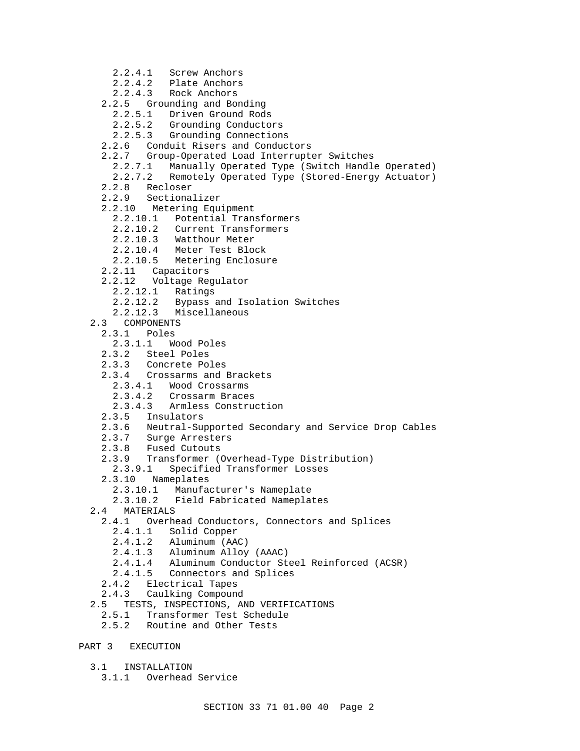2.2.4.1   Screw Anchors
      2.2.4.2   Plate Anchors
      2.2.4.3   Rock Anchors
    2.2.5   Grounding and Bonding
      2.2.5.1   Driven Ground Rods
      2.2.5.2   Grounding Conductors
      2.2.5.3   Grounding Connections
    2.2.6   Conduit Risers and Conductors
    2.2.7   Group-Operated Load Interrupter Switches
      2.2.7.1   Manually Operated Type (Switch Handle Operated)
      2.2.7.2   Remotely Operated Type (Stored-Energy Actuator)
    2.2.8   Recloser
    2.2.9   Sectionalizer
    2.2.10   Metering Equipment
      2.2.10.1   Potential Transformers
      2.2.10.2   Current Transformers
      2.2.10.3   Watthour Meter
      2.2.10.4   Meter Test Block
      2.2.10.5   Metering Enclosure
    2.2.11   Capacitors
    2.2.12   Voltage Regulator
      2.2.12.1   Ratings
      2.2.12.2   Bypass and Isolation Switches
      2.2.12.3   Miscellaneous
  2.3   COMPONENTS
    2.3.1   Poles
      2.3.1.1   Wood Poles
    2.3.2   Steel Poles
    2.3.3   Concrete Poles
    2.3.4   Crossarms and Brackets
      2.3.4.1   Wood Crossarms
      2.3.4.2   Crossarm Braces
      2.3.4.3   Armless Construction
    2.3.5   Insulators
    2.3.6   Neutral-Supported Secondary and Service Drop Cables
    2.3.7   Surge Arresters
    2.3.8   Fused Cutouts
    2.3.9   Transformer (Overhead-Type Distribution)
      2.3.9.1   Specified Transformer Losses
    2.3.10   Nameplates
      2.3.10.1   Manufacturer's Nameplate
      2.3.10.2   Field Fabricated Nameplates
  2.4   MATERIALS
    2.4.1   Overhead Conductors, Connectors and Splices
      2.4.1.1   Solid Copper
      2.4.1.2   Aluminum (AAC)
      2.4.1.3   Aluminum Alloy (AAAC)
      2.4.1.4   Aluminum Conductor Steel Reinforced (ACSR)
      2.4.1.5   Connectors and Splices
    2.4.2   Electrical Tapes
    2.4.3   Caulking Compound
  2.5   TESTS, INSPECTIONS, AND VERIFICATIONS
    2.5.1   Transformer Test Schedule
    2.5.2   Routine and Other Tests

PART 3   EXECUTION

  3.1   INSTALLATION
    3.1.1   Overhead Service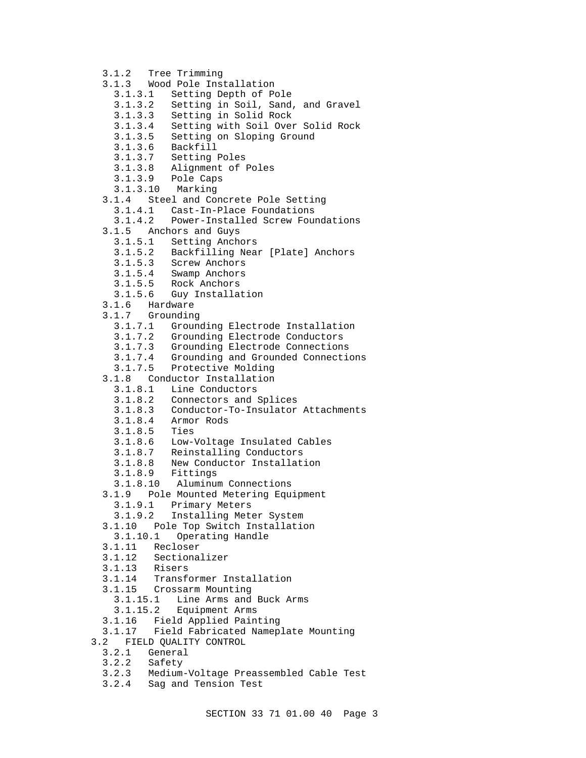- 3.1.2 Tree Trimming
- 3.1.3 Wood Pole Installation
  - 3.1.3.1 Setting Depth of Pole
  - 3.1.3.2 Setting in Soil, Sand, and Gravel
  - 3.1.3.3 Setting in Solid Rock
  - 3.1.3.4 Setting with Soil Over Solid Rock
  - 3.1.3.5 Setting on Sloping Ground
  - 3.1.3.6 Backfill
  - 3.1.3.7 Setting Poles
  - 3.1.3.8 Alignment of Poles
  - 3.1.3.9 Pole Caps
  - 3.1.3.10 Marking
- 3.1.4 Steel and Concrete Pole Setting
  - 3.1.4.1 Cast-In-Place Foundations
  - 3.1.4.2 Power-Installed Screw Foundations
- 3.1.5 Anchors and Guys
  - 3.1.5.1 Setting Anchors
  - 3.1.5.2 Backfilling Near [Plate] Anchors
  - 3.1.5.3 Screw Anchors
  - 3.1.5.4 Swamp Anchors
  - 3.1.5.5 Rock Anchors
  - 3.1.5.6 Guy Installation
- 3.1.6 Hardware
- 3.1.7 Grounding
  - 3.1.7.1 Grounding Electrode Installation
  - 3.1.7.2 Grounding Electrode Conductors
  - 3.1.7.3 Grounding Electrode Connections
  - 3.1.7.4 Grounding and Grounded Connections
  - 3.1.7.5 Protective Molding
- 3.1.8 Conductor Installation
  - 3.1.8.1 Line Conductors
  - 3.1.8.2 Connectors and Splices
  - 3.1.8.3 Conductor-To-Insulator Attachments
  - 3.1.8.4 Armor Rods
  - 3.1.8.5 Ties
  - 3.1.8.6 Low-Voltage Insulated Cables
  - 3.1.8.7 Reinstalling Conductors
  - 3.1.8.8 New Conductor Installation
  - 3.1.8.9 Fittings
  - 3.1.8.10 Aluminum Connections
- 3.1.9 Pole Mounted Metering Equipment
  - 3.1.9.1 Primary Meters
  - 3.1.9.2 Installing Meter System
- 3.1.10 Pole Top Switch Installation
  - 3.1.10.1 Operating Handle
- 3.1.11 Recloser
- 3.1.12 Sectionalizer
- 3.1.13 Risers
- 3.1.14 Transformer Installation
- 3.1.15 Crossarm Mounting
  - 3.1.15.1 Line Arms and Buck Arms
  - 3.1.15.2 Equipment Arms
- 3.1.16 Field Applied Painting
- 3.1.17 Field Fabricated Nameplate Mounting

3.2 FIELD QUALITY CONTROL

- 3.2.1 General
- 3.2.2 Safety
- 3.2.3 Medium-Voltage Preassembled Cable Test
- 3.2.4 Sag and Tension Test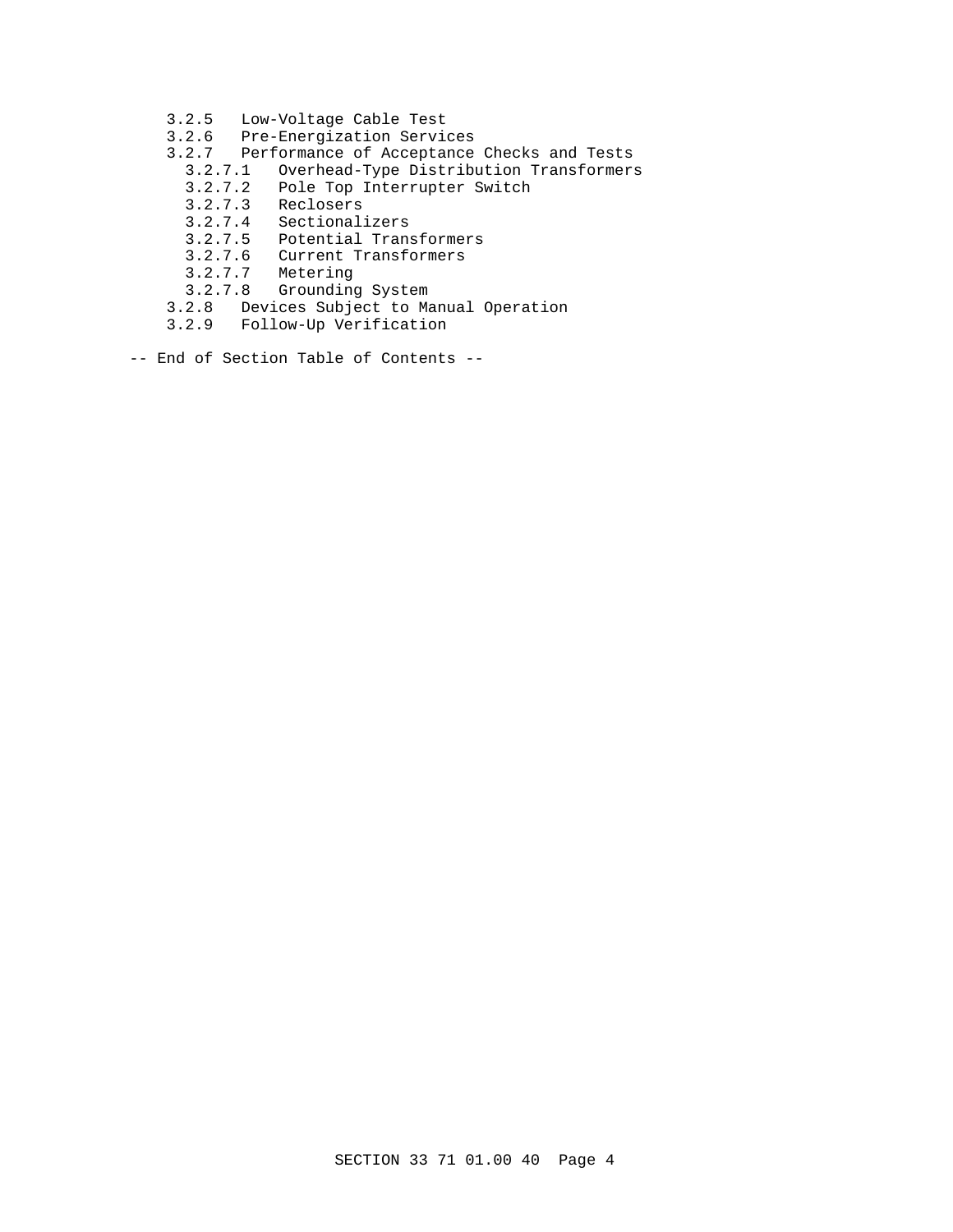3.2.5 Low-Voltage Cable Test
3.2.6 Pre-Energization Services
3.2.7 Performance of Acceptance Checks and Tests
  3.2.7.1 Overhead-Type Distribution Transformers
  3.2.7.2 Pole Top Interrupter Switch
  3.2.7.3 Reclosers
  3.2.7.4 Sectionalizers
  3.2.7.5 Potential Transformers
  3.2.7.6 Current Transformers
  3.2.7.7 Metering
  3.2.7.8 Grounding System
3.2.8 Devices Subject to Manual Operation
3.2.9 Follow-Up Verification

-- End of Section Table of Contents --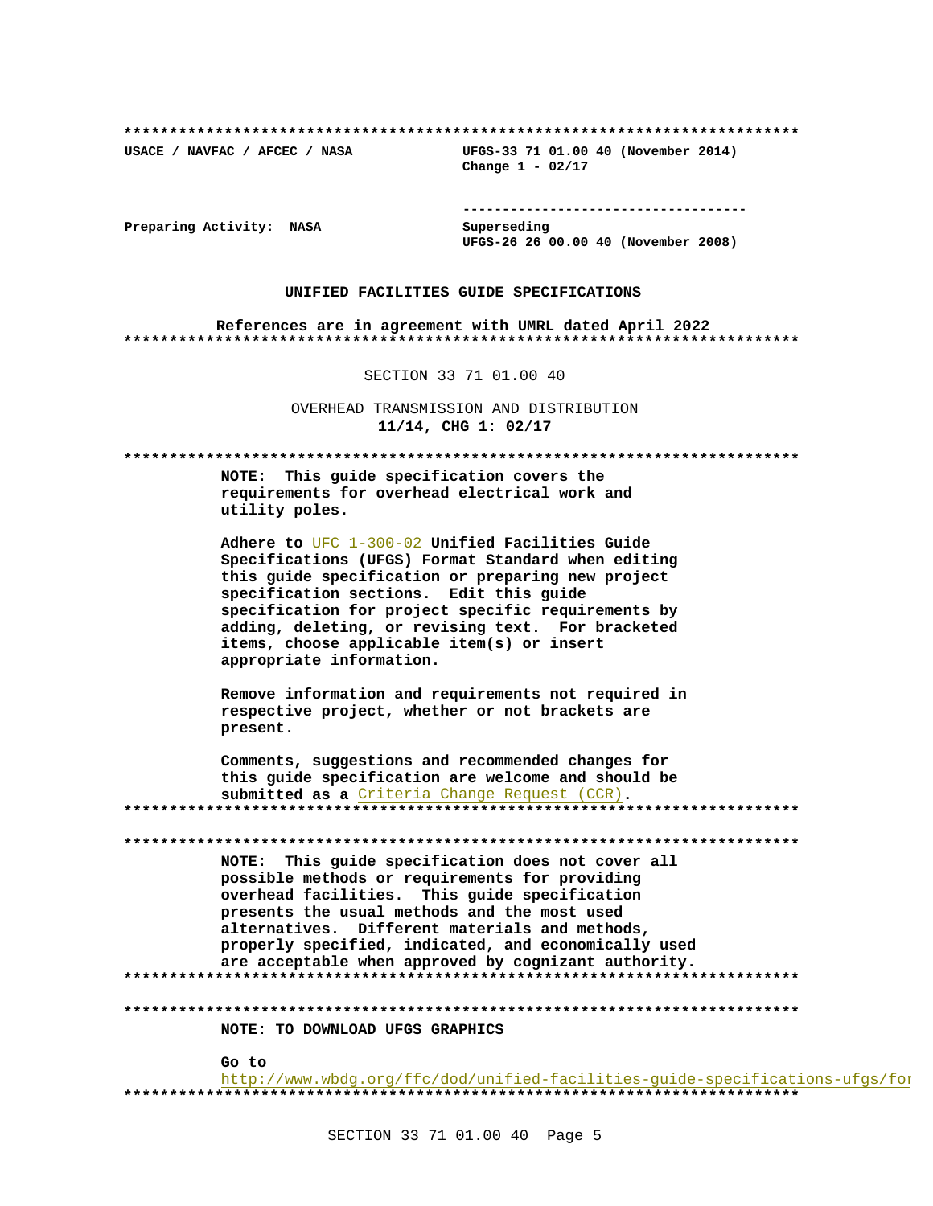**************************************************************************

**USACE / NAVFAC / AFCEC / NASA** **UFGS-33 71 01.00 40 (November 2014)**
**Change 1 - 02/17**

-----------------------------------

**Preparing Activity: NASA** Superseding
**UFGS-26 26 00.00 40 (November 2008)**

**UNIFIED FACILITIES GUIDE SPECIFICATIONS**

**References are in agreement with UMRL dated April 2022**

**************************************************************************

SECTION 33 71 01.00 40

OVERHEAD TRANSMISSION AND DISTRIBUTION
**11/14, CHG 1: 02/17**

**************************************************************************

**NOTE: This guide specification covers the requirements for overhead electrical work and utility poles.**

**Adhere to** UFC 1-300-02 **Unified Facilities Guide Specifications (UFGS) Format Standard when editing this guide specification or preparing new project specification sections. Edit this guide specification for project specific requirements by adding, deleting, or revising text. For bracketed items, choose applicable item(s) or insert appropriate information.**

**Remove information and requirements not required in respective project, whether or not brackets are present.**

**Comments, suggestions and recommended changes for this guide specification are welcome and should be submitted as a** Criteria Change Request (CCR)**.**

**************************************************************************

**************************************************************************

**NOTE: This guide specification does not cover all possible methods or requirements for providing overhead facilities. This guide specification presents the usual methods and the most used alternatives. Different materials and methods, properly specified, indicated, and economically used are acceptable when approved by cognizant authority.**

**************************************************************************

**************************************************************************

**NOTE: TO DOWNLOAD UFGS GRAPHICS**

**Go to**
http://www.wbdg.org/ffc/dod/unified-facilities-guide-specifications-ufgs/for

**************************************************************************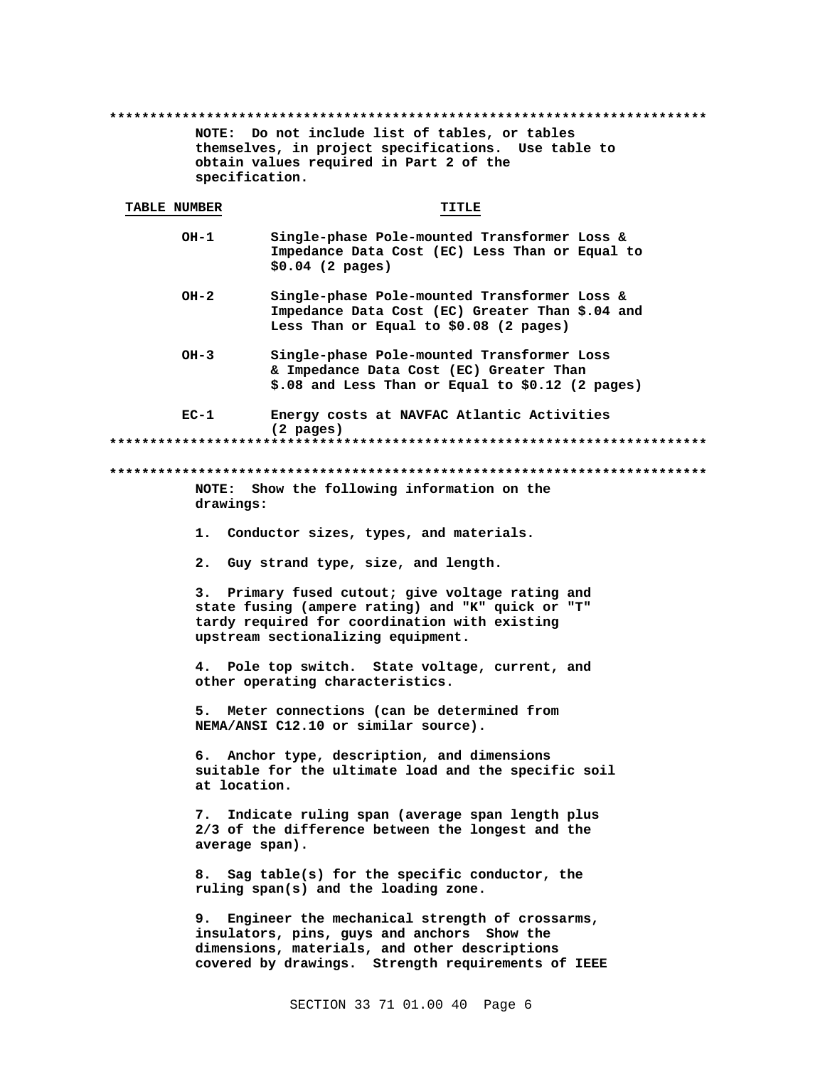**************************************************************************

NOTE: Do not include list of tables, or tables themselves, in project specifications. Use table to obtain values required in Part 2 of the specification.

| TABLE NUMBER | TITLE |
|---|---|
| OH-1 | Single-phase Pole-mounted Transformer Loss & Impedance Data Cost (EC) Less Than or Equal to $0.04 (2 pages) |
| OH-2 | Single-phase Pole-mounted Transformer Loss & Impedance Data Cost (EC) Greater Than $.04 and Less Than or Equal to $0.08 (2 pages) |
| OH-3 | Single-phase Pole-mounted Transformer Loss & Impedance Data Cost (EC) Greater Than $.08 and Less Than or Equal to $0.12 (2 pages) |
| EC-1 | Energy costs at NAVFAC Atlantic Activities (2 pages) |

**************************************************************************

**************************************************************************

NOTE: Show the following information on the drawings:

1. Conductor sizes, types, and materials.

2. Guy strand type, size, and length.

3. Primary fused cutout; give voltage rating and state fusing (ampere rating) and "K" quick or "T" tardy required for coordination with existing upstream sectionalizing equipment.

4. Pole top switch. State voltage, current, and other operating characteristics.

5. Meter connections (can be determined from NEMA/ANSI C12.10 or similar source).

6. Anchor type, description, and dimensions suitable for the ultimate load and the specific soil at location.

7. Indicate ruling span (average span length plus 2/3 of the difference between the longest and the average span).

8. Sag table(s) for the specific conductor, the ruling span(s) and the loading zone.

9. Engineer the mechanical strength of crossarms, insulators, pins, guys and anchors Show the dimensions, materials, and other descriptions covered by drawings. Strength requirements of IEEE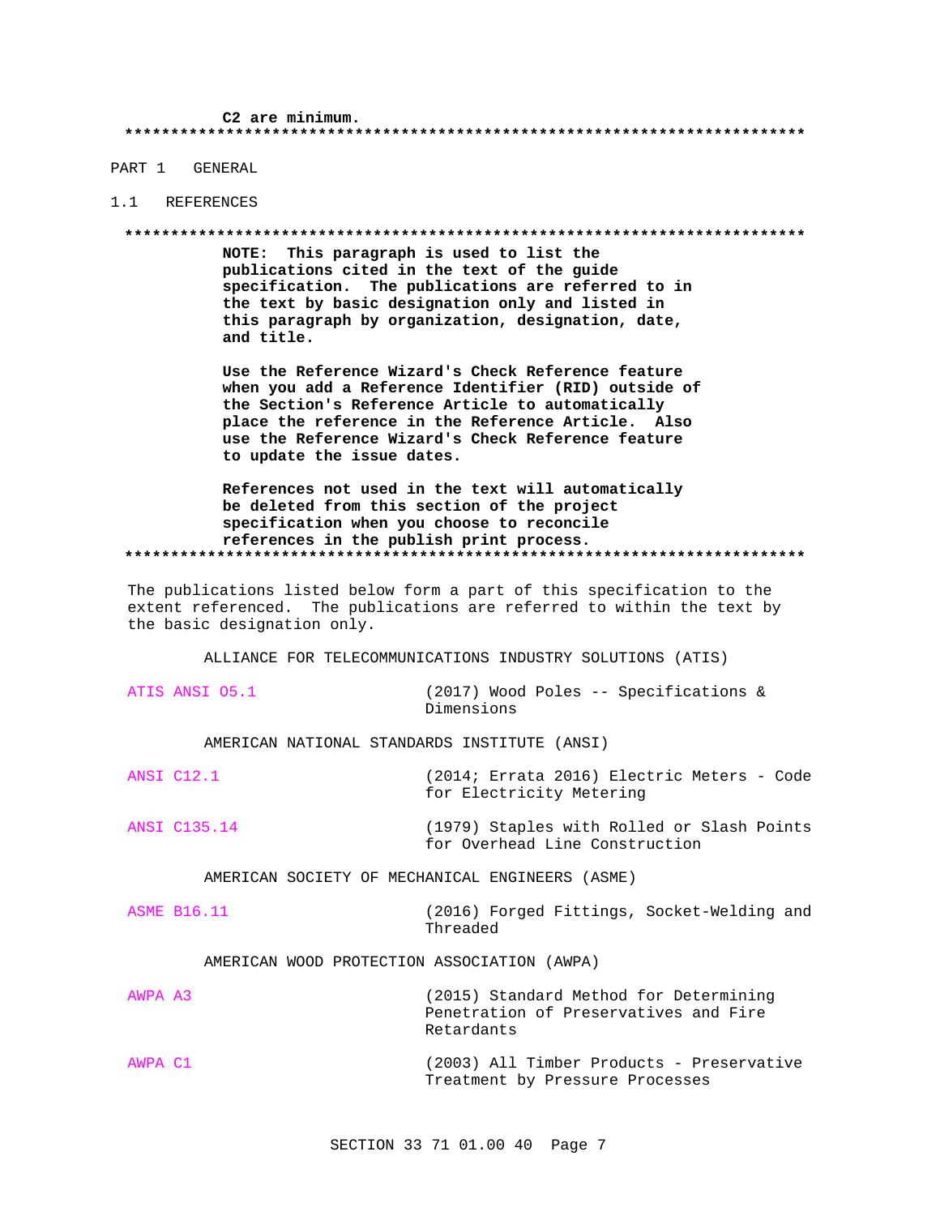**C2 are minimum.**

**************************************************************************

PART 1   GENERAL

## 1.1   REFERENCES

**************************************************************************

**NOTE: This paragraph is used to list the publications cited in the text of the guide specification. The publications are referred to in the text by basic designation only and listed in this paragraph by organization, designation, date, and title.**

**Use the Reference Wizard's Check Reference feature when you add a Reference Identifier (RID) outside of the Section's Reference Article to automatically place the reference in the Reference Article. Also use the Reference Wizard's Check Reference feature to update the issue dates.**

**References not used in the text will automatically be deleted from this section of the project specification when you choose to reconcile references in the publish print process.**

**************************************************************************

The publications listed below form a part of this specification to the extent referenced. The publications are referred to within the text by the basic designation only.

ALLIANCE FOR TELECOMMUNICATIONS INDUSTRY SOLUTIONS (ATIS)

ATIS ANSI O5.1 (2017) Wood Poles -- Specifications & Dimensions

AMERICAN NATIONAL STANDARDS INSTITUTE (ANSI)

ANSI C12.1 (2014; Errata 2016) Electric Meters - Code for Electricity Metering

ANSI C135.14 (1979) Staples with Rolled or Slash Points for Overhead Line Construction

AMERICAN SOCIETY OF MECHANICAL ENGINEERS (ASME)

ASME B16.11 (2016) Forged Fittings, Socket-Welding and Threaded

AMERICAN WOOD PROTECTION ASSOCIATION (AWPA)

AWPA A3 (2015) Standard Method for Determining Penetration of Preservatives and Fire Retardants

AWPA C1 (2003) All Timber Products - Preservative Treatment by Pressure Processes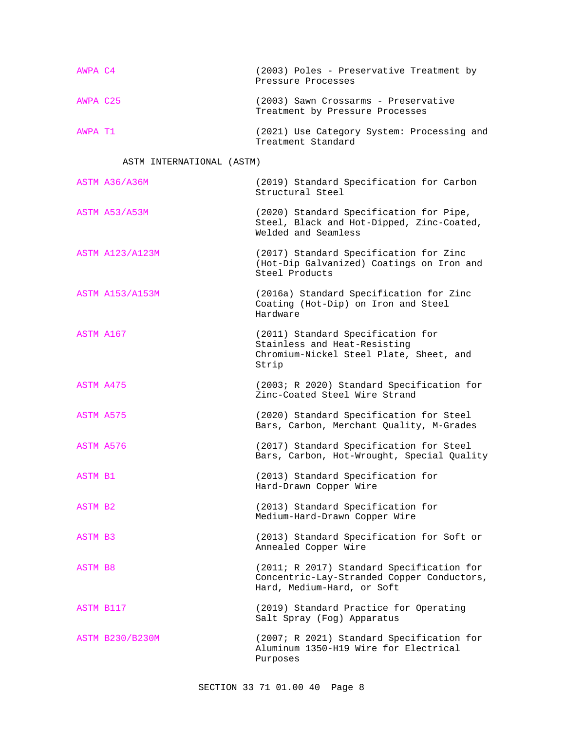AWPA C4 (2003) Poles - Preservative Treatment by Pressure Processes

AWPA C25 (2003) Sawn Crossarms - Preservative Treatment by Pressure Processes

AWPA T1 (2021) Use Category System: Processing and Treatment Standard

ASTM INTERNATIONAL (ASTM)

ASTM A36/A36M (2019) Standard Specification for Carbon Structural Steel

ASTM A53/A53M (2020) Standard Specification for Pipe, Steel, Black and Hot-Dipped, Zinc-Coated, Welded and Seamless

ASTM A123/A123M (2017) Standard Specification for Zinc (Hot-Dip Galvanized) Coatings on Iron and Steel Products

ASTM A153/A153M (2016a) Standard Specification for Zinc Coating (Hot-Dip) on Iron and Steel Hardware

ASTM A167 (2011) Standard Specification for Stainless and Heat-Resisting Chromium-Nickel Steel Plate, Sheet, and Strip

ASTM A475 (2003; R 2020) Standard Specification for Zinc-Coated Steel Wire Strand

ASTM A575 (2020) Standard Specification for Steel Bars, Carbon, Merchant Quality, M-Grades

ASTM A576 (2017) Standard Specification for Steel Bars, Carbon, Hot-Wrought, Special Quality

ASTM B1 (2013) Standard Specification for Hard-Drawn Copper Wire

ASTM B2 (2013) Standard Specification for Medium-Hard-Drawn Copper Wire

ASTM B3 (2013) Standard Specification for Soft or Annealed Copper Wire

ASTM B8 (2011; R 2017) Standard Specification for Concentric-Lay-Stranded Copper Conductors, Hard, Medium-Hard, or Soft

ASTM B117 (2019) Standard Practice for Operating Salt Spray (Fog) Apparatus

ASTM B230/B230M (2007; R 2021) Standard Specification for Aluminum 1350-H19 Wire for Electrical Purposes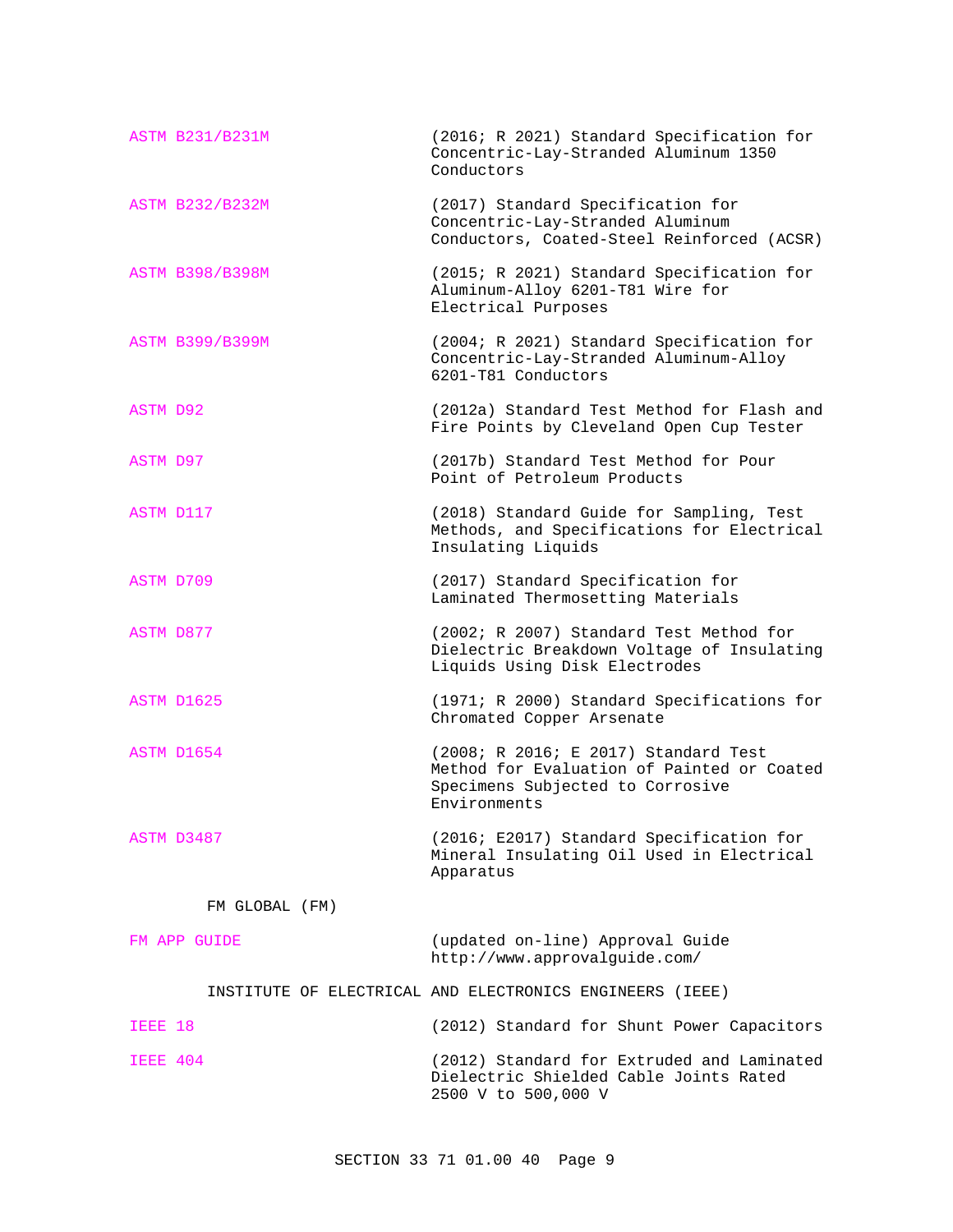| | |
|---|---|
| ASTM B231/B231M | (2016; R 2021) Standard Specification for Concentric-Lay-Stranded Aluminum 1350 Conductors |
| ASTM B232/B232M | (2017) Standard Specification for Concentric-Lay-Stranded Aluminum Conductors, Coated-Steel Reinforced (ACSR) |
| ASTM B398/B398M | (2015; R 2021) Standard Specification for Aluminum-Alloy 6201-T81 Wire for Electrical Purposes |
| ASTM B399/B399M | (2004; R 2021) Standard Specification for Concentric-Lay-Stranded Aluminum-Alloy 6201-T81 Conductors |
| ASTM D92 | (2012a) Standard Test Method for Flash and Fire Points by Cleveland Open Cup Tester |
| ASTM D97 | (2017b) Standard Test Method for Pour Point of Petroleum Products |
| ASTM D117 | (2018) Standard Guide for Sampling, Test Methods, and Specifications for Electrical Insulating Liquids |
| ASTM D709 | (2017) Standard Specification for Laminated Thermosetting Materials |
| ASTM D877 | (2002; R 2007) Standard Test Method for Dielectric Breakdown Voltage of Insulating Liquids Using Disk Electrodes |
| ASTM D1625 | (1971; R 2000) Standard Specifications for Chromated Copper Arsenate |
| ASTM D1654 | (2008; R 2016; E 2017) Standard Test Method for Evaluation of Painted or Coated Specimens Subjected to Corrosive Environments |
| ASTM D3487 | (2016; E2017) Standard Specification for Mineral Insulating Oil Used in Electrical Apparatus |

FM GLOBAL (FM)

| | |
|---|---|
| FM APP GUIDE | (updated on-line) Approval Guide http://www.approvalguide.com/ |

INSTITUTE OF ELECTRICAL AND ELECTRONICS ENGINEERS (IEEE)

| | |
|---|---|
| IEEE 18 | (2012) Standard for Shunt Power Capacitors |
| IEEE 404 | (2012) Standard for Extruded and Laminated Dielectric Shielded Cable Joints Rated 2500 V to 500,000 V |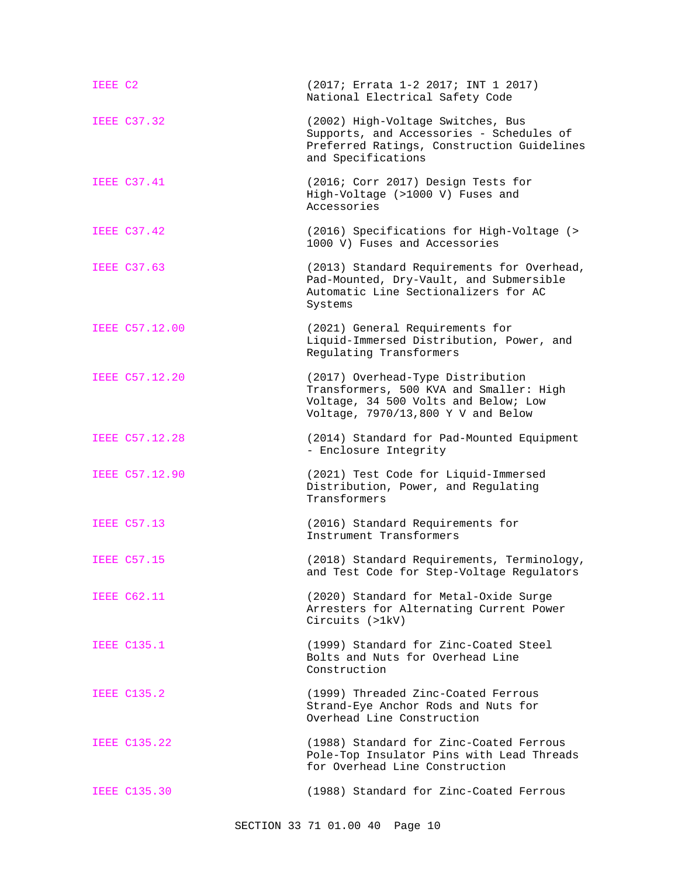IEEE C2 (2017; Errata 1-2 2017; INT 1 2017) National Electrical Safety Code

IEEE C37.32 (2002) High-Voltage Switches, Bus Supports, and Accessories - Schedules of Preferred Ratings, Construction Guidelines and Specifications

IEEE C37.41 (2016; Corr 2017) Design Tests for High-Voltage (>1000 V) Fuses and Accessories

IEEE C37.42 (2016) Specifications for High-Voltage (> 1000 V) Fuses and Accessories

IEEE C37.63 (2013) Standard Requirements for Overhead, Pad-Mounted, Dry-Vault, and Submersible Automatic Line Sectionalizers for AC Systems

IEEE C57.12.00 (2021) General Requirements for Liquid-Immersed Distribution, Power, and Regulating Transformers

IEEE C57.12.20 (2017) Overhead-Type Distribution Transformers, 500 KVA and Smaller: High Voltage, 34 500 Volts and Below; Low Voltage, 7970/13,800 Y V and Below

IEEE C57.12.28 (2014) Standard for Pad-Mounted Equipment - Enclosure Integrity

IEEE C57.12.90 (2021) Test Code for Liquid-Immersed Distribution, Power, and Regulating Transformers

IEEE C57.13 (2016) Standard Requirements for Instrument Transformers

IEEE C57.15 (2018) Standard Requirements, Terminology, and Test Code for Step-Voltage Regulators

IEEE C62.11 (2020) Standard for Metal-Oxide Surge Arresters for Alternating Current Power Circuits (>1kV)

IEEE C135.1 (1999) Standard for Zinc-Coated Steel Bolts and Nuts for Overhead Line Construction

IEEE C135.2 (1999) Threaded Zinc-Coated Ferrous Strand-Eye Anchor Rods and Nuts for Overhead Line Construction

IEEE C135.22 (1988) Standard for Zinc-Coated Ferrous Pole-Top Insulator Pins with Lead Threads for Overhead Line Construction

IEEE C135.30 (1988) Standard for Zinc-Coated Ferrous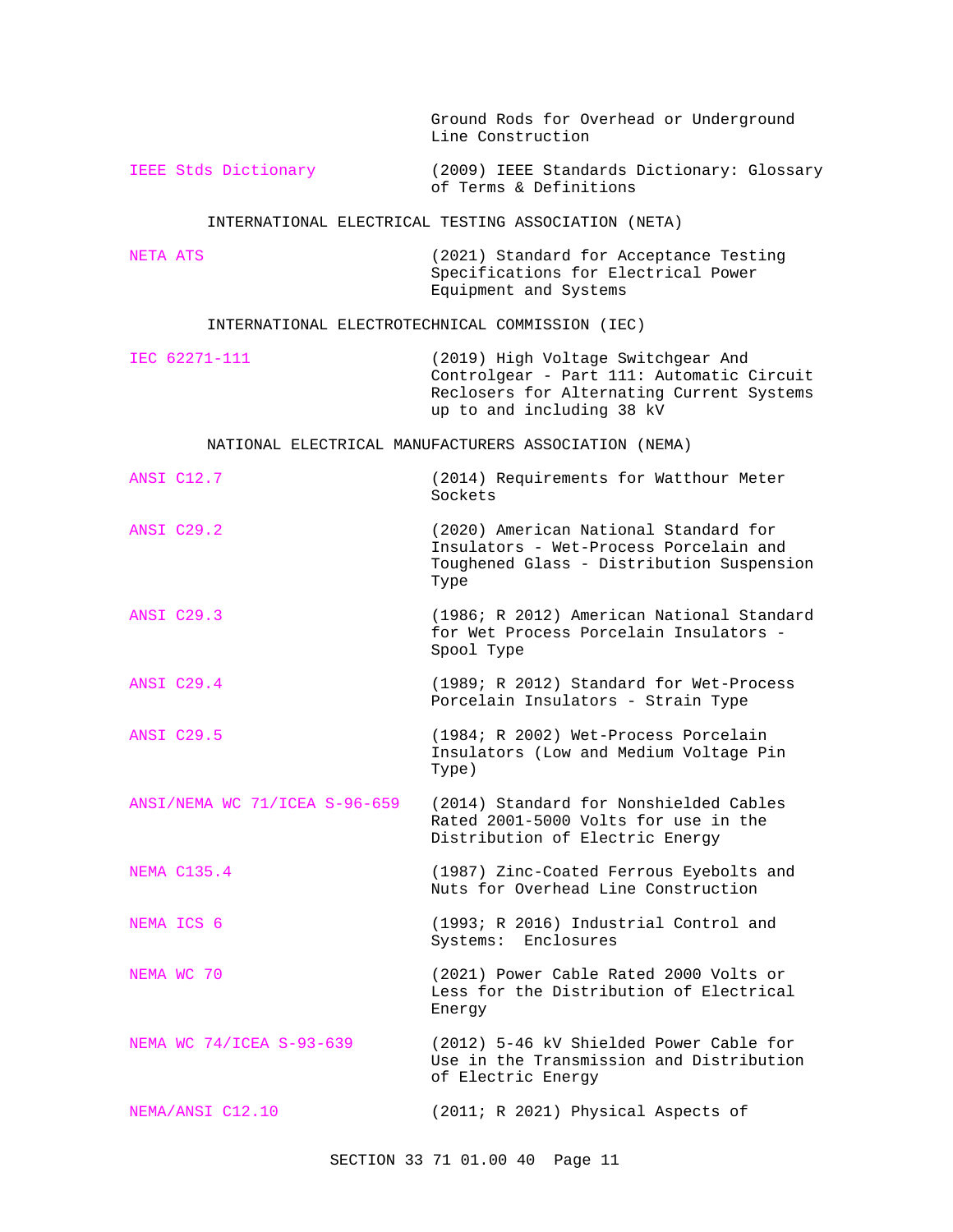Ground Rods for Overhead or Underground Line Construction

IEEE Stds Dictionary (2009) IEEE Standards Dictionary: Glossary of Terms & Definitions

INTERNATIONAL ELECTRICAL TESTING ASSOCIATION (NETA)

NETA ATS (2021) Standard for Acceptance Testing Specifications for Electrical Power Equipment and Systems

INTERNATIONAL ELECTROTECHNICAL COMMISSION (IEC)

IEC 62271-111 (2019) High Voltage Switchgear And Controlgear - Part 111: Automatic Circuit Reclosers for Alternating Current Systems up to and including 38 kV

NATIONAL ELECTRICAL MANUFACTURERS ASSOCIATION (NEMA)

ANSI C12.7 (2014) Requirements for Watthour Meter Sockets

ANSI C29.2 (2020) American National Standard for Insulators - Wet-Process Porcelain and Toughened Glass - Distribution Suspension Type

ANSI C29.3 (1986; R 2012) American National Standard for Wet Process Porcelain Insulators - Spool Type

ANSI C29.4 (1989; R 2012) Standard for Wet-Process Porcelain Insulators - Strain Type

ANSI C29.5 (1984; R 2002) Wet-Process Porcelain Insulators (Low and Medium Voltage Pin Type)

ANSI/NEMA WC 71/ICEA S-96-659 (2014) Standard for Nonshielded Cables Rated 2001-5000 Volts for use in the Distribution of Electric Energy

NEMA C135.4 (1987) Zinc-Coated Ferrous Eyebolts and Nuts for Overhead Line Construction

NEMA ICS 6 (1993; R 2016) Industrial Control and Systems: Enclosures

NEMA WC 70 (2021) Power Cable Rated 2000 Volts or Less for the Distribution of Electrical Energy

NEMA WC 74/ICEA S-93-639 (2012) 5-46 kV Shielded Power Cable for Use in the Transmission and Distribution of Electric Energy

NEMA/ANSI C12.10 (2011; R 2021) Physical Aspects of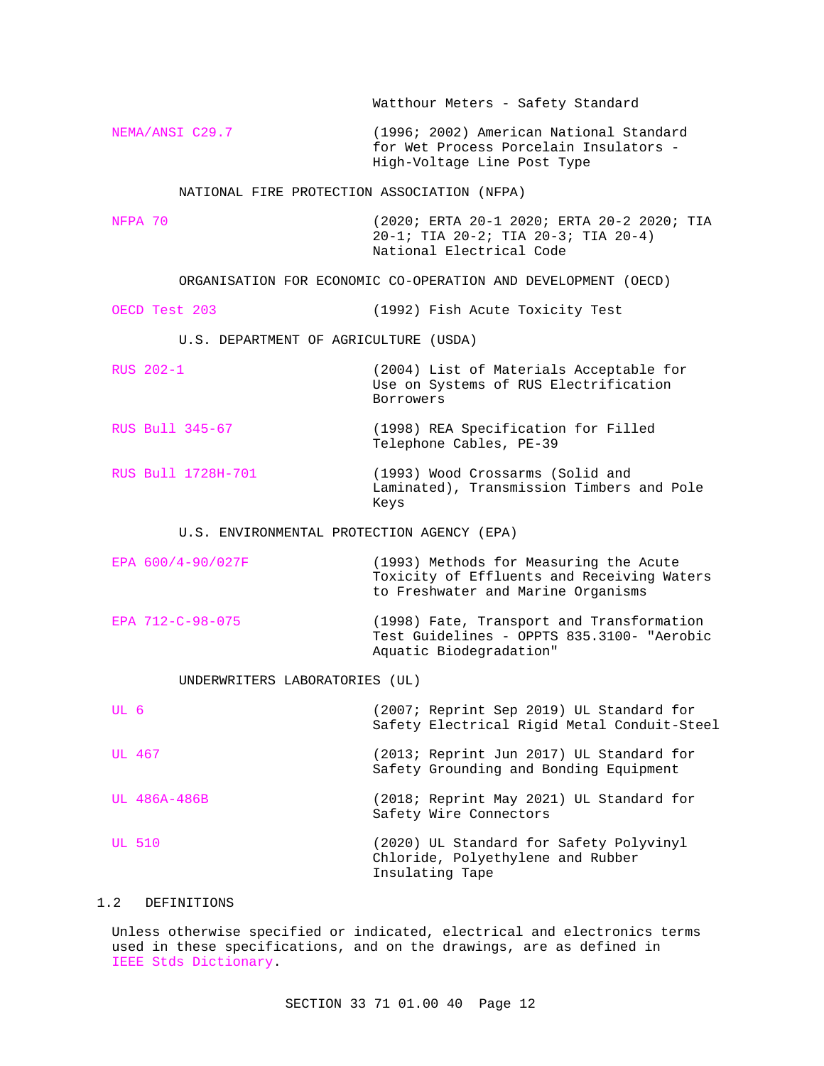Watthour Meters - Safety Standard

NEMA/ANSI C29.7 (1996; 2002) American National Standard for Wet Process Porcelain Insulators - High-Voltage Line Post Type

NATIONAL FIRE PROTECTION ASSOCIATION (NFPA)

NFPA 70 (2020; ERTA 20-1 2020; ERTA 20-2 2020; TIA 20-1; TIA 20-2; TIA 20-3; TIA 20-4) National Electrical Code

ORGANISATION FOR ECONOMIC CO-OPERATION AND DEVELOPMENT (OECD)

OECD Test 203 (1992) Fish Acute Toxicity Test

U.S. DEPARTMENT OF AGRICULTURE (USDA)

RUS 202-1 (2004) List of Materials Acceptable for Use on Systems of RUS Electrification Borrowers

RUS Bull 345-67 (1998) REA Specification for Filled Telephone Cables, PE-39

RUS Bull 1728H-701 (1993) Wood Crossarms (Solid and Laminated), Transmission Timbers and Pole Keys

U.S. ENVIRONMENTAL PROTECTION AGENCY (EPA)

EPA 600/4-90/027F (1993) Methods for Measuring the Acute Toxicity of Effluents and Receiving Waters to Freshwater and Marine Organisms

EPA 712-C-98-075 (1998) Fate, Transport and Transformation Test Guidelines - OPPTS 835.3100- "Aerobic Aquatic Biodegradation"

UNDERWRITERS LABORATORIES (UL)

UL 6 (2007; Reprint Sep 2019) UL Standard for Safety Electrical Rigid Metal Conduit-Steel

UL 467 (2013; Reprint Jun 2017) UL Standard for Safety Grounding and Bonding Equipment

UL 486A-486B (2018; Reprint May 2021) UL Standard for Safety Wire Connectors

UL 510 (2020) UL Standard for Safety Polyvinyl Chloride, Polyethylene and Rubber Insulating Tape

## 1.2 DEFINITIONS

Unless otherwise specified or indicated, electrical and electronics terms used in these specifications, and on the drawings, are as defined in IEEE Stds Dictionary.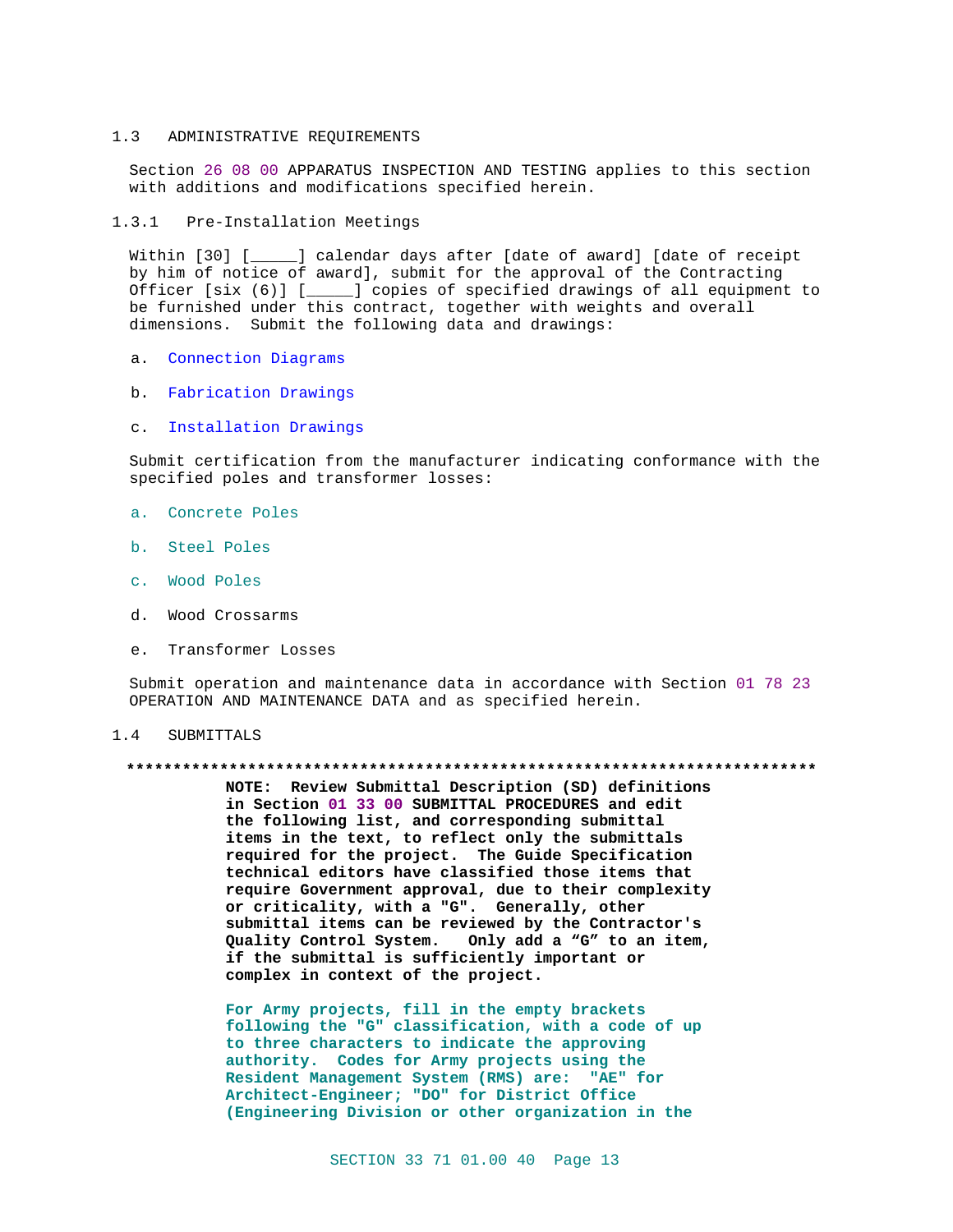## 1.3 ADMINISTRATIVE REQUIREMENTS

Section 26 08 00 APPARATUS INSPECTION AND TESTING applies to this section with additions and modifications specified herein.

### 1.3.1 Pre-Installation Meetings

Within [30] [_____] calendar days after [date of award] [date of receipt by him of notice of award], submit for the approval of the Contracting Officer [six (6)] [_____] copies of specified drawings of all equipment to be furnished under this contract, together with weights and overall dimensions. Submit the following data and drawings:

a. Connection Diagrams

b. Fabrication Drawings

c. Installation Drawings

Submit certification from the manufacturer indicating conformance with the specified poles and transformer losses:

a. Concrete Poles

b. Steel Poles

c. Wood Poles

d. Wood Crossarms

e. Transformer Losses

Submit operation and maintenance data in accordance with Section 01 78 23 OPERATION AND MAINTENANCE DATA and as specified herein.

## 1.4 SUBMITTALS

**************************************************************************

**NOTE: Review Submittal Description (SD) definitions in Section 01 33 00 SUBMITTAL PROCEDURES and edit the following list, and corresponding submittal items in the text, to reflect only the submittals required for the project. The Guide Specification technical editors have classified those items that require Government approval, due to their complexity or criticality, with a "G". Generally, other submittal items can be reviewed by the Contractor's Quality Control System. Only add a "G" to an item, if the submittal is sufficiently important or complex in context of the project.**

**For Army projects, fill in the empty brackets following the "G" classification, with a code of up to three characters to indicate the approving authority. Codes for Army projects using the Resident Management System (RMS) are: "AE" for Architect-Engineer; "DO" for District Office (Engineering Division or other organization in the**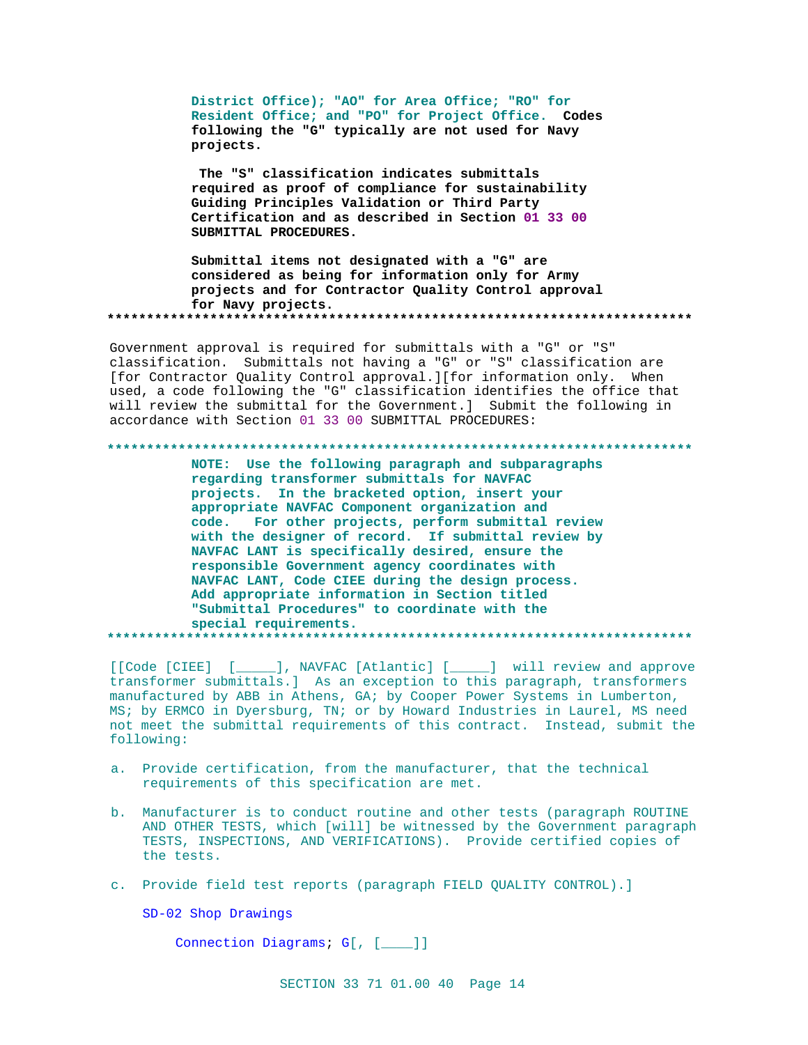District Office); "AO" for Area Office; "RO" for Resident Office; and "PO" for Project Office. **Codes following the "G" typically are not used for Navy projects.**

**The "S" classification indicates submittals required as proof of compliance for sustainability Guiding Principles Validation or Third Party Certification and as described in Section 01 33 00 SUBMITTAL PROCEDURES.**

**Submittal items not designated with a "G" are considered as being for information only for Army projects and for Contractor Quality Control approval for Navy projects.**

**************************************************************************

Government approval is required for submittals with a "G" or "S" classification. Submittals not having a "G" or "S" classification are [for Contractor Quality Control approval.][for information only. When used, a code following the "G" classification identifies the office that will review the submittal for the Government.] Submit the following in accordance with Section 01 33 00 SUBMITTAL PROCEDURES:

**************************************************************************

**NOTE: Use the following paragraph and subparagraphs regarding transformer submittals for NAVFAC projects. In the bracketed option, insert your appropriate NAVFAC Component organization and code. For other projects, perform submittal review with the designer of record. If submittal review by NAVFAC LANT is specifically desired, ensure the responsible Government agency coordinates with NAVFAC LANT, Code CIEE during the design process. Add appropriate information in Section titled "Submittal Procedures" to coordinate with the special requirements.**

**************************************************************************

[[Code [CIEE] [_____], NAVFAC [Atlantic] [_____] will review and approve transformer submittals.] As an exception to this paragraph, transformers manufactured by ABB in Athens, GA; by Cooper Power Systems in Lumberton, MS; by ERMCO in Dyersburg, TN; or by Howard Industries in Laurel, MS need not meet the submittal requirements of this contract. Instead, submit the following:

a. Provide certification, from the manufacturer, that the technical requirements of this specification are met.

b. Manufacturer is to conduct routine and other tests (paragraph ROUTINE AND OTHER TESTS, which [will] be witnessed by the Government paragraph TESTS, INSPECTIONS, AND VERIFICATIONS). Provide certified copies of the tests.

c. Provide field test reports (paragraph FIELD QUALITY CONTROL).]

SD-02 Shop Drawings

Connection Diagrams; G[, [____]]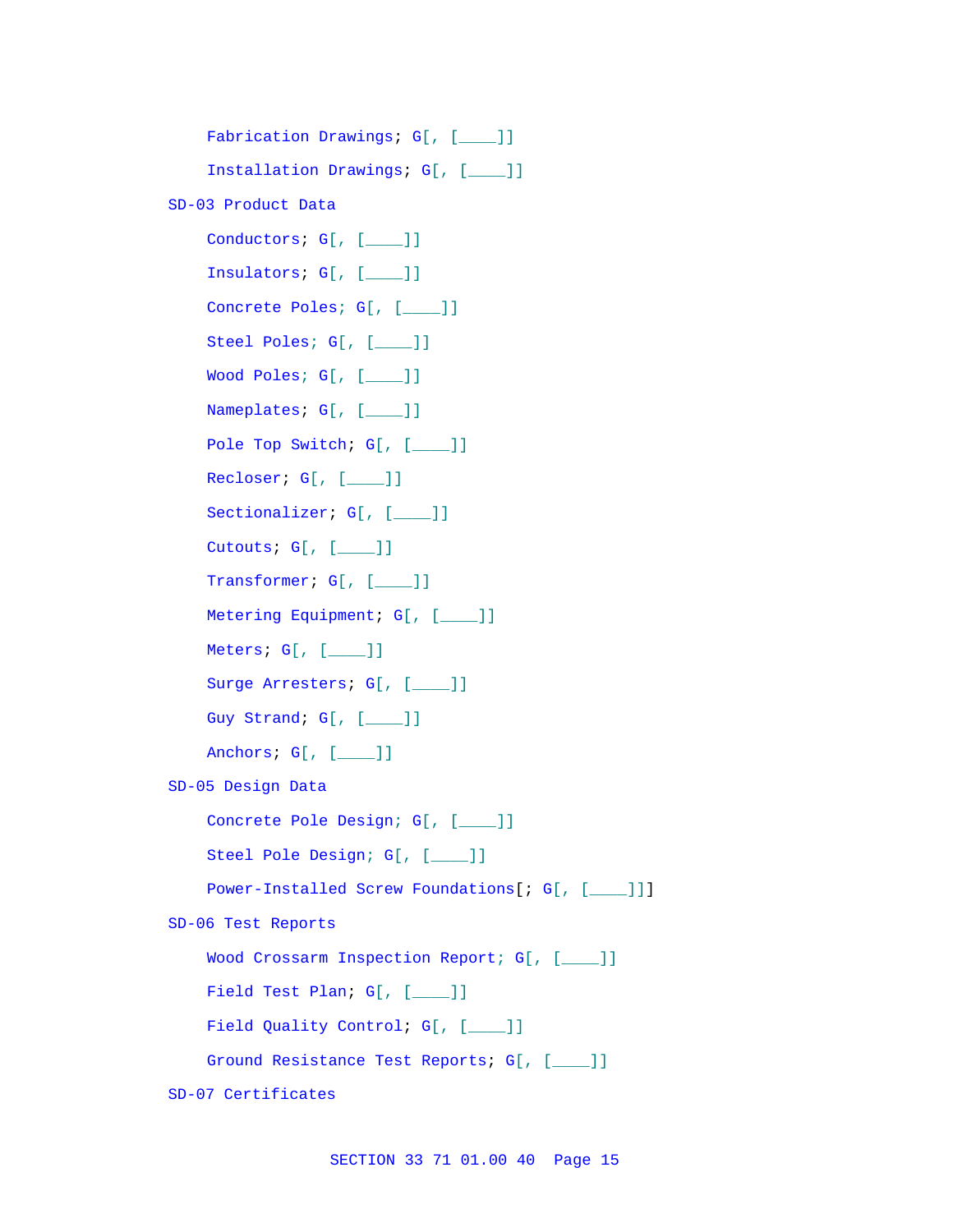Fabrication Drawings; G[, [____]]

Installation Drawings; G[, [____]]

SD-03 Product Data

Conductors; G[, [____]]

Insulators; G[, [____]]

Concrete Poles; G[, [____]]

Steel Poles; G[, [____]]

Wood Poles; G[, [____]]

Nameplates; G[, [____]]

Pole Top Switch; G[, [____]]

Recloser; G[, [____]]

Sectionalizer; G[, [____]]

Cutouts; G[, [____]]

Transformer; G[, [____]]

Metering Equipment; G[, [____]]

Meters; G[, [____]]

Surge Arresters; G[, [____]]

Guy Strand; G[, [____]]

Anchors; G[, [____]]

SD-05 Design Data

Concrete Pole Design; G[, [____]]

Steel Pole Design; G[, [____]]

Power-Installed Screw Foundations[; G[, [____]]]

SD-06 Test Reports

Wood Crossarm Inspection Report; G[, [____]]

Field Test Plan; G[, [____]]

Field Quality Control; G[, [____]]

Ground Resistance Test Reports; G[, [____]]

SD-07 Certificates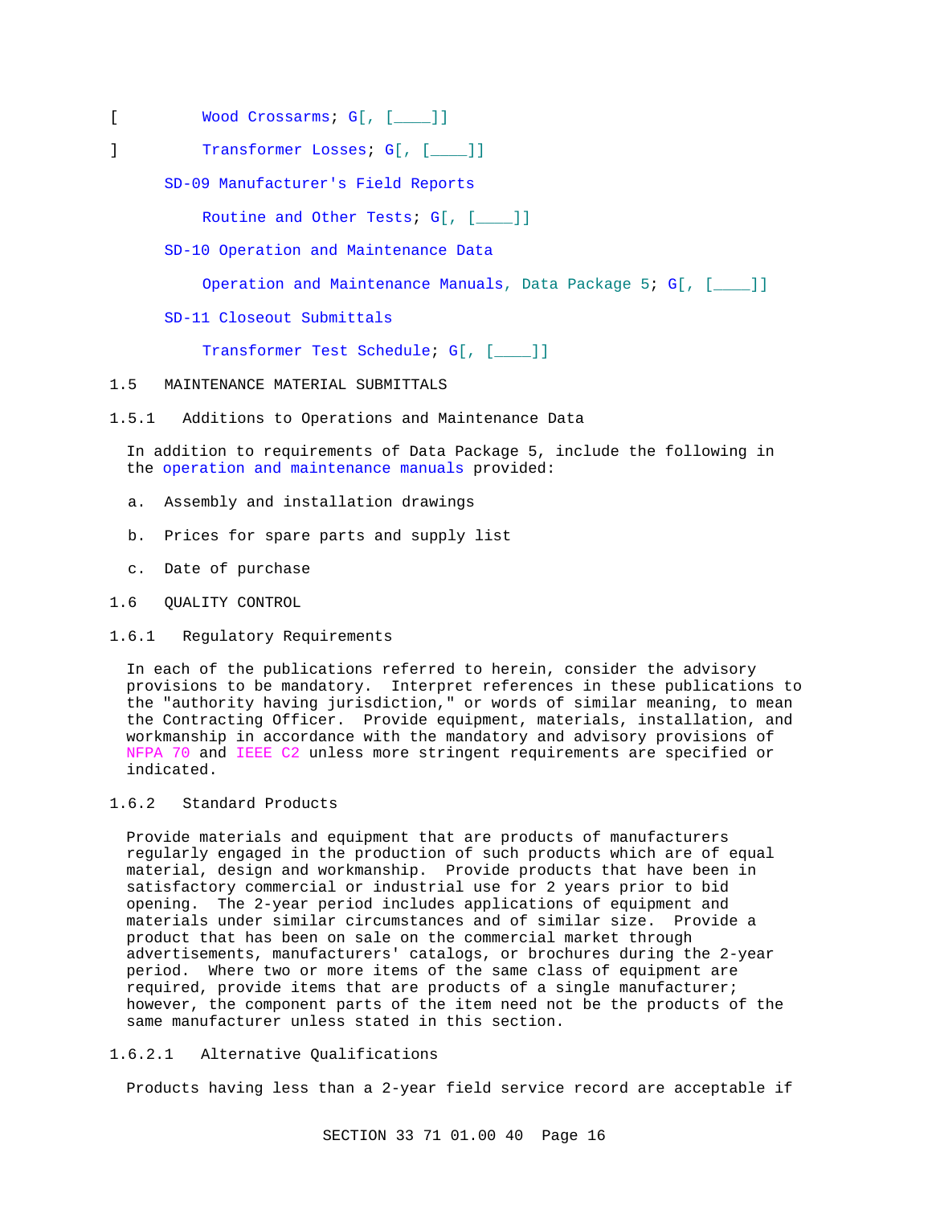[ Wood Crossarms; G[, [____]]

] Transformer Losses; G[, [____]]

SD-09 Manufacturer's Field Reports

Routine and Other Tests; G[, [____]]

SD-10 Operation and Maintenance Data

Operation and Maintenance Manuals, Data Package 5; G[, [____]]

SD-11 Closeout Submittals

Transformer Test Schedule; G[, [____]]

## 1.5 MAINTENANCE MATERIAL SUBMITTALS

### 1.5.1 Additions to Operations and Maintenance Data

In addition to requirements of Data Package 5, include the following in the operation and maintenance manuals provided:

a. Assembly and installation drawings

b. Prices for spare parts and supply list

c. Date of purchase

## 1.6 QUALITY CONTROL

### 1.6.1 Regulatory Requirements

In each of the publications referred to herein, consider the advisory provisions to be mandatory. Interpret references in these publications to the "authority having jurisdiction," or words of similar meaning, to mean the Contracting Officer. Provide equipment, materials, installation, and workmanship in accordance with the mandatory and advisory provisions of NFPA 70 and IEEE C2 unless more stringent requirements are specified or indicated.

### 1.6.2 Standard Products

Provide materials and equipment that are products of manufacturers regularly engaged in the production of such products which are of equal material, design and workmanship. Provide products that have been in satisfactory commercial or industrial use for 2 years prior to bid opening. The 2-year period includes applications of equipment and materials under similar circumstances and of similar size. Provide a product that has been on sale on the commercial market through advertisements, manufacturers' catalogs, or brochures during the 2-year period. Where two or more items of the same class of equipment are required, provide items that are products of a single manufacturer; however, the component parts of the item need not be the products of the same manufacturer unless stated in this section.

#### 1.6.2.1 Alternative Qualifications

Products having less than a 2-year field service record are acceptable if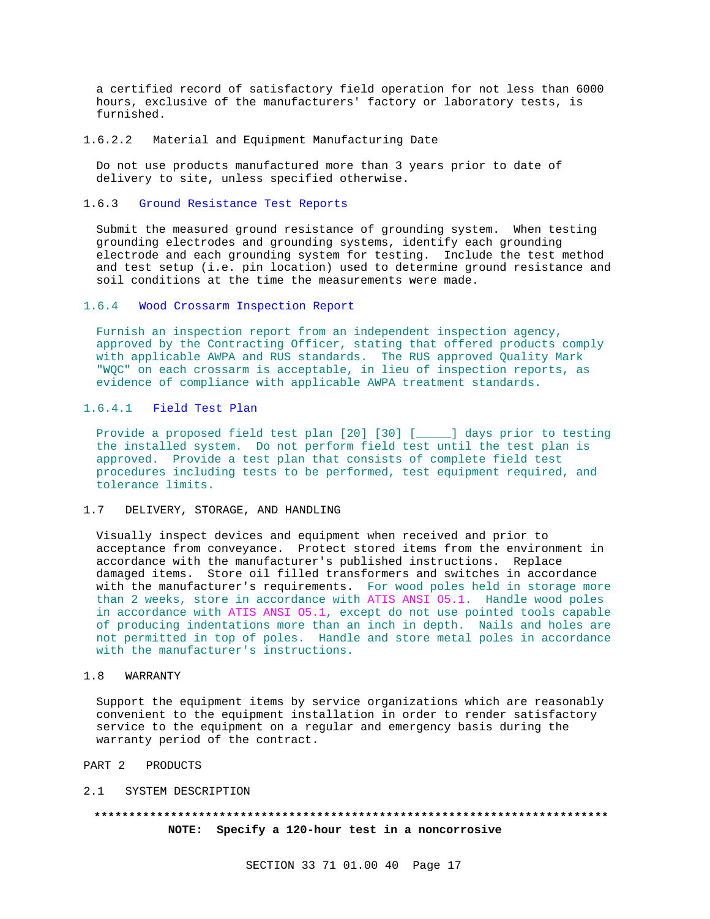a certified record of satisfactory field operation for not less than 6000 hours, exclusive of the manufacturers' factory or laboratory tests, is furnished.

#### 1.6.2.2 Material and Equipment Manufacturing Date

Do not use products manufactured more than 3 years prior to date of delivery to site, unless specified otherwise.

### 1.6.3 Ground Resistance Test Reports

Submit the measured ground resistance of grounding system. When testing grounding electrodes and grounding systems, identify each grounding electrode and each grounding system for testing. Include the test method and test setup (i.e. pin location) used to determine ground resistance and soil conditions at the time the measurements were made.

### 1.6.4 Wood Crossarm Inspection Report

Furnish an inspection report from an independent inspection agency, approved by the Contracting Officer, stating that offered products comply with applicable AWPA and RUS standards. The RUS approved Quality Mark "WQC" on each crossarm is acceptable, in lieu of inspection reports, as evidence of compliance with applicable AWPA treatment standards.

#### 1.6.4.1 Field Test Plan

Provide a proposed field test plan [20] [30] [_____] days prior to testing the installed system. Do not perform field test until the test plan is approved. Provide a test plan that consists of complete field test procedures including tests to be performed, test equipment required, and tolerance limits.

## 1.7 DELIVERY, STORAGE, AND HANDLING

Visually inspect devices and equipment when received and prior to acceptance from conveyance. Protect stored items from the environment in accordance with the manufacturer's published instructions. Replace damaged items. Store oil filled transformers and switches in accordance with the manufacturer's requirements. For wood poles held in storage more than 2 weeks, store in accordance with ATIS ANSI O5.1. Handle wood poles in accordance with ATIS ANSI O5.1, except do not use pointed tools capable of producing indentations more than an inch in depth. Nails and holes are not permitted in top of poles. Handle and store metal poles in accordance with the manufacturer's instructions.

## 1.8 WARRANTY

Support the equipment items by service organizations which are reasonably convenient to the equipment installation in order to render satisfactory service to the equipment on a regular and emergency basis during the warranty period of the contract.

# PART 2 PRODUCTS

## 2.1 SYSTEM DESCRIPTION

**************************************************************************

**NOTE: Specify a 120-hour test in a noncorrosive**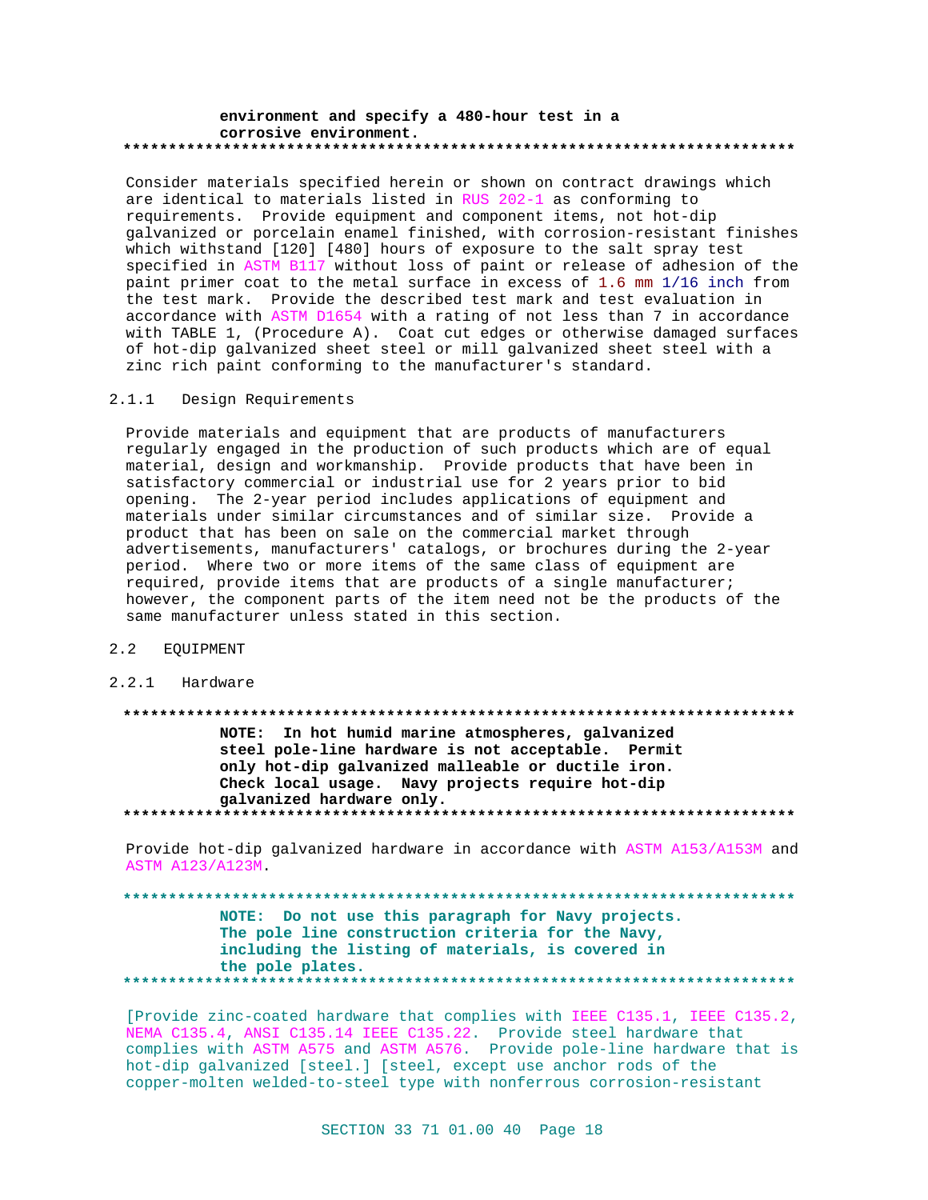**environment and specify a 480-hour test in a corrosive environment.**

**************************************************************************

Consider materials specified herein or shown on contract drawings which are identical to materials listed in RUS 202-1 as conforming to requirements. Provide equipment and component items, not hot-dip galvanized or porcelain enamel finished, with corrosion-resistant finishes which withstand [120] [480] hours of exposure to the salt spray test specified in ASTM B117 without loss of paint or release of adhesion of the paint primer coat to the metal surface in excess of 1.6 mm 1/16 inch from the test mark. Provide the described test mark and test evaluation in accordance with ASTM D1654 with a rating of not less than 7 in accordance with TABLE 1, (Procedure A). Coat cut edges or otherwise damaged surfaces of hot-dip galvanized sheet steel or mill galvanized sheet steel with a zinc rich paint conforming to the manufacturer's standard.

#### 2.1.1 Design Requirements

Provide materials and equipment that are products of manufacturers regularly engaged in the production of such products which are of equal material, design and workmanship. Provide products that have been in satisfactory commercial or industrial use for 2 years prior to bid opening. The 2-year period includes applications of equipment and materials under similar circumstances and of similar size. Provide a product that has been on sale on the commercial market through advertisements, manufacturers' catalogs, or brochures during the 2-year period. Where two or more items of the same class of equipment are required, provide items that are products of a single manufacturer; however, the component parts of the item need not be the products of the same manufacturer unless stated in this section.

### 2.2 EQUIPMENT

#### 2.2.1 Hardware

**************************************************************************

**NOTE: In hot humid marine atmospheres, galvanized steel pole-line hardware is not acceptable. Permit only hot-dip galvanized malleable or ductile iron. Check local usage. Navy projects require hot-dip galvanized hardware only.**

**************************************************************************

Provide hot-dip galvanized hardware in accordance with ASTM A153/A153M and ASTM A123/A123M.

**************************************************************************

**NOTE: Do not use this paragraph for Navy projects. The pole line construction criteria for the Navy, including the listing of materials, is covered in the pole plates.**

**************************************************************************

[Provide zinc-coated hardware that complies with IEEE C135.1, IEEE C135.2, NEMA C135.4, ANSI C135.14 IEEE C135.22. Provide steel hardware that complies with ASTM A575 and ASTM A576. Provide pole-line hardware that is hot-dip galvanized [steel.] [steel, except use anchor rods of the copper-molten welded-to-steel type with nonferrous corrosion-resistant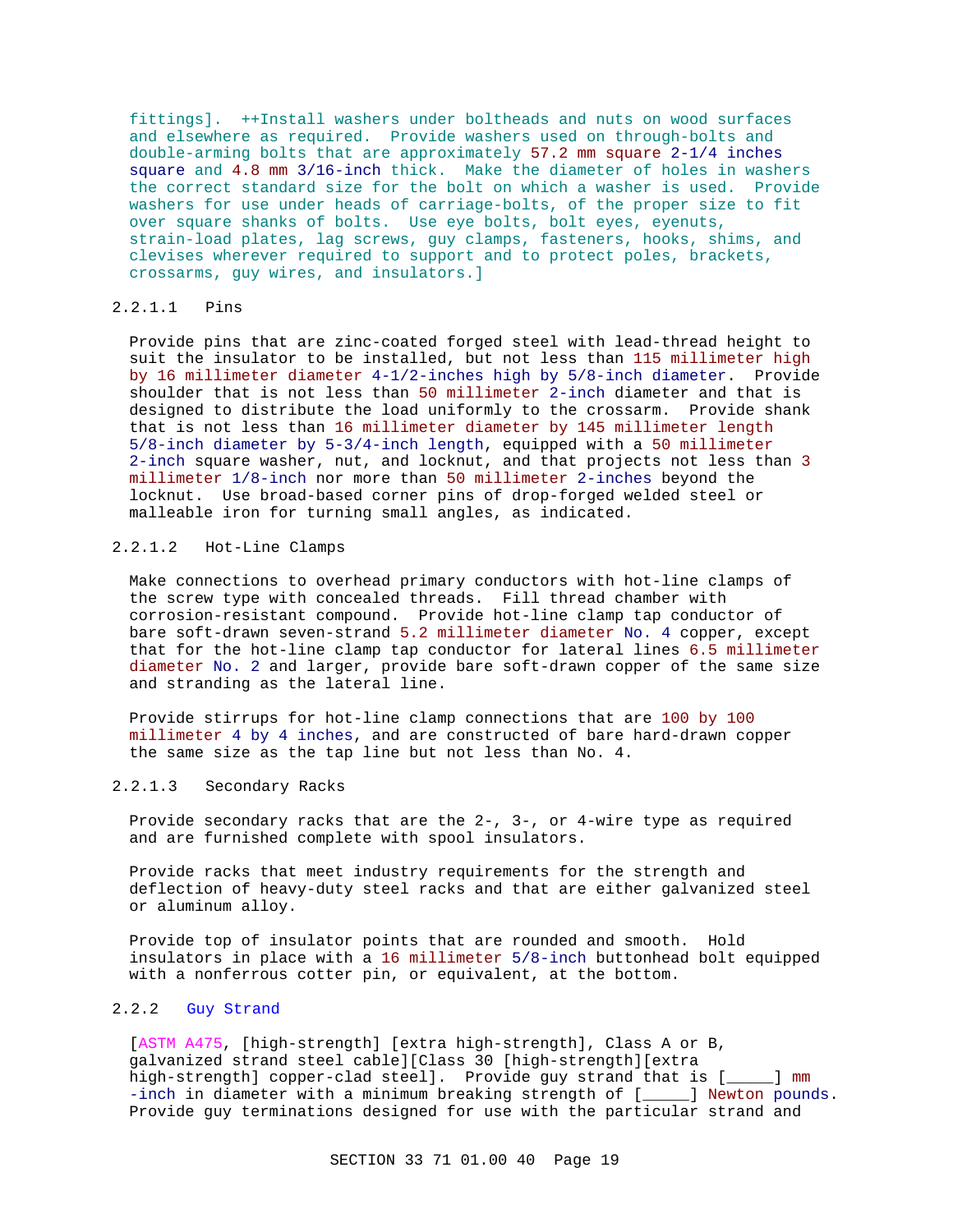fittings]. ++Install washers under boltheads and nuts on wood surfaces and elsewhere as required. Provide washers used on through-bolts and double-arming bolts that are approximately 57.2 mm square 2-1/4 inches square and 4.8 mm 3/16-inch thick. Make the diameter of holes in washers the correct standard size for the bolt on which a washer is used. Provide washers for use under heads of carriage-bolts, of the proper size to fit over square shanks of bolts. Use eye bolts, bolt eyes, eyenuts, strain-load plates, lag screws, guy clamps, fasteners, hooks, shims, and clevises wherever required to support and to protect poles, brackets, crossarms, guy wires, and insulators.]

#### 2.2.1.1 Pins

Provide pins that are zinc-coated forged steel with lead-thread height to suit the insulator to be installed, but not less than 115 millimeter high by 16 millimeter diameter 4-1/2-inches high by 5/8-inch diameter. Provide shoulder that is not less than 50 millimeter 2-inch diameter and that is designed to distribute the load uniformly to the crossarm. Provide shank that is not less than 16 millimeter diameter by 145 millimeter length 5/8-inch diameter by 5-3/4-inch length, equipped with a 50 millimeter 2-inch square washer, nut, and locknut, and that projects not less than 3 millimeter 1/8-inch nor more than 50 millimeter 2-inches beyond the locknut. Use broad-based corner pins of drop-forged welded steel or malleable iron for turning small angles, as indicated.

#### 2.2.1.2 Hot-Line Clamps

Make connections to overhead primary conductors with hot-line clamps of the screw type with concealed threads. Fill thread chamber with corrosion-resistant compound. Provide hot-line clamp tap conductor of bare soft-drawn seven-strand 5.2 millimeter diameter No. 4 copper, except that for the hot-line clamp tap conductor for lateral lines 6.5 millimeter diameter No. 2 and larger, provide bare soft-drawn copper of the same size and stranding as the lateral line.

Provide stirrups for hot-line clamp connections that are 100 by 100 millimeter 4 by 4 inches, and are constructed of bare hard-drawn copper the same size as the tap line but not less than No. 4.

#### 2.2.1.3 Secondary Racks

Provide secondary racks that are the 2-, 3-, or 4-wire type as required and are furnished complete with spool insulators.

Provide racks that meet industry requirements for the strength and deflection of heavy-duty steel racks and that are either galvanized steel or aluminum alloy.

Provide top of insulator points that are rounded and smooth. Hold insulators in place with a 16 millimeter 5/8-inch buttonhead bolt equipped with a nonferrous cotter pin, or equivalent, at the bottom.

### 2.2.2 Guy Strand

[ASTM A475, [high-strength] [extra high-strength], Class A or B, galvanized strand steel cable][Class 30 [high-strength][extra high-strength] copper-clad steel]. Provide guy strand that is [_____] mm -inch in diameter with a minimum breaking strength of [_____] Newton pounds. Provide guy terminations designed for use with the particular strand and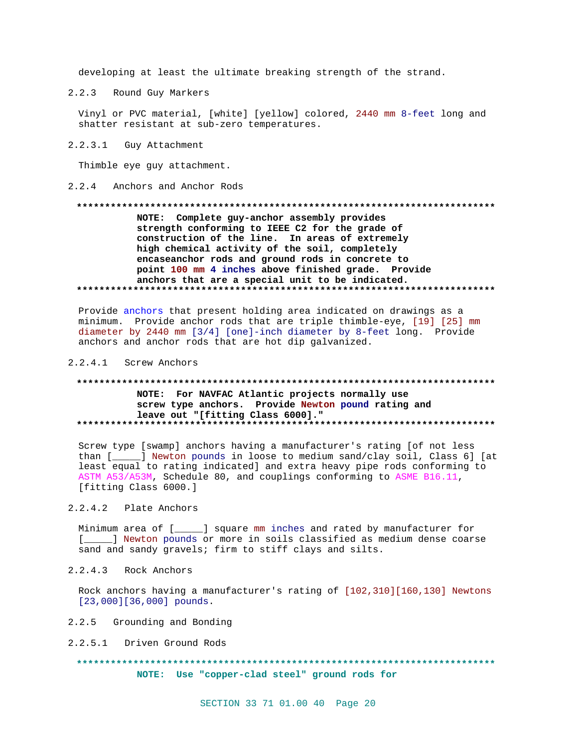developing at least the ultimate breaking strength of the strand.

### 2.2.3 Round Guy Markers

Vinyl or PVC material, [white] [yellow] colored, 2440 mm 8-feet long and shatter resistant at sub-zero temperatures.

#### 2.2.3.1 Guy Attachment

Thimble eye guy attachment.

### 2.2.4 Anchors and Anchor Rods

**************************************************************************

**NOTE: Complete guy-anchor assembly provides strength conforming to IEEE C2 for the grade of construction of the line. In areas of extremely high chemical activity of the soil, completely encaseanchor rods and ground rods in concrete to point 100 mm 4 inches above finished grade. Provide anchors that are a special unit to be indicated.**

**************************************************************************

Provide anchors that present holding area indicated on drawings as a minimum. Provide anchor rods that are triple thimble-eye, [19] [25] mm diameter by 2440 mm [3/4] [one]-inch diameter by 8-feet long. Provide anchors and anchor rods that are hot dip galvanized.

#### 2.2.4.1 Screw Anchors

**************************************************************************

**NOTE: For NAVFAC Atlantic projects normally use screw type anchors. Provide Newton pound rating and leave out "[fitting Class 6000]."**

**************************************************************************

Screw type [swamp] anchors having a manufacturer's rating [of not less than [_____] Newton pounds in loose to medium sand/clay soil, Class 6] [at least equal to rating indicated] and extra heavy pipe rods conforming to ASTM A53/A53M, Schedule 80, and couplings conforming to ASME B16.11, [fitting Class 6000.]

#### 2.2.4.2 Plate Anchors

Minimum area of [_____] square mm inches and rated by manufacturer for [_____] Newton pounds or more in soils classified as medium dense coarse sand and sandy gravels; firm to stiff clays and silts.

#### 2.2.4.3 Rock Anchors

Rock anchors having a manufacturer's rating of [102,310][160,130] Newtons [23,000][36,000] pounds.

### 2.2.5 Grounding and Bonding

#### 2.2.5.1 Driven Ground Rods

**************************************************************************

**NOTE: Use "copper-clad steel" ground rods for**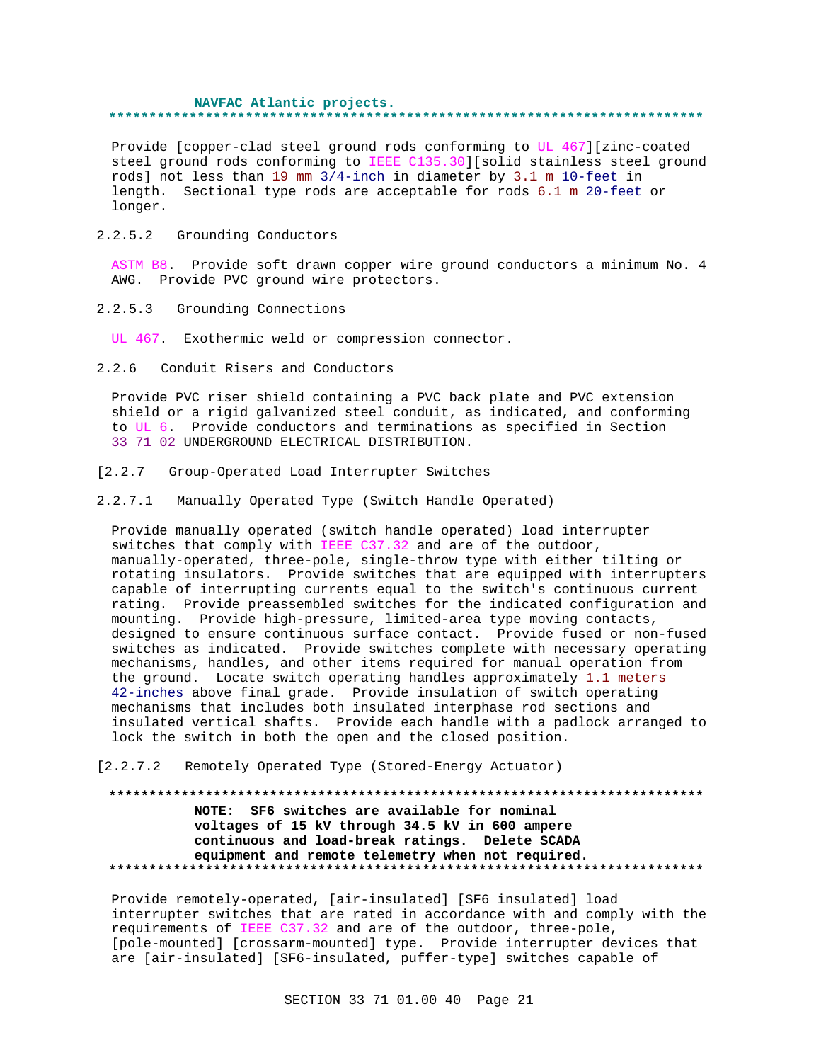NAVFAC Atlantic projects.
**************************************************************************

Provide [copper-clad steel ground rods conforming to UL 467][zinc-coated steel ground rods conforming to IEEE C135.30][solid stainless steel ground rods] not less than 19 mm 3/4-inch in diameter by 3.1 m 10-feet in length. Sectional type rods are acceptable for rods 6.1 m 20-feet or longer.

2.2.5.2 Grounding Conductors

ASTM B8. Provide soft drawn copper wire ground conductors a minimum No. 4 AWG. Provide PVC ground wire protectors.

2.2.5.3 Grounding Connections

UL 467. Exothermic weld or compression connector.

2.2.6 Conduit Risers and Conductors

Provide PVC riser shield containing a PVC back plate and PVC extension shield or a rigid galvanized steel conduit, as indicated, and conforming to UL 6. Provide conductors and terminations as specified in Section 33 71 02 UNDERGROUND ELECTRICAL DISTRIBUTION.

[2.2.7 Group-Operated Load Interrupter Switches

2.2.7.1 Manually Operated Type (Switch Handle Operated)

Provide manually operated (switch handle operated) load interrupter switches that comply with IEEE C37.32 and are of the outdoor, manually-operated, three-pole, single-throw type with either tilting or rotating insulators. Provide switches that are equipped with interrupters capable of interrupting currents equal to the switch's continuous current rating. Provide preassembled switches for the indicated configuration and mounting. Provide high-pressure, limited-area type moving contacts, designed to ensure continuous surface contact. Provide fused or non-fused switches as indicated. Provide switches complete with necessary operating mechanisms, handles, and other items required for manual operation from the ground. Locate switch operating handles approximately 1.1 meters 42-inches above final grade. Provide insulation of switch operating mechanisms that includes both insulated interphase rod sections and insulated vertical shafts. Provide each handle with a padlock arranged to lock the switch in both the open and the closed position.

[2.2.7.2 Remotely Operated Type (Stored-Energy Actuator)

**************************************************************************
NOTE: SF6 switches are available for nominal voltages of 15 kV through 34.5 kV in 600 ampere continuous and load-break ratings. Delete SCADA equipment and remote telemetry when not required.
**************************************************************************

Provide remotely-operated, [air-insulated] [SF6 insulated] load interrupter switches that are rated in accordance with and comply with the requirements of IEEE C37.32 and are of the outdoor, three-pole, [pole-mounted] [crossarm-mounted] type. Provide interrupter devices that are [air-insulated] [SF6-insulated, puffer-type] switches capable of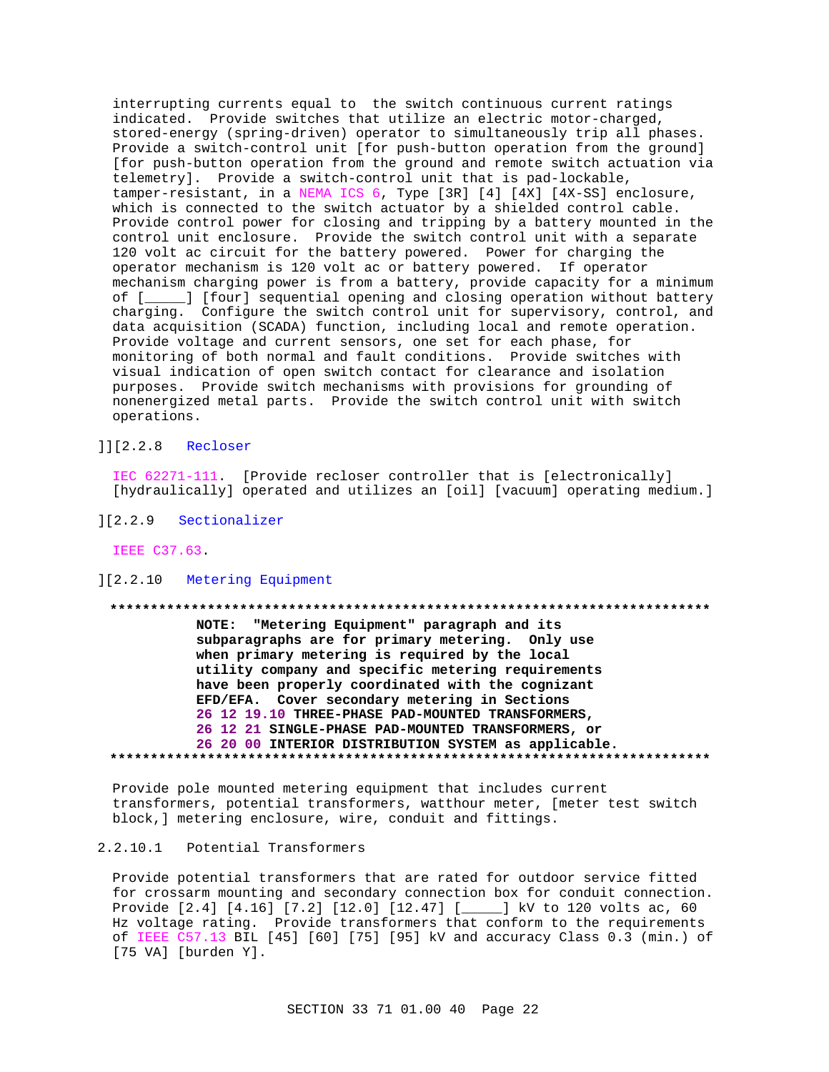interrupting currents equal to the switch continuous current ratings indicated. Provide switches that utilize an electric motor-charged, stored-energy (spring-driven) operator to simultaneously trip all phases. Provide a switch-control unit [for push-button operation from the ground] [for push-button operation from the ground and remote switch actuation via telemetry]. Provide a switch-control unit that is pad-lockable, tamper-resistant, in a NEMA ICS 6, Type [3R] [4] [4X] [4X-SS] enclosure, which is connected to the switch actuator by a shielded control cable. Provide control power for closing and tripping by a battery mounted in the control unit enclosure. Provide the switch control unit with a separate 120 volt ac circuit for the battery powered. Power for charging the operator mechanism is 120 volt ac or battery powered. If operator mechanism charging power is from a battery, provide capacity for a minimum of [_____] [four] sequential opening and closing operation without battery charging. Configure the switch control unit for supervisory, control, and data acquisition (SCADA) function, including local and remote operation. Provide voltage and current sensors, one set for each phase, for monitoring of both normal and fault conditions. Provide switches with visual indication of open switch contact for clearance and isolation purposes. Provide switch mechanisms with provisions for grounding of nonenergized metal parts. Provide the switch control unit with switch operations.

]][2.2.8 Recloser

IEC 62271-111. [Provide recloser controller that is [electronically] [hydraulically] operated and utilizes an [oil] [vacuum] operating medium.]

][2.2.9 Sectionalizer

IEEE C37.63.

][2.2.10 Metering Equipment

**************************************************************************

**NOTE: "Metering Equipment" paragraph and its subparagraphs are for primary metering. Only use when primary metering is required by the local utility company and specific metering requirements have been properly coordinated with the cognizant EFD/EFA. Cover secondary metering in Sections 26 12 19.10 THREE-PHASE PAD-MOUNTED TRANSFORMERS, 26 12 21 SINGLE-PHASE PAD-MOUNTED TRANSFORMERS, or 26 20 00 INTERIOR DISTRIBUTION SYSTEM as applicable.**

**************************************************************************

Provide pole mounted metering equipment that includes current transformers, potential transformers, watthour meter, [meter test switch block,] metering enclosure, wire, conduit and fittings.

2.2.10.1 Potential Transformers

Provide potential transformers that are rated for outdoor service fitted for crossarm mounting and secondary connection box for conduit connection. Provide [2.4] [4.16] [7.2] [12.0] [12.47] [_____] kV to 120 volts ac, 60 Hz voltage rating. Provide transformers that conform to the requirements of IEEE C57.13 BIL [45] [60] [75] [95] kV and accuracy Class 0.3 (min.) of [75 VA] [burden Y].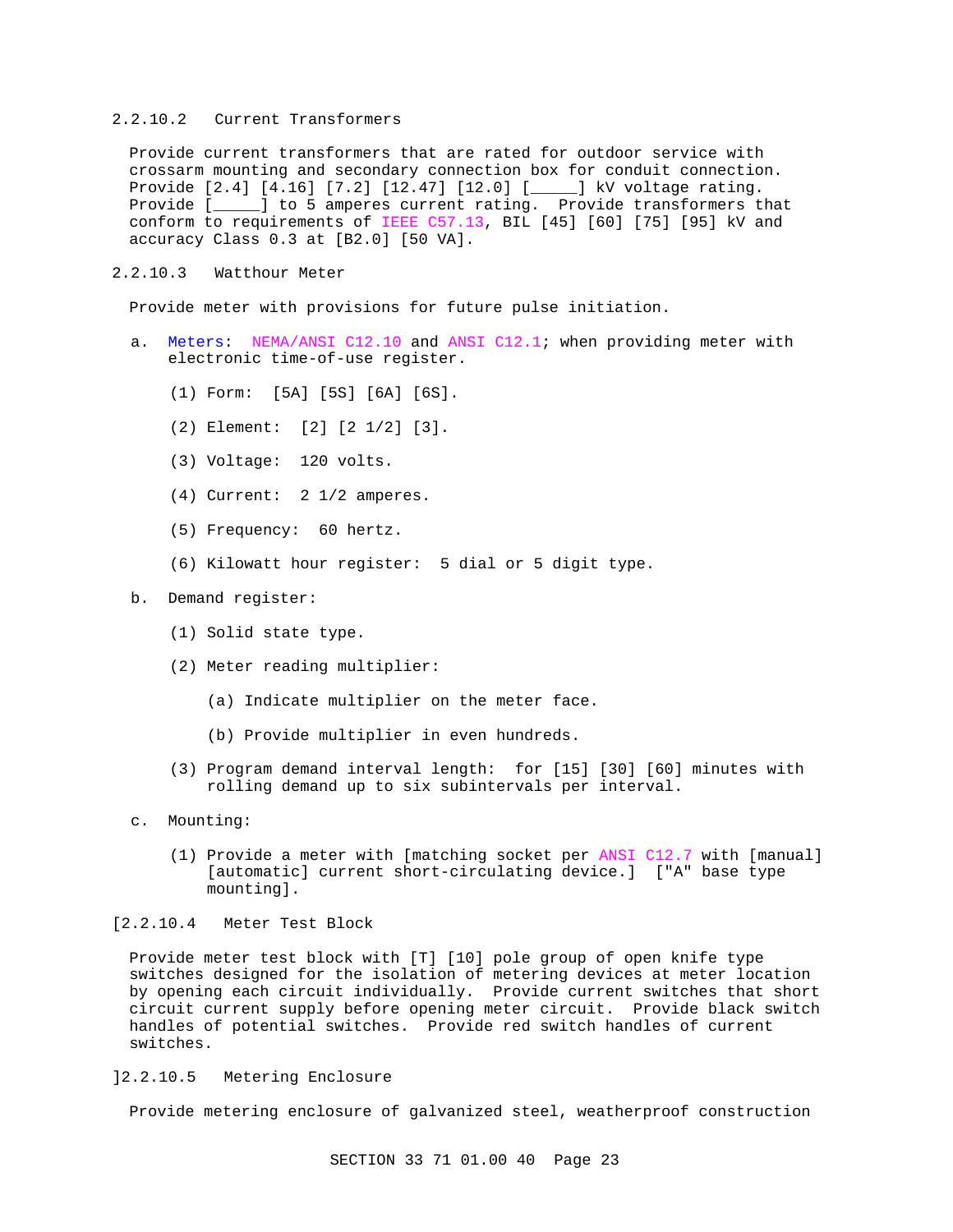#### 2.2.10.2 Current Transformers

Provide current transformers that are rated for outdoor service with crossarm mounting and secondary connection box for conduit connection. Provide [2.4] [4.16] [7.2] [12.47] [12.0] [_____] kV voltage rating. Provide [_____] to 5 amperes current rating. Provide transformers that conform to requirements of IEEE C57.13, BIL [45] [60] [75] [95] kV and accuracy Class 0.3 at [B2.0] [50 VA].

#### 2.2.10.3 Watthour Meter

Provide meter with provisions for future pulse initiation.

a. Meters: NEMA/ANSI C12.10 and ANSI C12.1; when providing meter with electronic time-of-use register.

   (1) Form: [5A] [5S] [6A] [6S].

   (2) Element: [2] [2 1/2] [3].

   (3) Voltage: 120 volts.

   (4) Current: 2 1/2 amperes.

   (5) Frequency: 60 hertz.

   (6) Kilowatt hour register: 5 dial or 5 digit type.

b. Demand register:

   (1) Solid state type.

   (2) Meter reading multiplier:

      (a) Indicate multiplier on the meter face.

      (b) Provide multiplier in even hundreds.

   (3) Program demand interval length: for [15] [30] [60] minutes with rolling demand up to six subintervals per interval.

c. Mounting:

   (1) Provide a meter with [matching socket per ANSI C12.7 with [manual] [automatic] current short-circulating device.] ["A" base type mounting].

[2.2.10.4 Meter Test Block

Provide meter test block with [T] [10] pole group of open knife type switches designed for the isolation of metering devices at meter location by opening each circuit individually. Provide current switches that short circuit current supply before opening meter circuit. Provide black switch handles of potential switches. Provide red switch handles of current switches.

]2.2.10.5 Metering Enclosure

Provide metering enclosure of galvanized steel, weatherproof construction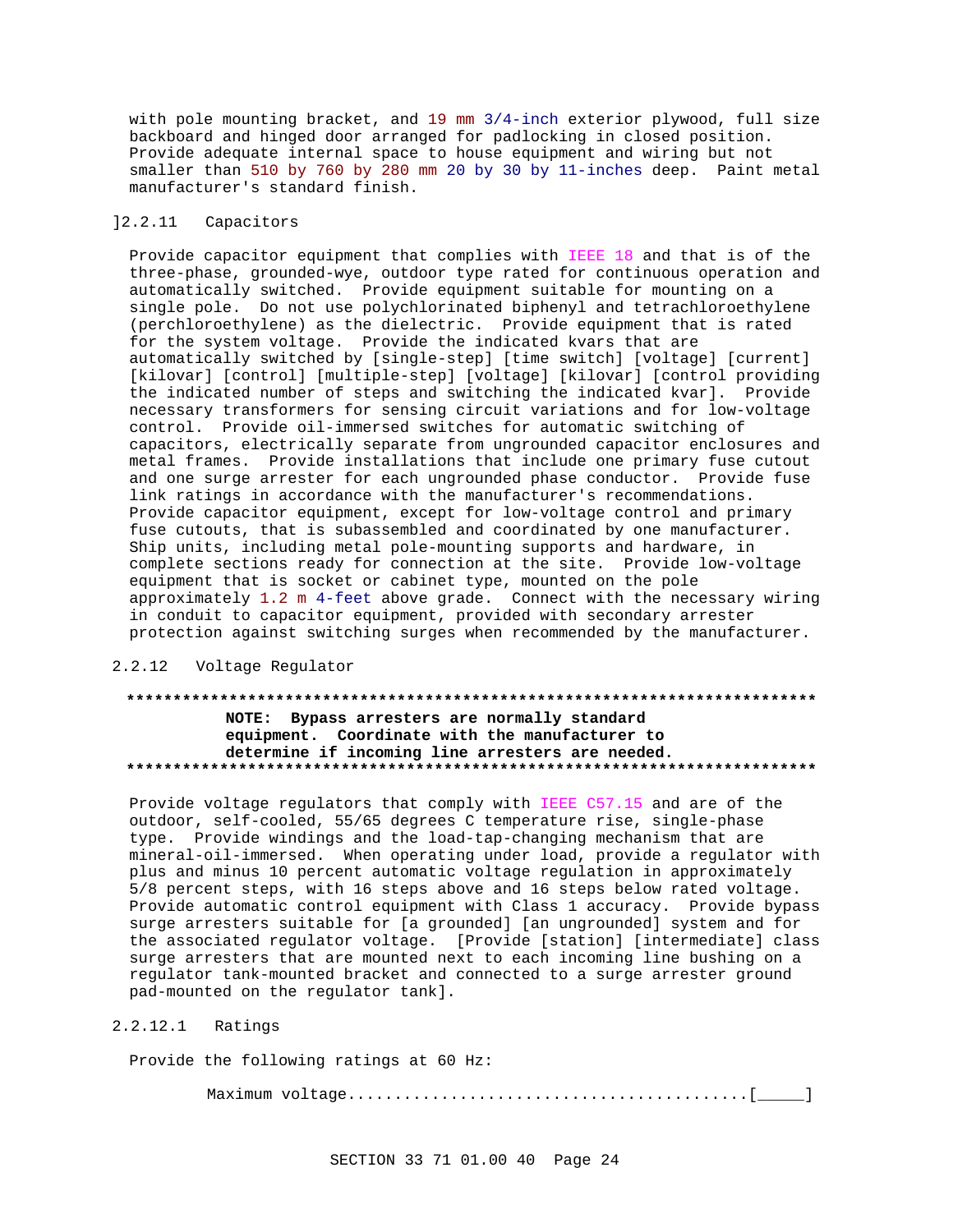with pole mounting bracket, and 19 mm 3/4-inch exterior plywood, full size backboard and hinged door arranged for padlocking in closed position. Provide adequate internal space to house equipment and wiring but not smaller than 510 by 760 by 280 mm 20 by 30 by 11-inches deep. Paint metal manufacturer's standard finish.

]2.2.11 Capacitors

Provide capacitor equipment that complies with IEEE 18 and that is of the three-phase, grounded-wye, outdoor type rated for continuous operation and automatically switched. Provide equipment suitable for mounting on a single pole. Do not use polychlorinated biphenyl and tetrachloroethylene (perchloroethylene) as the dielectric. Provide equipment that is rated for the system voltage. Provide the indicated kvars that are automatically switched by [single-step] [time switch] [voltage] [current] [kilovar] [control] [multiple-step] [voltage] [kilovar] [control providing the indicated number of steps and switching the indicated kvar]. Provide necessary transformers for sensing circuit variations and for low-voltage control. Provide oil-immersed switches for automatic switching of capacitors, electrically separate from ungrounded capacitor enclosures and metal frames. Provide installations that include one primary fuse cutout and one surge arrester for each ungrounded phase conductor. Provide fuse link ratings in accordance with the manufacturer's recommendations. Provide capacitor equipment, except for low-voltage control and primary fuse cutouts, that is subassembled and coordinated by one manufacturer. Ship units, including metal pole-mounting supports and hardware, in complete sections ready for connection at the site. Provide low-voltage equipment that is socket or cabinet type, mounted on the pole approximately 1.2 m 4-feet above grade. Connect with the necessary wiring in conduit to capacitor equipment, provided with secondary arrester protection against switching surges when recommended by the manufacturer.

2.2.12 Voltage Regulator

**************************************************************************

**NOTE: Bypass arresters are normally standard equipment. Coordinate with the manufacturer to determine if incoming line arresters are needed.**

**************************************************************************

Provide voltage regulators that comply with IEEE C57.15 and are of the outdoor, self-cooled, 55/65 degrees C temperature rise, single-phase type. Provide windings and the load-tap-changing mechanism that are mineral-oil-immersed. When operating under load, provide a regulator with plus and minus 10 percent automatic voltage regulation in approximately 5/8 percent steps, with 16 steps above and 16 steps below rated voltage. Provide automatic control equipment with Class 1 accuracy. Provide bypass surge arresters suitable for [a grounded] [an ungrounded] system and for the associated regulator voltage. [Provide [station] [intermediate] class surge arresters that are mounted next to each incoming line bushing on a regulator tank-mounted bracket and connected to a surge arrester ground pad-mounted on the regulator tank].

2.2.12.1 Ratings

Provide the following ratings at 60 Hz:

Maximum voltage..........................................[_____]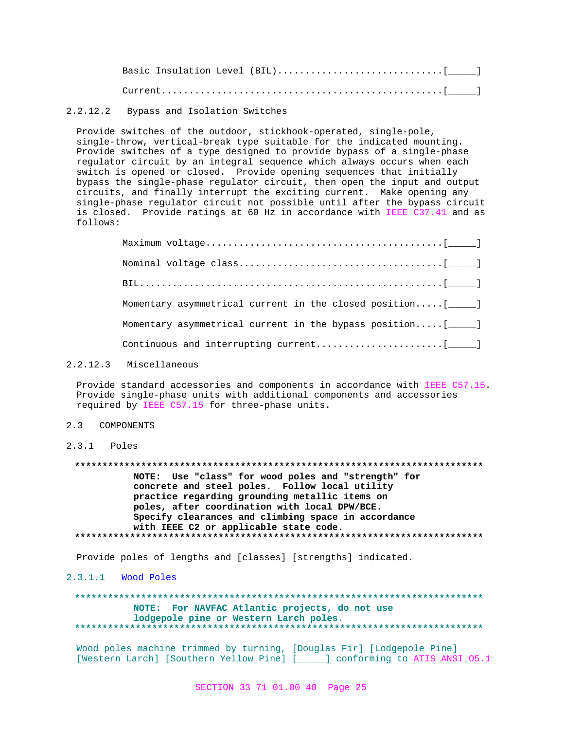Basic Insulation Level (BIL)..............................[_____]

Current...................................................[_____]

#### 2.2.12.2 Bypass and Isolation Switches

Provide switches of the outdoor, stickhook-operated, single-pole, single-throw, vertical-break type suitable for the indicated mounting. Provide switches of a type designed to provide bypass of a single-phase regulator circuit by an integral sequence which always occurs when each switch is opened or closed. Provide opening sequences that initially bypass the single-phase regulator circuit, then open the input and output circuits, and finally interrupt the exciting current. Make opening any single-phase regulator circuit not possible until after the bypass circuit is closed. Provide ratings at 60 Hz in accordance with IEEE C37.41 and as follows:

Maximum voltage..........................................[_____]

Nominal voltage class....................................[_____]

BIL......................................................[_____]

Momentary asymmetrical current in the closed position.....[_____]

Momentary asymmetrical current in the bypass position.....[_____]

Continuous and interrupting current.......................[_____]

#### 2.2.12.3 Miscellaneous

Provide standard accessories and components in accordance with IEEE C57.15. Provide single-phase units with additional components and accessories required by IEEE C57.15 for three-phase units.

## 2.3 COMPONENTS

### 2.3.1 Poles

**************************************************************************

**NOTE: Use "class" for wood poles and "strength" for concrete and steel poles. Follow local utility practice regarding grounding metallic items on poles, after coordination with local DPW/BCE. Specify clearances and climbing space in accordance with IEEE C2 or applicable state code.**

**************************************************************************

Provide poles of lengths and [classes] [strengths] indicated.

#### 2.3.1.1 Wood Poles

**************************************************************************

**NOTE: For NAVFAC Atlantic projects, do not use lodgepole pine or Western Larch poles.**

**************************************************************************

Wood poles machine trimmed by turning, [Douglas Fir] [Lodgepole Pine] [Western Larch] [Southern Yellow Pine] [_____] conforming to ATIS ANSI O5.1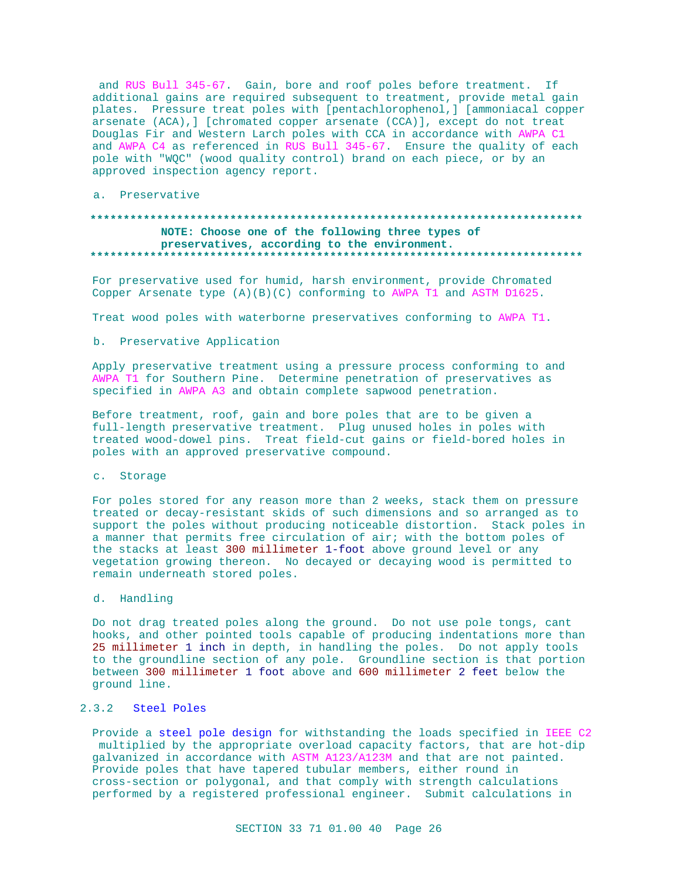and RUS Bull 345-67. Gain, bore and roof poles before treatment. If additional gains are required subsequent to treatment, provide metal gain plates. Pressure treat poles with [pentachlorophenol,] [ammoniacal copper arsenate (ACA),] [chromated copper arsenate (CCA)], except do not treat Douglas Fir and Western Larch poles with CCA in accordance with AWPA C1 and AWPA C4 as referenced in RUS Bull 345-67. Ensure the quality of each pole with "WQC" (wood quality control) brand on each piece, or by an approved inspection agency report.

a. Preservative

**************************************************************************

**NOTE: Choose one of the following three types of preservatives, according to the environment.**

**************************************************************************

For preservative used for humid, harsh environment, provide Chromated Copper Arsenate type (A)(B)(C) conforming to AWPA T1 and ASTM D1625.

Treat wood poles with waterborne preservatives conforming to AWPA T1.

b. Preservative Application

Apply preservative treatment using a pressure process conforming to and AWPA T1 for Southern Pine. Determine penetration of preservatives as specified in AWPA A3 and obtain complete sapwood penetration.

Before treatment, roof, gain and bore poles that are to be given a full-length preservative treatment. Plug unused holes in poles with treated wood-dowel pins. Treat field-cut gains or field-bored holes in poles with an approved preservative compound.

c. Storage

For poles stored for any reason more than 2 weeks, stack them on pressure treated or decay-resistant skids of such dimensions and so arranged as to support the poles without producing noticeable distortion. Stack poles in a manner that permits free circulation of air; with the bottom poles of the stacks at least 300 millimeter 1-foot above ground level or any vegetation growing thereon. No decayed or decaying wood is permitted to remain underneath stored poles.

d. Handling

Do not drag treated poles along the ground. Do not use pole tongs, cant hooks, and other pointed tools capable of producing indentations more than 25 millimeter 1 inch in depth, in handling the poles. Do not apply tools to the groundline section of any pole. Groundline section is that portion between 300 millimeter 1 foot above and 600 millimeter 2 feet below the ground line.

## 2.3.2 Steel Poles

Provide a steel pole design for withstanding the loads specified in IEEE C2 multiplied by the appropriate overload capacity factors, that are hot-dip galvanized in accordance with ASTM A123/A123M and that are not painted. Provide poles that have tapered tubular members, either round in cross-section or polygonal, and that comply with strength calculations performed by a registered professional engineer. Submit calculations in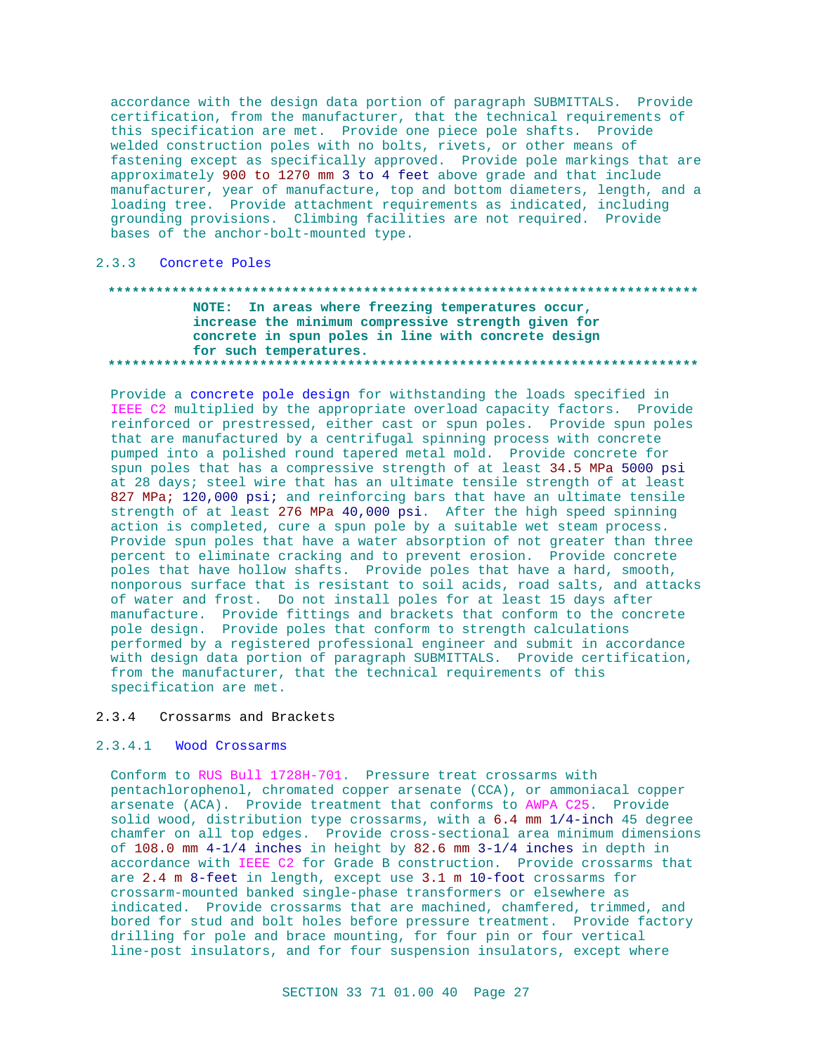accordance with the design data portion of paragraph SUBMITTALS. Provide certification, from the manufacturer, that the technical requirements of this specification are met. Provide one piece pole shafts. Provide welded construction poles with no bolts, rivets, or other means of fastening except as specifically approved. Provide pole markings that are approximately 900 to 1270 mm 3 to 4 feet above grade and that include manufacturer, year of manufacture, top and bottom diameters, length, and a loading tree. Provide attachment requirements as indicated, including grounding provisions. Climbing facilities are not required. Provide bases of the anchor-bolt-mounted type.

### 2.3.3 Concrete Poles

**************************************************************************

**NOTE: In areas where freezing temperatures occur, increase the minimum compressive strength given for concrete in spun poles in line with concrete design for such temperatures.**

**************************************************************************

Provide a concrete pole design for withstanding the loads specified in IEEE C2 multiplied by the appropriate overload capacity factors. Provide reinforced or prestressed, either cast or spun poles. Provide spun poles that are manufactured by a centrifugal spinning process with concrete pumped into a polished round tapered metal mold. Provide concrete for spun poles that has a compressive strength of at least 34.5 MPa 5000 psi at 28 days; steel wire that has an ultimate tensile strength of at least 827 MPa; 120,000 psi; and reinforcing bars that have an ultimate tensile strength of at least 276 MPa 40,000 psi. After the high speed spinning action is completed, cure a spun pole by a suitable wet steam process. Provide spun poles that have a water absorption of not greater than three percent to eliminate cracking and to prevent erosion. Provide concrete poles that have hollow shafts. Provide poles that have a hard, smooth, nonporous surface that is resistant to soil acids, road salts, and attacks of water and frost. Do not install poles for at least 15 days after manufacture. Provide fittings and brackets that conform to the concrete pole design. Provide poles that conform to strength calculations performed by a registered professional engineer and submit in accordance with design data portion of paragraph SUBMITTALS. Provide certification, from the manufacturer, that the technical requirements of this specification are met.

### 2.3.4 Crossarms and Brackets

#### 2.3.4.1 Wood Crossarms

Conform to RUS Bull 1728H-701. Pressure treat crossarms with pentachlorophenol, chromated copper arsenate (CCA), or ammoniacal copper arsenate (ACA). Provide treatment that conforms to AWPA C25. Provide solid wood, distribution type crossarms, with a 6.4 mm 1/4-inch 45 degree chamfer on all top edges. Provide cross-sectional area minimum dimensions of 108.0 mm 4-1/4 inches in height by 82.6 mm 3-1/4 inches in depth in accordance with IEEE C2 for Grade B construction. Provide crossarms that are 2.4 m 8-feet in length, except use 3.1 m 10-foot crossarms for crossarm-mounted banked single-phase transformers or elsewhere as indicated. Provide crossarms that are machined, chamfered, trimmed, and bored for stud and bolt holes before pressure treatment. Provide factory drilling for pole and brace mounting, for four pin or four vertical line-post insulators, and for four suspension insulators, except where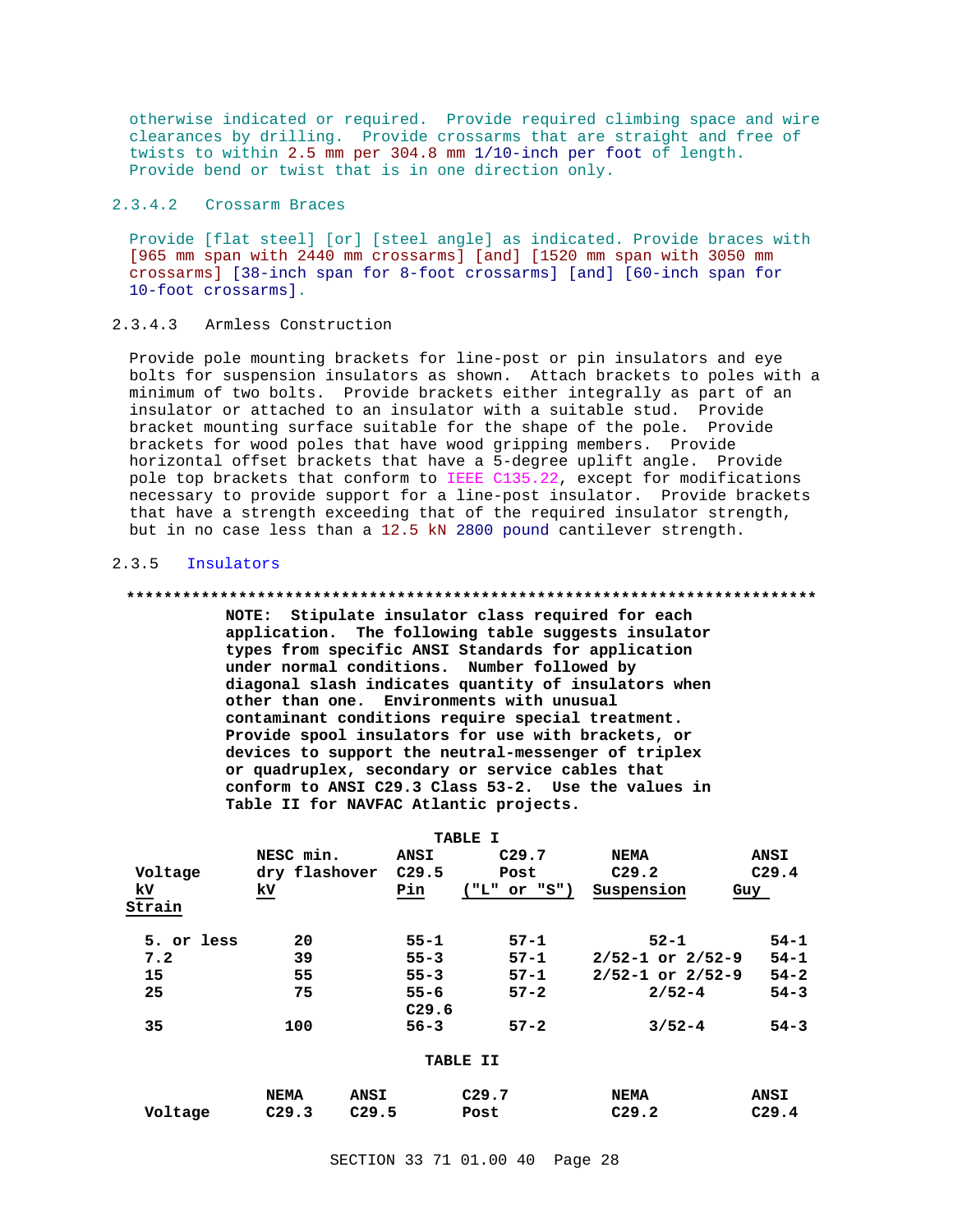otherwise indicated or required. Provide required climbing space and wire clearances by drilling. Provide crossarms that are straight and free of twists to within 2.5 mm per 304.8 mm 1/10-inch per foot of length. Provide bend or twist that is in one direction only.

#### 2.3.4.2 Crossarm Braces

Provide [flat steel] [or] [steel angle] as indicated. Provide braces with [965 mm span with 2440 mm crossarms] [and] [1520 mm span with 3050 mm crossarms] [38-inch span for 8-foot crossarms] [and] [60-inch span for 10-foot crossarms].

#### 2.3.4.3 Armless Construction

Provide pole mounting brackets for line-post or pin insulators and eye bolts for suspension insulators as shown. Attach brackets to poles with a minimum of two bolts. Provide brackets either integrally as part of an insulator or attached to an insulator with a suitable stud. Provide bracket mounting surface suitable for the shape of the pole. Provide brackets for wood poles that have wood gripping members. Provide horizontal offset brackets that have a 5-degree uplift angle. Provide pole top brackets that conform to IEEE C135.22, except for modifications necessary to provide support for a line-post insulator. Provide brackets that have a strength exceeding that of the required insulator strength, but in no case less than a 12.5 kN 2800 pound cantilever strength.

### 2.3.5 Insulators

**************************************************************************

**NOTE: Stipulate insulator class required for each application. The following table suggests insulator types from specific ANSI Standards for application under normal conditions. Number followed by diagonal slash indicates quantity of insulators when other than one. Environments with unusual contaminant conditions require special treatment. Provide spool insulators for use with brackets, or devices to support the neutral-messenger of triplex or quadruplex, secondary or service cables that conform to ANSI C29.3 Class 53-2. Use the values in Table II for NAVFAC Atlantic projects.**

**TABLE I**

| Voltage kV Strain | NESC min. dry flashover kV | ANSI C29.5 Pin | C29.7 Post ("L" or "S") | NEMA C29.2 Suspension | ANSI C29.4 Guy |
|---|---|---|---|---|---|
| 5. or less | 20 | 55-1 | 57-1 | 52-1 | 54-1 |
| 7.2 | 39 | 55-3 | 57-1 | 2/52-1 or 2/52-9 | 54-1 |
| 15 | 55 | 55-3 | 57-1 | 2/52-1 or 2/52-9 | 54-2 |
| 25 | 75 | 55-6 | 57-2 | 2/52-4 | 54-3 |
| 35 | 100 | C29.6 56-3 | 57-2 | 3/52-4 | 54-3 |

**TABLE II**

| Voltage | NEMA C29.3 | ANSI C29.5 | C29.7 Post | NEMA C29.2 | ANSI C29.4 |
|---|---|---|---|---|---|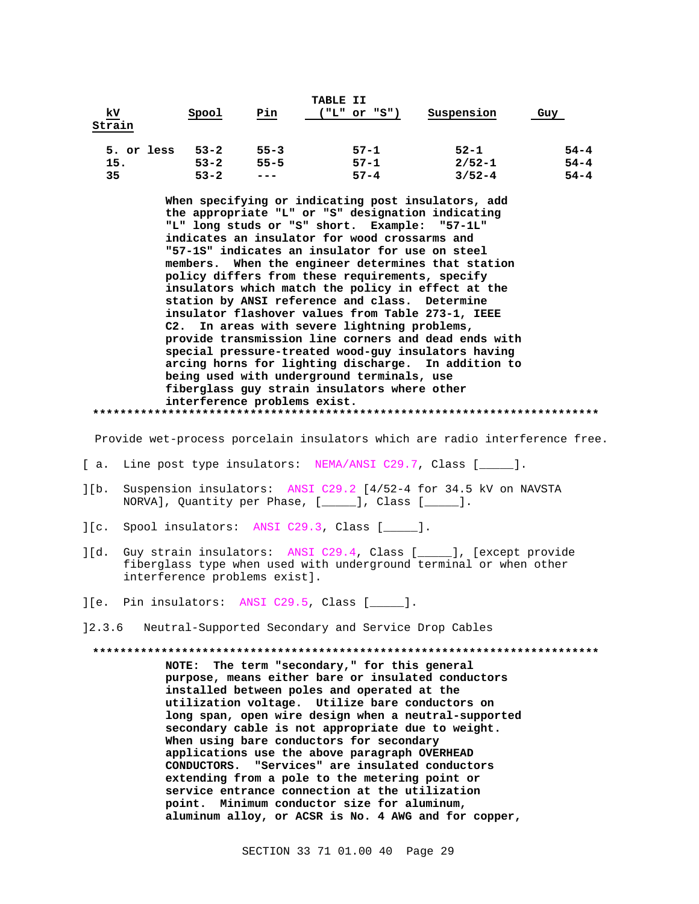**TABLE II**

| kV Strain | Spool | Pin | ("L" or "S") | Suspension | Guy |
|---|---|---|---|---|---|
| 5. or less | 53-2 | 55-3 | 57-1 | 52-1 | 54-4 |
| 15. | 53-2 | 55-5 | 57-1 | 2/52-1 | 54-4 |
| 35 | 53-2 | --- | 57-4 | 3/52-4 | 54-4 |

**When specifying or indicating post insulators, add the appropriate "L" or "S" designation indicating "L" long studs or "S" short. Example: "57-1L" indicates an insulator for wood crossarms and "57-1S" indicates an insulator for use on steel members. When the engineer determines that station policy differs from these requirements, specify insulators which match the policy in effect at the station by ANSI reference and class. Determine insulator flashover values from Table 273-1, IEEE C2. In areas with severe lightning problems, provide transmission line corners and dead ends with special pressure-treated wood-guy insulators having arcing horns for lighting discharge. In addition to being used with underground terminals, use fiberglass guy strain insulators where other interference problems exist.**

**************************************************************************

Provide wet-process porcelain insulators which are radio interference free.

[ a. Line post type insulators: NEMA/ANSI C29.7, Class [_____].

][b. Suspension insulators: ANSI C29.2 [4/52-4 for 34.5 kV on NAVSTA NORVA], Quantity per Phase, [_____], Class [_____].

][c. Spool insulators: ANSI C29.3, Class [_____].

][d. Guy strain insulators: ANSI C29.4, Class [_____], [except provide fiberglass type when used with underground terminal or when other interference problems exist].

][e. Pin insulators: ANSI C29.5, Class [_____].

]2.3.6 Neutral-Supported Secondary and Service Drop Cables

**************************************************************************

**NOTE: The term "secondary," for this general purpose, means either bare or insulated conductors installed between poles and operated at the utilization voltage. Utilize bare conductors on long span, open wire design when a neutral-supported secondary cable is not appropriate due to weight. When using bare conductors for secondary applications use the above paragraph OVERHEAD CONDUCTORS. "Services" are insulated conductors extending from a pole to the metering point or service entrance connection at the utilization point. Minimum conductor size for aluminum, aluminum alloy, or ACSR is No. 4 AWG and for copper,**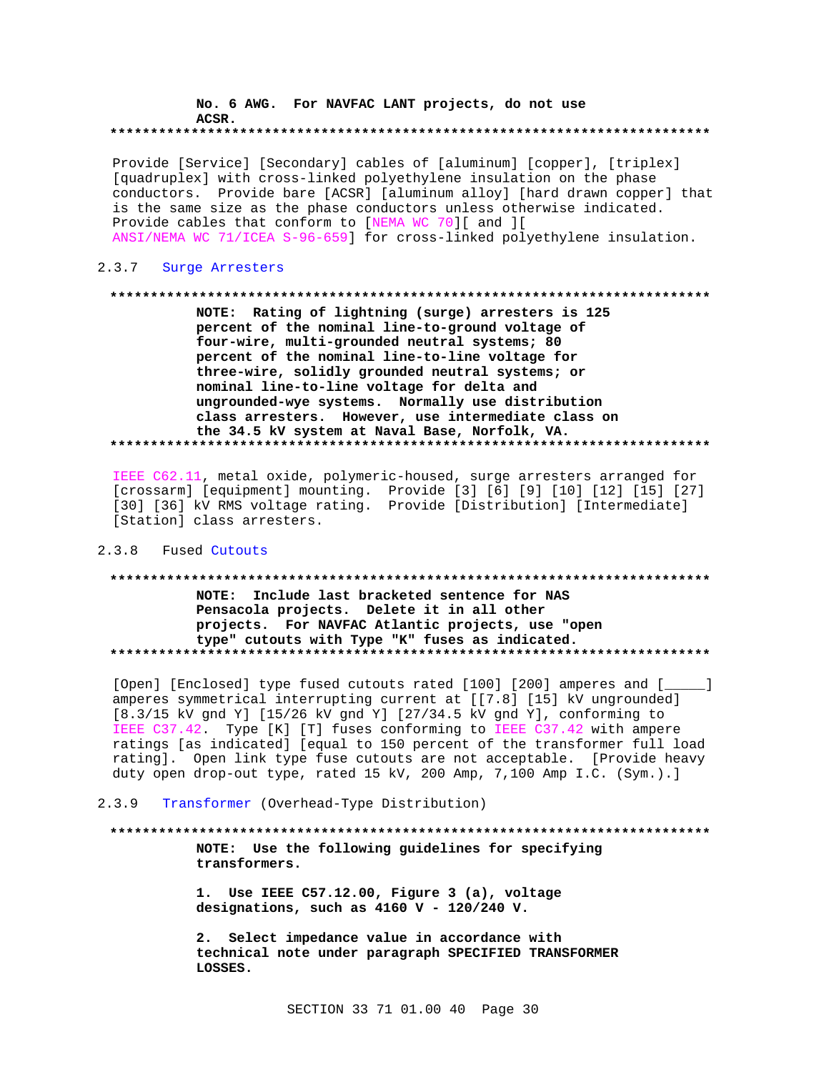**No. 6 AWG. For NAVFAC LANT projects, do not use ACSR.**

**************************************************************************

Provide [Service] [Secondary] cables of [aluminum] [copper], [triplex] [quadruplex] with cross-linked polyethylene insulation on the phase conductors. Provide bare [ACSR] [aluminum alloy] [hard drawn copper] that is the same size as the phase conductors unless otherwise indicated. Provide cables that conform to [NEMA WC 70][ and ][ ANSI/NEMA WC 71/ICEA S-96-659] for cross-linked polyethylene insulation.

### 2.3.7 Surge Arresters

**************************************************************************

**NOTE: Rating of lightning (surge) arresters is 125 percent of the nominal line-to-ground voltage of four-wire, multi-grounded neutral systems; 80 percent of the nominal line-to-line voltage for three-wire, solidly grounded neutral systems; or nominal line-to-line voltage for delta and ungrounded-wye systems. Normally use distribution class arresters. However, use intermediate class on the 34.5 kV system at Naval Base, Norfolk, VA.**

**************************************************************************

IEEE C62.11, metal oxide, polymeric-housed, surge arresters arranged for [crossarm] [equipment] mounting. Provide [3] [6] [9] [10] [12] [15] [27] [30] [36] kV RMS voltage rating. Provide [Distribution] [Intermediate] [Station] class arresters.

### 2.3.8 Fused Cutouts

**************************************************************************

**NOTE: Include last bracketed sentence for NAS Pensacola projects. Delete it in all other projects. For NAVFAC Atlantic projects, use "open type" cutouts with Type "K" fuses as indicated.**

**************************************************************************

[Open] [Enclosed] type fused cutouts rated [100] [200] amperes and [_____] amperes symmetrical interrupting current at [[7.8] [15] kV ungrounded] [8.3/15 kV gnd Y] [15/26 kV gnd Y] [27/34.5 kV gnd Y], conforming to IEEE C37.42. Type [K] [T] fuses conforming to IEEE C37.42 with ampere ratings [as indicated] [equal to 150 percent of the transformer full load rating]. Open link type fuse cutouts are not acceptable. [Provide heavy duty open drop-out type, rated 15 kV, 200 Amp, 7,100 Amp I.C. (Sym.).]

### 2.3.9 Transformer (Overhead-Type Distribution)

**************************************************************************

**NOTE: Use the following guidelines for specifying transformers.**

**1. Use IEEE C57.12.00, Figure 3 (a), voltage designations, such as 4160 V - 120/240 V.**

**2. Select impedance value in accordance with technical note under paragraph SPECIFIED TRANSFORMER LOSSES.**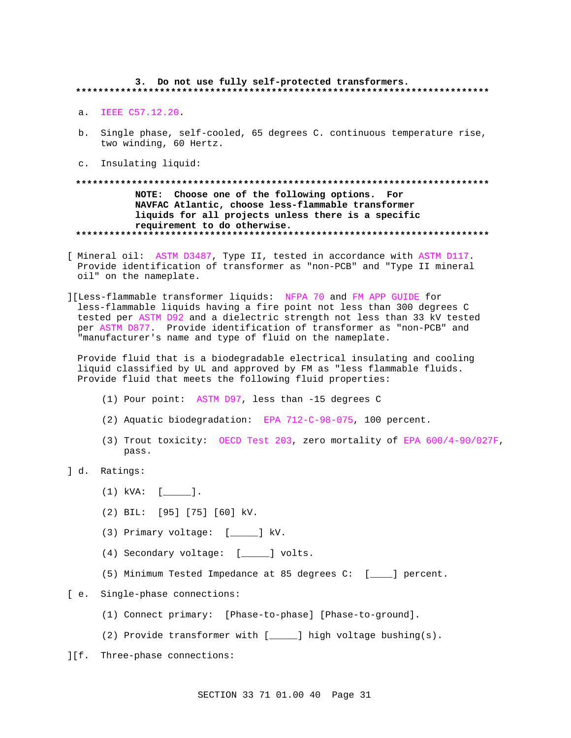**3. Do not use fully self-protected transformers.**

**************************************************************************

a. IEEE C57.12.20.

b. Single phase, self-cooled, 65 degrees C. continuous temperature rise, two winding, 60 Hertz.

c. Insulating liquid:

**************************************************************************

**NOTE: Choose one of the following options. For NAVFAC Atlantic, choose less-flammable transformer liquids for all projects unless there is a specific requirement to do otherwise.**

**************************************************************************

[ Mineral oil: ASTM D3487, Type II, tested in accordance with ASTM D117. Provide identification of transformer as "non-PCB" and "Type II mineral oil" on the nameplate.

][Less-flammable transformer liquids: NFPA 70 and FM APP GUIDE for less-flammable liquids having a fire point not less than 300 degrees C tested per ASTM D92 and a dielectric strength not less than 33 kV tested per ASTM D877. Provide identification of transformer as "non-PCB" and "manufacturer's name and type of fluid on the nameplate.

Provide fluid that is a biodegradable electrical insulating and cooling liquid classified by UL and approved by FM as "less flammable fluids. Provide fluid that meets the following fluid properties:

(1) Pour point: ASTM D97, less than -15 degrees C

(2) Aquatic biodegradation: EPA 712-C-98-075, 100 percent.

(3) Trout toxicity: OECD Test 203, zero mortality of EPA 600/4-90/027F, pass.

] d. Ratings:

(1) kVA: [_____].

(2) BIL: [95] [75] [60] kV.

(3) Primary voltage: [_____] kV.

(4) Secondary voltage: [_____] volts.

(5) Minimum Tested Impedance at 85 degrees C: [____] percent.

[ e. Single-phase connections:

(1) Connect primary: [Phase-to-phase] [Phase-to-ground].

(2) Provide transformer with [_____] high voltage bushing(s).

][f. Three-phase connections: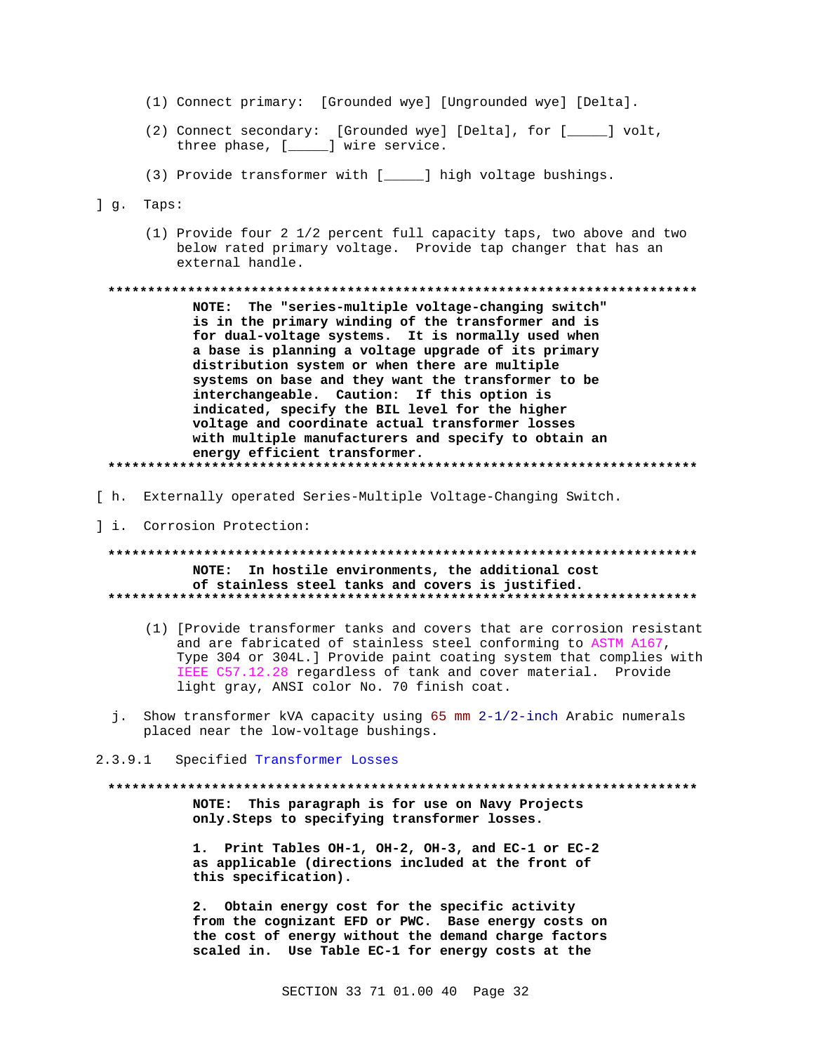(1) Connect primary: [Grounded wye] [Ungrounded wye] [Delta].

(2) Connect secondary: [Grounded wye] [Delta], for [_____] volt, three phase, [_____] wire service.

(3) Provide transformer with [_____] high voltage bushings.

] g. Taps:

(1) Provide four 2 1/2 percent full capacity taps, two above and two below rated primary voltage. Provide tap changer that has an external handle.

**************************************************************************

**NOTE: The "series-multiple voltage-changing switch" is in the primary winding of the transformer and is for dual-voltage systems. It is normally used when a base is planning a voltage upgrade of its primary distribution system or when there are multiple systems on base and they want the transformer to be interchangeable. Caution: If this option is indicated, specify the BIL level for the higher voltage and coordinate actual transformer losses with multiple manufacturers and specify to obtain an energy efficient transformer.**

**************************************************************************

[ h. Externally operated Series-Multiple Voltage-Changing Switch.

] i. Corrosion Protection:

**************************************************************************

**NOTE: In hostile environments, the additional cost of stainless steel tanks and covers is justified.**

**************************************************************************

(1) [Provide transformer tanks and covers that are corrosion resistant and are fabricated of stainless steel conforming to ASTM A167, Type 304 or 304L.] Provide paint coating system that complies with IEEE C57.12.28 regardless of tank and cover material. Provide light gray, ANSI color No. 70 finish coat.

j. Show transformer kVA capacity using 65 mm 2-1/2-inch Arabic numerals placed near the low-voltage bushings.

2.3.9.1 Specified Transformer Losses

**************************************************************************

**NOTE: This paragraph is for use on Navy Projects only.Steps to specifying transformer losses.**

**1. Print Tables OH-1, OH-2, OH-3, and EC-1 or EC-2 as applicable (directions included at the front of this specification).**

**2. Obtain energy cost for the specific activity from the cognizant EFD or PWC. Base energy costs on the cost of energy without the demand charge factors scaled in. Use Table EC-1 for energy costs at the**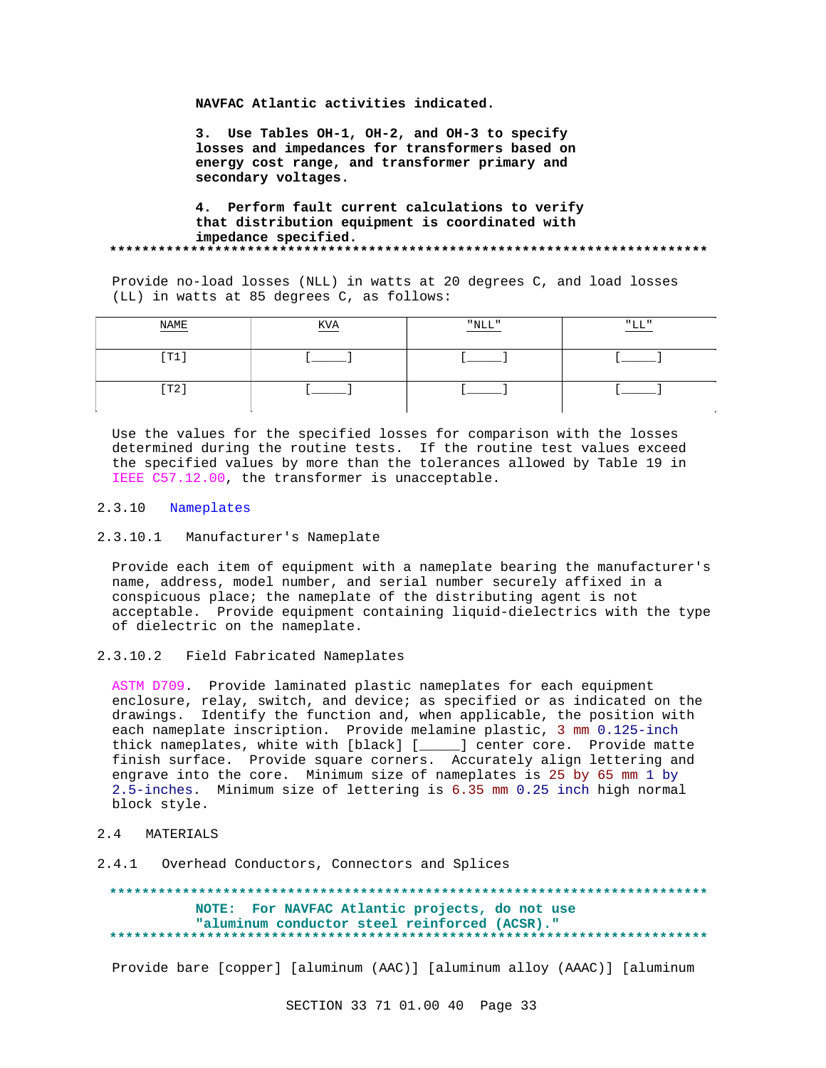NAVFAC Atlantic activities indicated.

3. Use Tables OH-1, OH-2, and OH-3 to specify losses and impedances for transformers based on energy cost range, and transformer primary and secondary voltages.

4. Perform fault current calculations to verify that distribution equipment is coordinated with impedance specified.

**************************************************************************

Provide no-load losses (NLL) in watts at 20 degrees C, and load losses (LL) in watts at 85 degrees C, as follows:

| NAME | KVA | "NLL" | "LL" |
| --- | --- | --- | --- |
| [T1] | [_____] | [_____] | [_____] |
| [T2] | [_____] | [_____] | [_____] |

Use the values for the specified losses for comparison with the losses determined during the routine tests. If the routine test values exceed the specified values by more than the tolerances allowed by Table 19 in IEEE C57.12.00, the transformer is unacceptable.

2.3.10 Nameplates

2.3.10.1 Manufacturer's Nameplate

Provide each item of equipment with a nameplate bearing the manufacturer's name, address, model number, and serial number securely affixed in a conspicuous place; the nameplate of the distributing agent is not acceptable. Provide equipment containing liquid-dielectrics with the type of dielectric on the nameplate.

2.3.10.2 Field Fabricated Nameplates

ASTM D709. Provide laminated plastic nameplates for each equipment enclosure, relay, switch, and device; as specified or as indicated on the drawings. Identify the function and, when applicable, the position with each nameplate inscription. Provide melamine plastic, 3 mm 0.125-inch thick nameplates, white with [black] [_____] center core. Provide matte finish surface. Provide square corners. Accurately align lettering and engrave into the core. Minimum size of nameplates is 25 by 65 mm 1 by 2.5-inches. Minimum size of lettering is 6.35 mm 0.25 inch high normal block style.

2.4 MATERIALS

2.4.1 Overhead Conductors, Connectors and Splices

**************************************************************************

NOTE: For NAVFAC Atlantic projects, do not use "aluminum conductor steel reinforced (ACSR)."

**************************************************************************

Provide bare [copper] [aluminum (AAC)] [aluminum alloy (AAAC)] [aluminum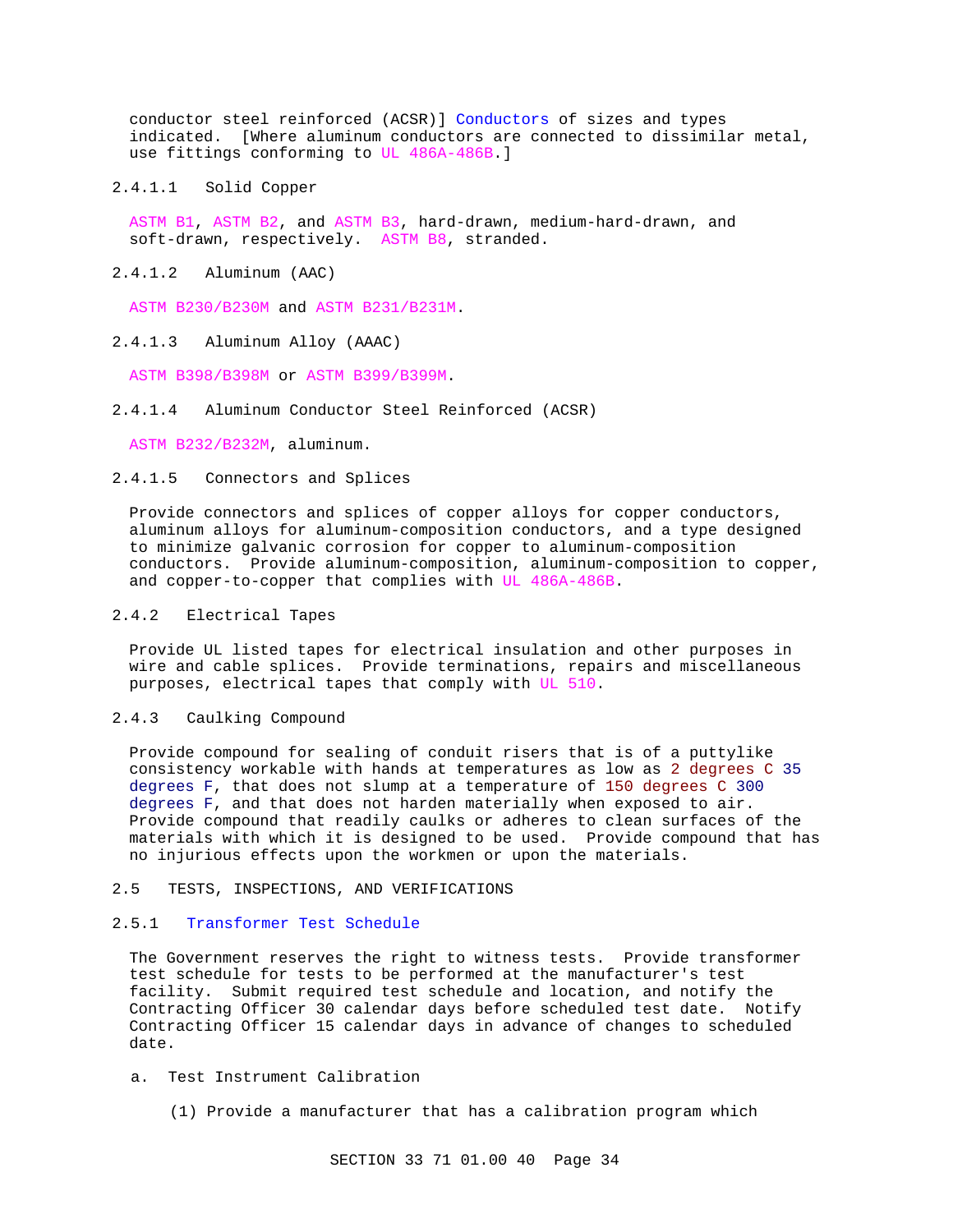conductor steel reinforced (ACSR)] Conductors of sizes and types indicated. [Where aluminum conductors are connected to dissimilar metal, use fittings conforming to UL 486A-486B.]

#### 2.4.1.1 Solid Copper

ASTM B1, ASTM B2, and ASTM B3, hard-drawn, medium-hard-drawn, and soft-drawn, respectively. ASTM B8, stranded.

#### 2.4.1.2 Aluminum (AAC)

ASTM B230/B230M and ASTM B231/B231M.

#### 2.4.1.3 Aluminum Alloy (AAAC)

ASTM B398/B398M or ASTM B399/B399M.

#### 2.4.1.4 Aluminum Conductor Steel Reinforced (ACSR)

ASTM B232/B232M, aluminum.

#### 2.4.1.5 Connectors and Splices

Provide connectors and splices of copper alloys for copper conductors, aluminum alloys for aluminum-composition conductors, and a type designed to minimize galvanic corrosion for copper to aluminum-composition conductors. Provide aluminum-composition, aluminum-composition to copper, and copper-to-copper that complies with UL 486A-486B.

### 2.4.2 Electrical Tapes

Provide UL listed tapes for electrical insulation and other purposes in wire and cable splices. Provide terminations, repairs and miscellaneous purposes, electrical tapes that comply with UL 510.

### 2.4.3 Caulking Compound

Provide compound for sealing of conduit risers that is of a puttylike consistency workable with hands at temperatures as low as 2 degrees C 35 degrees F, that does not slump at a temperature of 150 degrees C 300 degrees F, and that does not harden materially when exposed to air. Provide compound that readily caulks or adheres to clean surfaces of the materials with which it is designed to be used. Provide compound that has no injurious effects upon the workmen or upon the materials.

## 2.5 TESTS, INSPECTIONS, AND VERIFICATIONS

### 2.5.1 Transformer Test Schedule

The Government reserves the right to witness tests. Provide transformer test schedule for tests to be performed at the manufacturer's test facility. Submit required test schedule and location, and notify the Contracting Officer 30 calendar days before scheduled test date. Notify Contracting Officer 15 calendar days in advance of changes to scheduled date.

a. Test Instrument Calibration

(1) Provide a manufacturer that has a calibration program which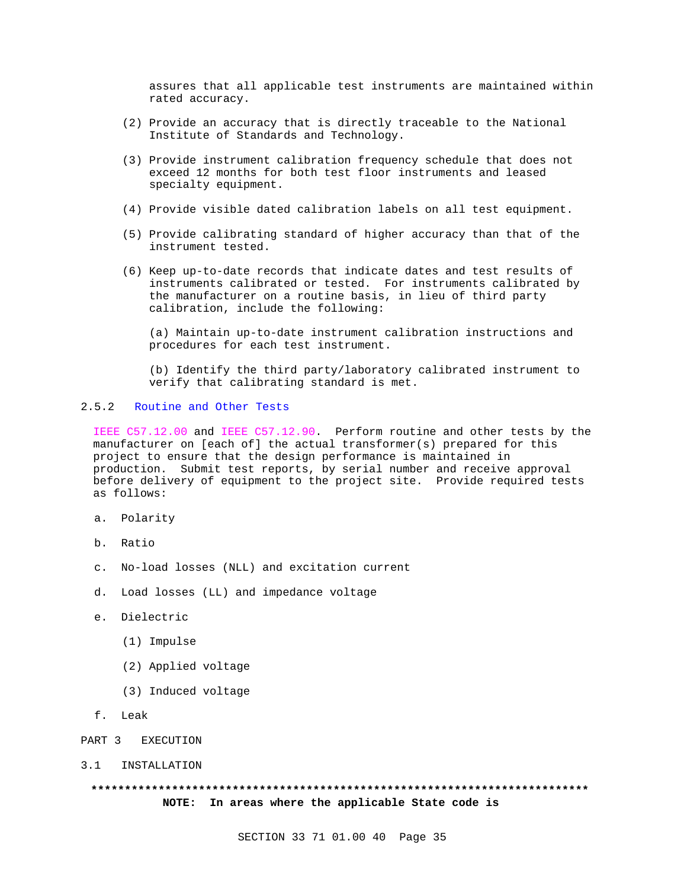assures that all applicable test instruments are maintained within rated accuracy.

(2) Provide an accuracy that is directly traceable to the National Institute of Standards and Technology.

(3) Provide instrument calibration frequency schedule that does not exceed 12 months for both test floor instruments and leased specialty equipment.

(4) Provide visible dated calibration labels on all test equipment.

(5) Provide calibrating standard of higher accuracy than that of the instrument tested.

(6) Keep up-to-date records that indicate dates and test results of instruments calibrated or tested. For instruments calibrated by the manufacturer on a routine basis, in lieu of third party calibration, include the following:

(a) Maintain up-to-date instrument calibration instructions and procedures for each test instrument.

(b) Identify the third party/laboratory calibrated instrument to verify that calibrating standard is met.

#### 2.5.2 Routine and Other Tests

IEEE C57.12.00 and IEEE C57.12.90. Perform routine and other tests by the manufacturer on [each of] the actual transformer(s) prepared for this project to ensure that the design performance is maintained in production. Submit test reports, by serial number and receive approval before delivery of equipment to the project site. Provide required tests as follows:

a. Polarity

b. Ratio

c. No-load losses (NLL) and excitation current

d. Load losses (LL) and impedance voltage

e. Dielectric

   (1) Impulse

   (2) Applied voltage

   (3) Induced voltage

f. Leak

## PART 3 EXECUTION

### 3.1 INSTALLATION

**************************************************************************

**NOTE: In areas where the applicable State code is**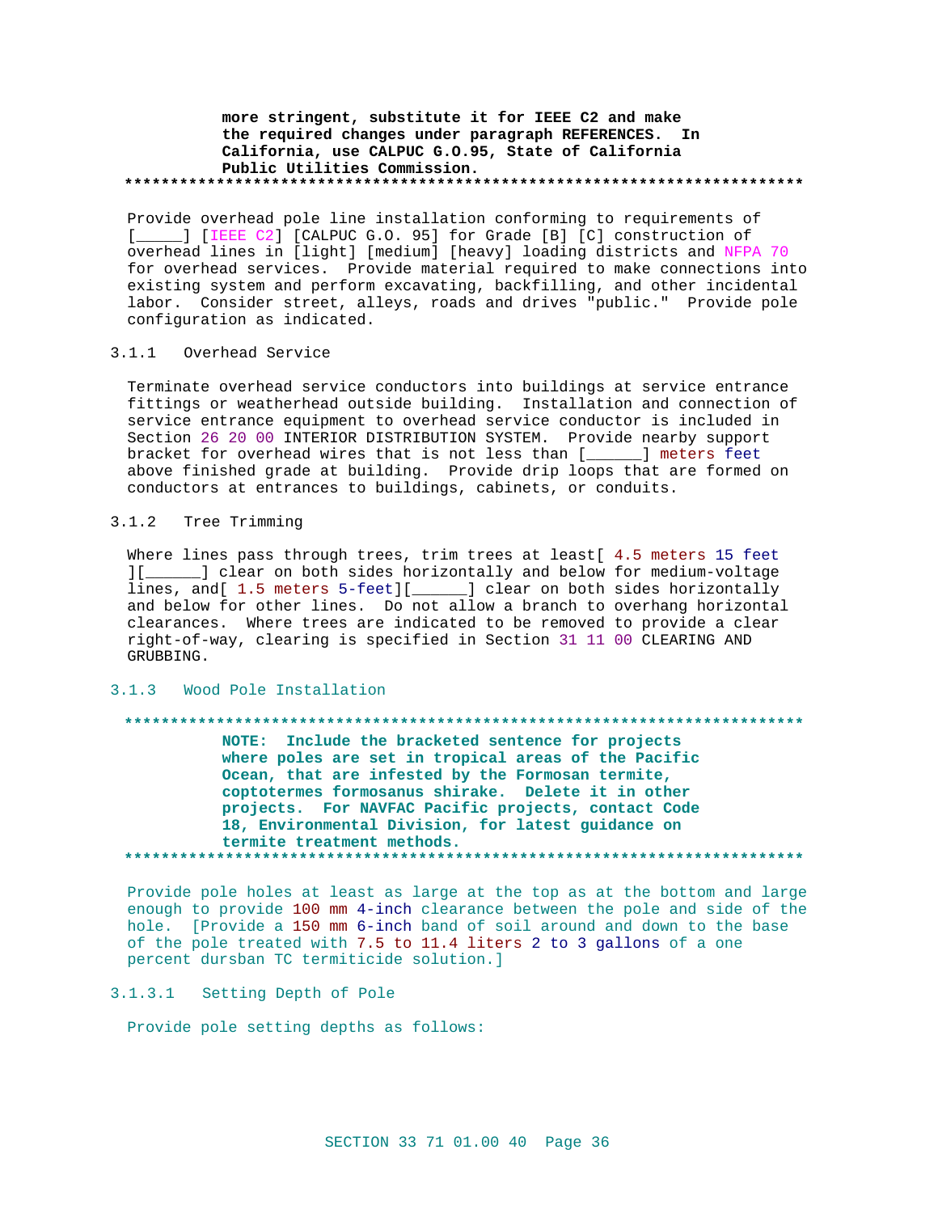more stringent, substitute it for IEEE C2 and make the required changes under paragraph REFERENCES. In California, use CALPUC G.O.95, State of California Public Utilities Commission.

**************************************************************************

Provide overhead pole line installation conforming to requirements of [_____] [IEEE C2] [CALPUC G.O. 95] for Grade [B] [C] construction of overhead lines in [light] [medium] [heavy] loading districts and NFPA 70 for overhead services. Provide material required to make connections into existing system and perform excavating, backfilling, and other incidental labor. Consider street, alleys, roads and drives "public." Provide pole configuration as indicated.

### 3.1.1 Overhead Service

Terminate overhead service conductors into buildings at service entrance fittings or weatherhead outside building. Installation and connection of service entrance equipment to overhead service conductor is included in Section 26 20 00 INTERIOR DISTRIBUTION SYSTEM. Provide nearby support bracket for overhead wires that is not less than [______] meters feet above finished grade at building. Provide drip loops that are formed on conductors at entrances to buildings, cabinets, or conduits.

### 3.1.2 Tree Trimming

Where lines pass through trees, trim trees at least[ 4.5 meters 15 feet ][______] clear on both sides horizontally and below for medium-voltage lines, and[ 1.5 meters 5-feet][______] clear on both sides horizontally and below for other lines. Do not allow a branch to overhang horizontal clearances. Where trees are indicated to be removed to provide a clear right-of-way, clearing is specified in Section 31 11 00 CLEARING AND GRUBBING.

### 3.1.3 Wood Pole Installation

**************************************************************************

**NOTE: Include the bracketed sentence for projects where poles are set in tropical areas of the Pacific Ocean, that are infested by the Formosan termite, coptotermes formosanus shirake. Delete it in other projects. For NAVFAC Pacific projects, contact Code 18, Environmental Division, for latest guidance on termite treatment methods.**

**************************************************************************

Provide pole holes at least as large at the top as at the bottom and large enough to provide 100 mm 4-inch clearance between the pole and side of the hole. [Provide a 150 mm 6-inch band of soil around and down to the base of the pole treated with 7.5 to 11.4 liters 2 to 3 gallons of a one percent dursban TC termiticide solution.]

#### 3.1.3.1 Setting Depth of Pole

Provide pole setting depths as follows: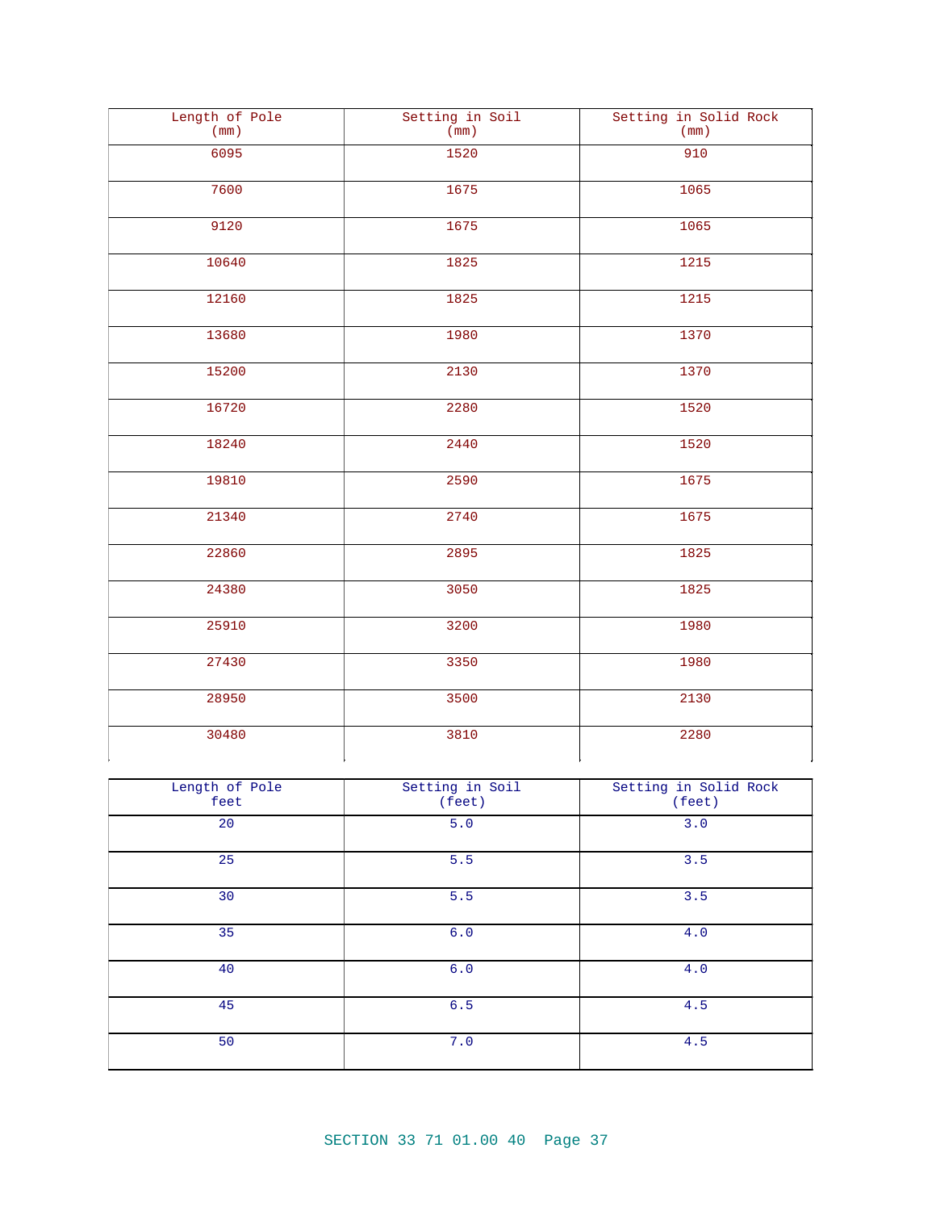| Length of Pole (mm) | Setting in Soil (mm) | Setting in Solid Rock (mm) |
|---|---|---|
| 6095 | 1520 | 910 |
| 7600 | 1675 | 1065 |
| 9120 | 1675 | 1065 |
| 10640 | 1825 | 1215 |
| 12160 | 1825 | 1215 |
| 13680 | 1980 | 1370 |
| 15200 | 2130 | 1370 |
| 16720 | 2280 | 1520 |
| 18240 | 2440 | 1520 |
| 19810 | 2590 | 1675 |
| 21340 | 2740 | 1675 |
| 22860 | 2895 | 1825 |
| 24380 | 3050 | 1825 |
| 25910 | 3200 | 1980 |
| 27430 | 3350 | 1980 |
| 28950 | 3500 | 2130 |
| 30480 | 3810 | 2280 |

| Length of Pole feet | Setting in Soil (feet) | Setting in Solid Rock (feet) |
|---|---|---|
| 20 | 5.0 | 3.0 |
| 25 | 5.5 | 3.5 |
| 30 | 5.5 | 3.5 |
| 35 | 6.0 | 4.0 |
| 40 | 6.0 | 4.0 |
| 45 | 6.5 | 4.5 |
| 50 | 7.0 | 4.5 |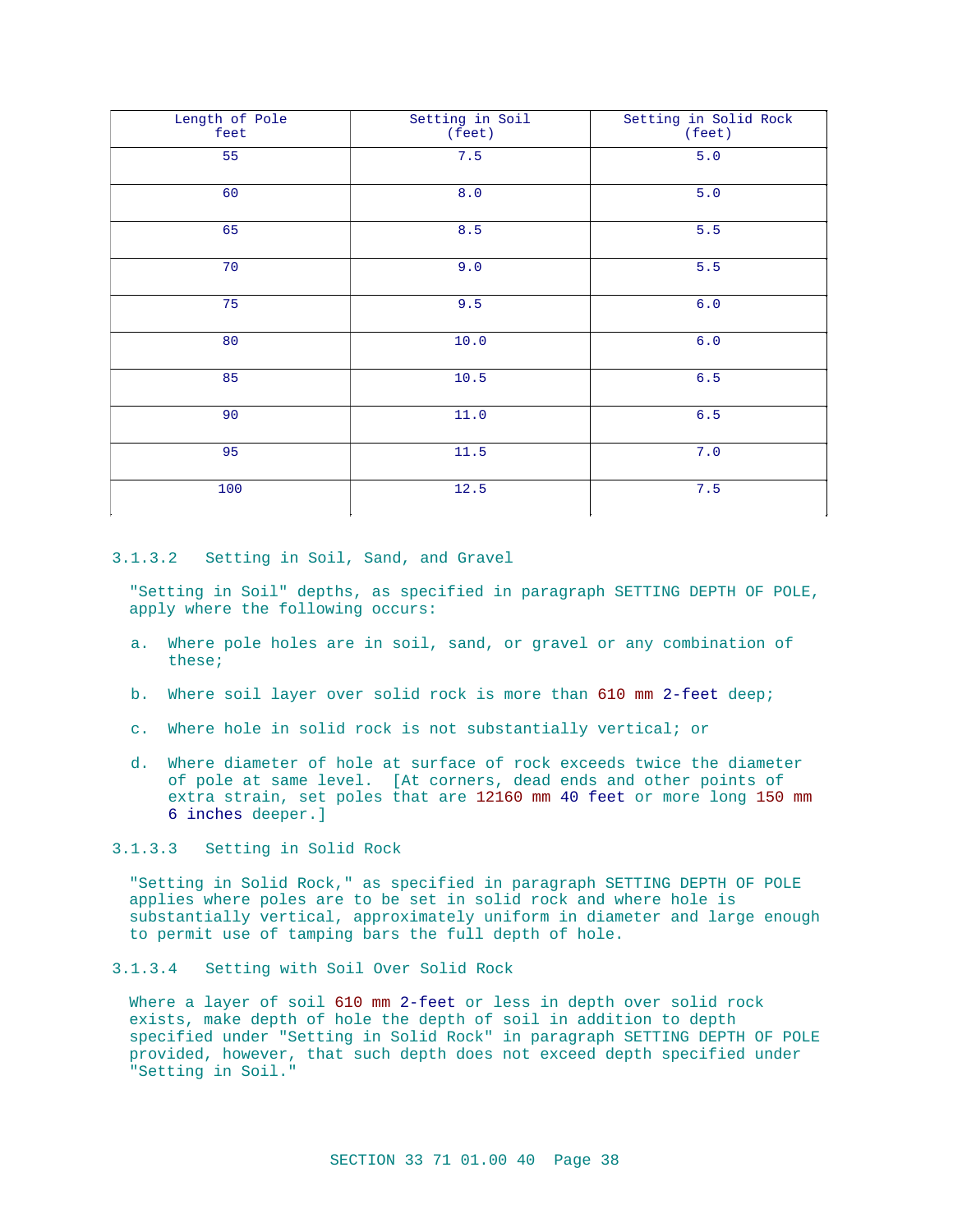| Length of Pole feet | Setting in Soil (feet) | Setting in Solid Rock (feet) |
|---|---|---|
| 55 | 7.5 | 5.0 |
| 60 | 8.0 | 5.0 |
| 65 | 8.5 | 5.5 |
| 70 | 9.0 | 5.5 |
| 75 | 9.5 | 6.0 |
| 80 | 10.0 | 6.0 |
| 85 | 10.5 | 6.5 |
| 90 | 11.0 | 6.5 |
| 95 | 11.5 | 7.0 |
| 100 | 12.5 | 7.5 |

#### 3.1.3.2 Setting in Soil, Sand, and Gravel

"Setting in Soil" depths, as specified in paragraph SETTING DEPTH OF POLE, apply where the following occurs:

a. Where pole holes are in soil, sand, or gravel or any combination of these;

b. Where soil layer over solid rock is more than 610 mm 2-feet deep;

c. Where hole in solid rock is not substantially vertical; or

d. Where diameter of hole at surface of rock exceeds twice the diameter of pole at same level. [At corners, dead ends and other points of extra strain, set poles that are 12160 mm 40 feet or more long 150 mm 6 inches deeper.]

#### 3.1.3.3 Setting in Solid Rock

"Setting in Solid Rock," as specified in paragraph SETTING DEPTH OF POLE applies where poles are to be set in solid rock and where hole is substantially vertical, approximately uniform in diameter and large enough to permit use of tamping bars the full depth of hole.

#### 3.1.3.4 Setting with Soil Over Solid Rock

Where a layer of soil 610 mm 2-feet or less in depth over solid rock exists, make depth of hole the depth of soil in addition to depth specified under "Setting in Solid Rock" in paragraph SETTING DEPTH OF POLE provided, however, that such depth does not exceed depth specified under "Setting in Soil."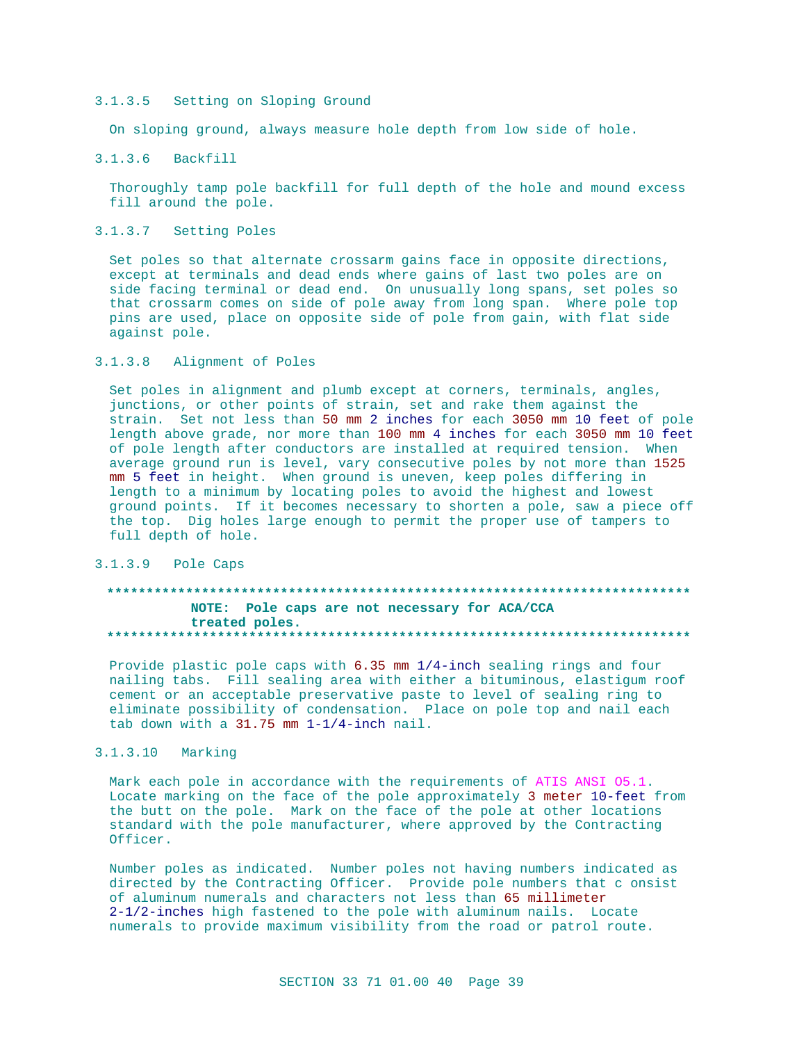#### 3.1.3.5 Setting on Sloping Ground

On sloping ground, always measure hole depth from low side of hole.

#### 3.1.3.6 Backfill

Thoroughly tamp pole backfill for full depth of the hole and mound excess fill around the pole.

#### 3.1.3.7 Setting Poles

Set poles so that alternate crossarm gains face in opposite directions, except at terminals and dead ends where gains of last two poles are on side facing terminal or dead end. On unusually long spans, set poles so that crossarm comes on side of pole away from long span. Where pole top pins are used, place on opposite side of pole from gain, with flat side against pole.

#### 3.1.3.8 Alignment of Poles

Set poles in alignment and plumb except at corners, terminals, angles, junctions, or other points of strain, set and rake them against the strain. Set not less than 50 mm 2 inches for each 3050 mm 10 feet of pole length above grade, nor more than 100 mm 4 inches for each 3050 mm 10 feet of pole length after conductors are installed at required tension. When average ground run is level, vary consecutive poles by not more than 1525 mm 5 feet in height. When ground is uneven, keep poles differing in length to a minimum by locating poles to avoid the highest and lowest ground points. If it becomes necessary to shorten a pole, saw a piece off the top. Dig holes large enough to permit the proper use of tampers to full depth of hole.

#### 3.1.3.9 Pole Caps

**************************************************************************

**NOTE: Pole caps are not necessary for ACA/CCA treated poles.**

**************************************************************************

Provide plastic pole caps with 6.35 mm 1/4-inch sealing rings and four nailing tabs. Fill sealing area with either a bituminous, elastigum roof cement or an acceptable preservative paste to level of sealing ring to eliminate possibility of condensation. Place on pole top and nail each tab down with a 31.75 mm 1-1/4-inch nail.

#### 3.1.3.10 Marking

Mark each pole in accordance with the requirements of ATIS ANSI O5.1. Locate marking on the face of the pole approximately 3 meter 10-feet from the butt on the pole. Mark on the face of the pole at other locations standard with the pole manufacturer, where approved by the Contracting Officer.

Number poles as indicated. Number poles not having numbers indicated as directed by the Contracting Officer. Provide pole numbers that c onsist of aluminum numerals and characters not less than 65 millimeter 2-1/2-inches high fastened to the pole with aluminum nails. Locate numerals to provide maximum visibility from the road or patrol route.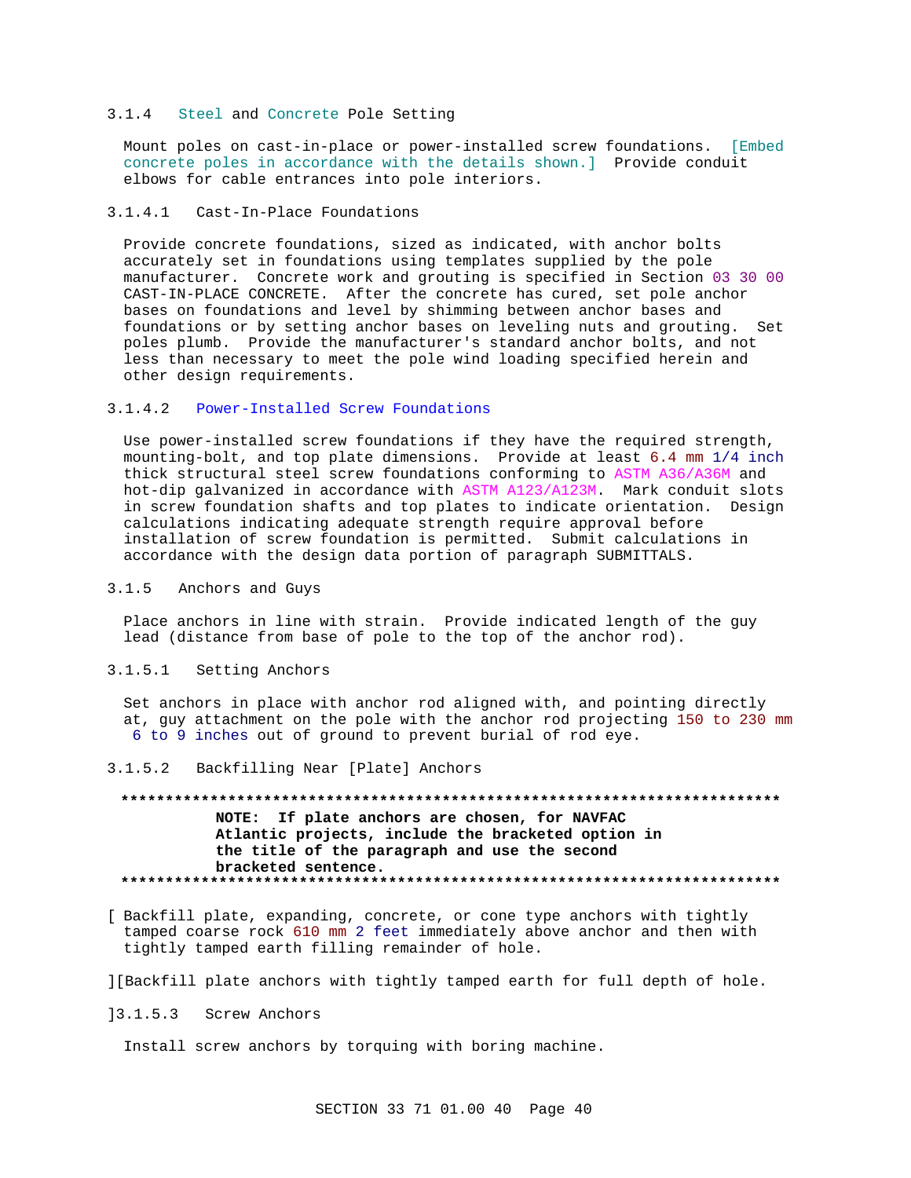#### 3.1.4 Steel and Concrete Pole Setting

Mount poles on cast-in-place or power-installed screw foundations. [Embed concrete poles in accordance with the details shown.] Provide conduit elbows for cable entrances into pole interiors.

##### 3.1.4.1 Cast-In-Place Foundations

Provide concrete foundations, sized as indicated, with anchor bolts accurately set in foundations using templates supplied by the pole manufacturer. Concrete work and grouting is specified in Section 03 30 00 CAST-IN-PLACE CONCRETE. After the concrete has cured, set pole anchor bases on foundations and level by shimming between anchor bases and foundations or by setting anchor bases on leveling nuts and grouting. Set poles plumb. Provide the manufacturer's standard anchor bolts, and not less than necessary to meet the pole wind loading specified herein and other design requirements.

##### 3.1.4.2 Power-Installed Screw Foundations

Use power-installed screw foundations if they have the required strength, mounting-bolt, and top plate dimensions. Provide at least 6.4 mm 1/4 inch thick structural steel screw foundations conforming to ASTM A36/A36M and hot-dip galvanized in accordance with ASTM A123/A123M. Mark conduit slots in screw foundation shafts and top plates to indicate orientation. Design calculations indicating adequate strength require approval before installation of screw foundation is permitted. Submit calculations in accordance with the design data portion of paragraph SUBMITTALS.

#### 3.1.5 Anchors and Guys

Place anchors in line with strain. Provide indicated length of the guy lead (distance from base of pole to the top of the anchor rod).

##### 3.1.5.1 Setting Anchors

Set anchors in place with anchor rod aligned with, and pointing directly at, guy attachment on the pole with the anchor rod projecting 150 to 230 mm 6 to 9 inches out of ground to prevent burial of rod eye.

##### 3.1.5.2 Backfilling Near [Plate] Anchors

**************************************************************************

**NOTE: If plate anchors are chosen, for NAVFAC Atlantic projects, include the bracketed option in the title of the paragraph and use the second bracketed sentence.**

**************************************************************************

[ Backfill plate, expanding, concrete, or cone type anchors with tightly tamped coarse rock 610 mm 2 feet immediately above anchor and then with tightly tamped earth filling remainder of hole.

][Backfill plate anchors with tightly tamped earth for full depth of hole.

]3.1.5.3 Screw Anchors

Install screw anchors by torquing with boring machine.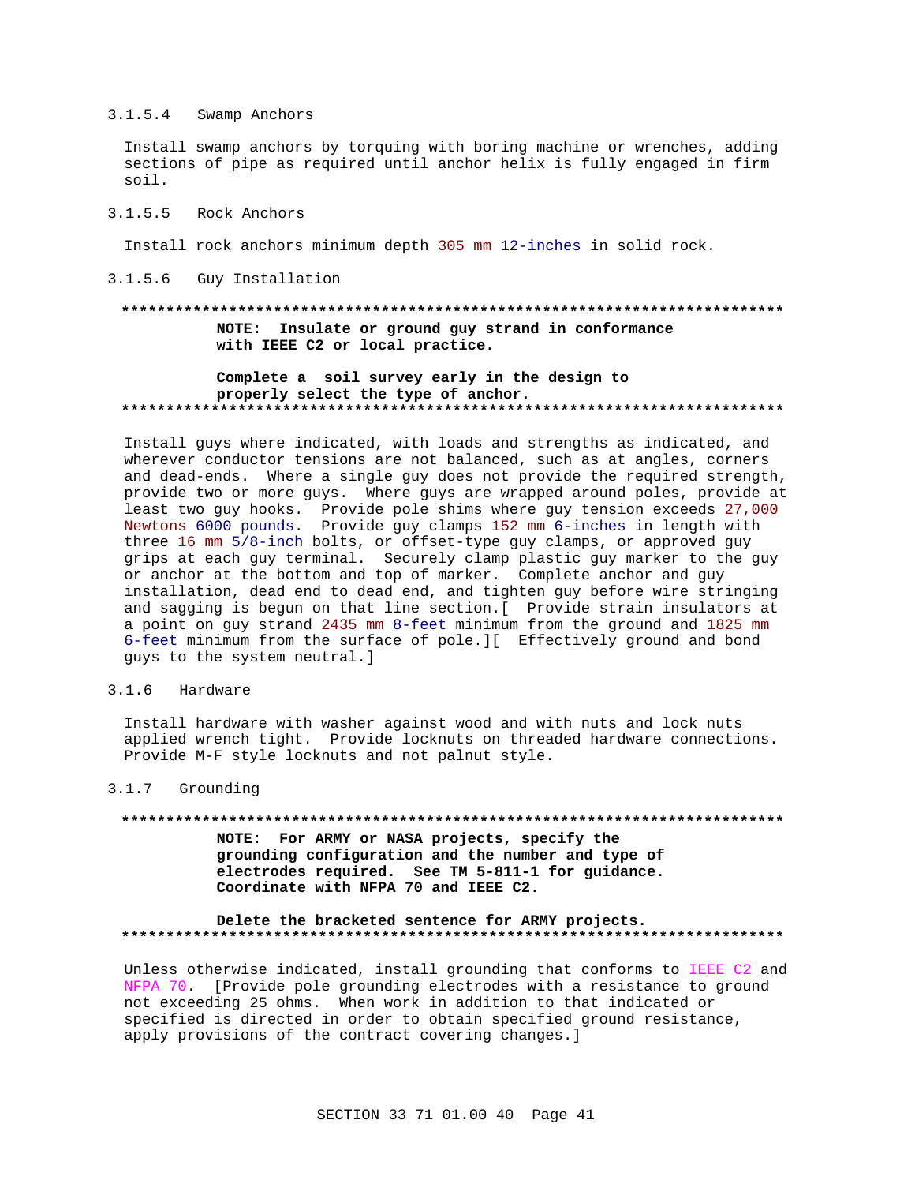#### 3.1.5.4 Swamp Anchors

Install swamp anchors by torquing with boring machine or wrenches, adding sections of pipe as required until anchor helix is fully engaged in firm soil.

#### 3.1.5.5 Rock Anchors

Install rock anchors minimum depth 305 mm 12-inches in solid rock.

#### 3.1.5.6 Guy Installation

**************************************************************************

**NOTE: Insulate or ground guy strand in conformance with IEEE C2 or local practice.**

**Complete a soil survey early in the design to properly select the type of anchor.**

**************************************************************************

Install guys where indicated, with loads and strengths as indicated, and wherever conductor tensions are not balanced, such as at angles, corners and dead-ends. Where a single guy does not provide the required strength, provide two or more guys. Where guys are wrapped around poles, provide at least two guy hooks. Provide pole shims where guy tension exceeds 27,000 Newtons 6000 pounds. Provide guy clamps 152 mm 6-inches in length with three 16 mm 5/8-inch bolts, or offset-type guy clamps, or approved guy grips at each guy terminal. Securely clamp plastic guy marker to the guy or anchor at the bottom and top of marker. Complete anchor and guy installation, dead end to dead end, and tighten guy before wire stringing and sagging is begun on that line section.[ Provide strain insulators at a point on guy strand 2435 mm 8-feet minimum from the ground and 1825 mm 6-feet minimum from the surface of pole.][ Effectively ground and bond guys to the system neutral.]

### 3.1.6 Hardware

Install hardware with washer against wood and with nuts and lock nuts applied wrench tight. Provide locknuts on threaded hardware connections. Provide M-F style locknuts and not palnut style.

### 3.1.7 Grounding

**************************************************************************

**NOTE: For ARMY or NASA projects, specify the grounding configuration and the number and type of electrodes required. See TM 5-811-1 for guidance. Coordinate with NFPA 70 and IEEE C2.**

**Delete the bracketed sentence for ARMY projects.**

**************************************************************************

Unless otherwise indicated, install grounding that conforms to IEEE C2 and NFPA 70. [Provide pole grounding electrodes with a resistance to ground not exceeding 25 ohms. When work in addition to that indicated or specified is directed in order to obtain specified ground resistance, apply provisions of the contract covering changes.]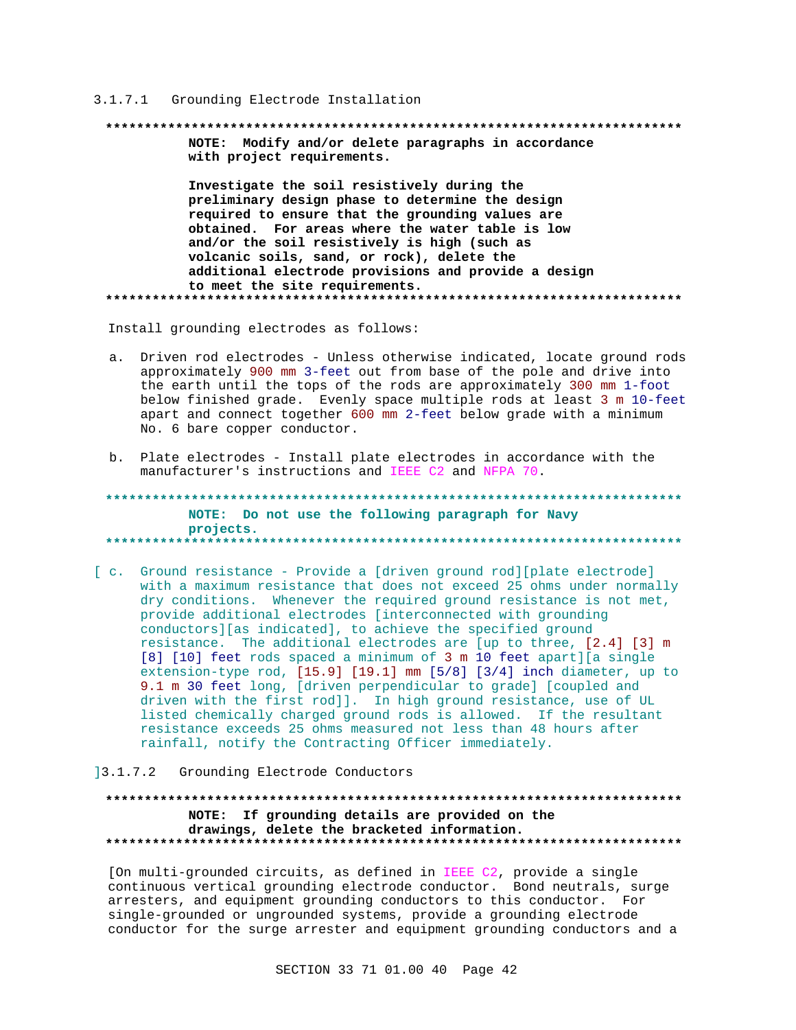#### 3.1.7.1 Grounding Electrode Installation

**************************************************************************

**NOTE: Modify and/or delete paragraphs in accordance with project requirements.**

**Investigate the soil resistively during the preliminary design phase to determine the design required to ensure that the grounding values are obtained. For areas where the water table is low and/or the soil resistively is high (such as volcanic soils, sand, or rock), delete the additional electrode provisions and provide a design to meet the site requirements.**

**************************************************************************

Install grounding electrodes as follows:

a. Driven rod electrodes - Unless otherwise indicated, locate ground rods approximately 900 mm 3-feet out from base of the pole and drive into the earth until the tops of the rods are approximately 300 mm 1-foot below finished grade. Evenly space multiple rods at least 3 m 10-feet apart and connect together 600 mm 2-feet below grade with a minimum No. 6 bare copper conductor.

b. Plate electrodes - Install plate electrodes in accordance with the manufacturer's instructions and IEEE C2 and NFPA 70.

**************************************************************************

**NOTE: Do not use the following paragraph for Navy projects.**

**************************************************************************

[ c. Ground resistance - Provide a [driven ground rod][plate electrode] with a maximum resistance that does not exceed 25 ohms under normally dry conditions. Whenever the required ground resistance is not met, provide additional electrodes [interconnected with grounding conductors][as indicated], to achieve the specified ground resistance. The additional electrodes are [up to three, [2.4] [3] m [8] [10] feet rods spaced a minimum of 3 m 10 feet apart][a single extension-type rod, [15.9] [19.1] mm [5/8] [3/4] inch diameter, up to 9.1 m 30 feet long, [driven perpendicular to grade] [coupled and driven with the first rod]]. In high ground resistance, use of UL listed chemically charged ground rods is allowed. If the resultant resistance exceeds 25 ohms measured not less than 48 hours after rainfall, notify the Contracting Officer immediately.

]

#### 3.1.7.2 Grounding Electrode Conductors

**************************************************************************

**NOTE: If grounding details are provided on the drawings, delete the bracketed information.**

**************************************************************************

[On multi-grounded circuits, as defined in IEEE C2, provide a single continuous vertical grounding electrode conductor. Bond neutrals, surge arresters, and equipment grounding conductors to this conductor. For single-grounded or ungrounded systems, provide a grounding electrode conductor for the surge arrester and equipment grounding conductors and a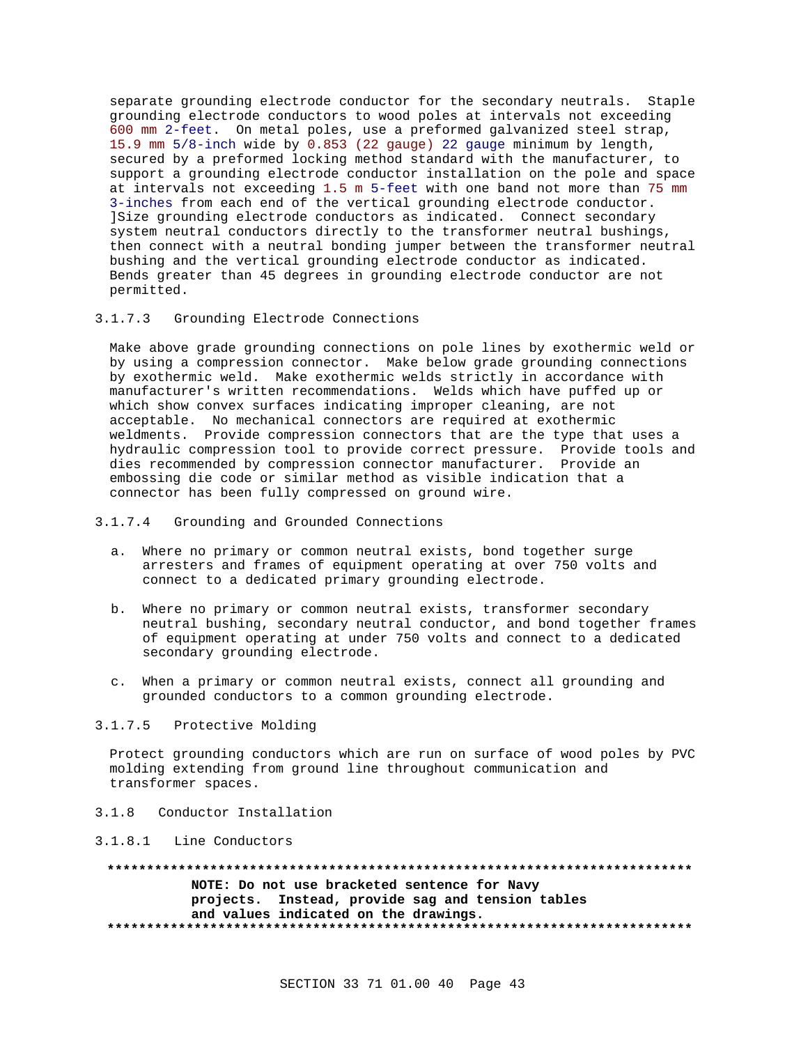separate grounding electrode conductor for the secondary neutrals. Staple grounding electrode conductors to wood poles at intervals not exceeding 600 mm 2-feet. On metal poles, use a preformed galvanized steel strap, 15.9 mm 5/8-inch wide by 0.853 (22 gauge) 22 gauge minimum by length, secured by a preformed locking method standard with the manufacturer, to support a grounding electrode conductor installation on the pole and space at intervals not exceeding 1.5 m 5-feet with one band not more than 75 mm 3-inches from each end of the vertical grounding electrode conductor. ]Size grounding electrode conductors as indicated. Connect secondary system neutral conductors directly to the transformer neutral bushings, then connect with a neutral bonding jumper between the transformer neutral bushing and the vertical grounding electrode conductor as indicated. Bends greater than 45 degrees in grounding electrode conductor are not permitted.

#### 3.1.7.3 Grounding Electrode Connections

Make above grade grounding connections on pole lines by exothermic weld or by using a compression connector. Make below grade grounding connections by exothermic weld. Make exothermic welds strictly in accordance with manufacturer's written recommendations. Welds which have puffed up or which show convex surfaces indicating improper cleaning, are not acceptable. No mechanical connectors are required at exothermic weldments. Provide compression connectors that are the type that uses a hydraulic compression tool to provide correct pressure. Provide tools and dies recommended by compression connector manufacturer. Provide an embossing die code or similar method as visible indication that a connector has been fully compressed on ground wire.

#### 3.1.7.4 Grounding and Grounded Connections

a. Where no primary or common neutral exists, bond together surge arresters and frames of equipment operating at over 750 volts and connect to a dedicated primary grounding electrode.

b. Where no primary or common neutral exists, transformer secondary neutral bushing, secondary neutral conductor, and bond together frames of equipment operating at under 750 volts and connect to a dedicated secondary grounding electrode.

c. When a primary or common neutral exists, connect all grounding and grounded conductors to a common grounding electrode.

#### 3.1.7.5 Protective Molding

Protect grounding conductors which are run on surface of wood poles by PVC molding extending from ground line throughout communication and transformer spaces.

### 3.1.8 Conductor Installation

#### 3.1.8.1 Line Conductors

**************************************************************************

**NOTE: Do not use bracketed sentence for Navy projects. Instead, provide sag and tension tables and values indicated on the drawings.**

**************************************************************************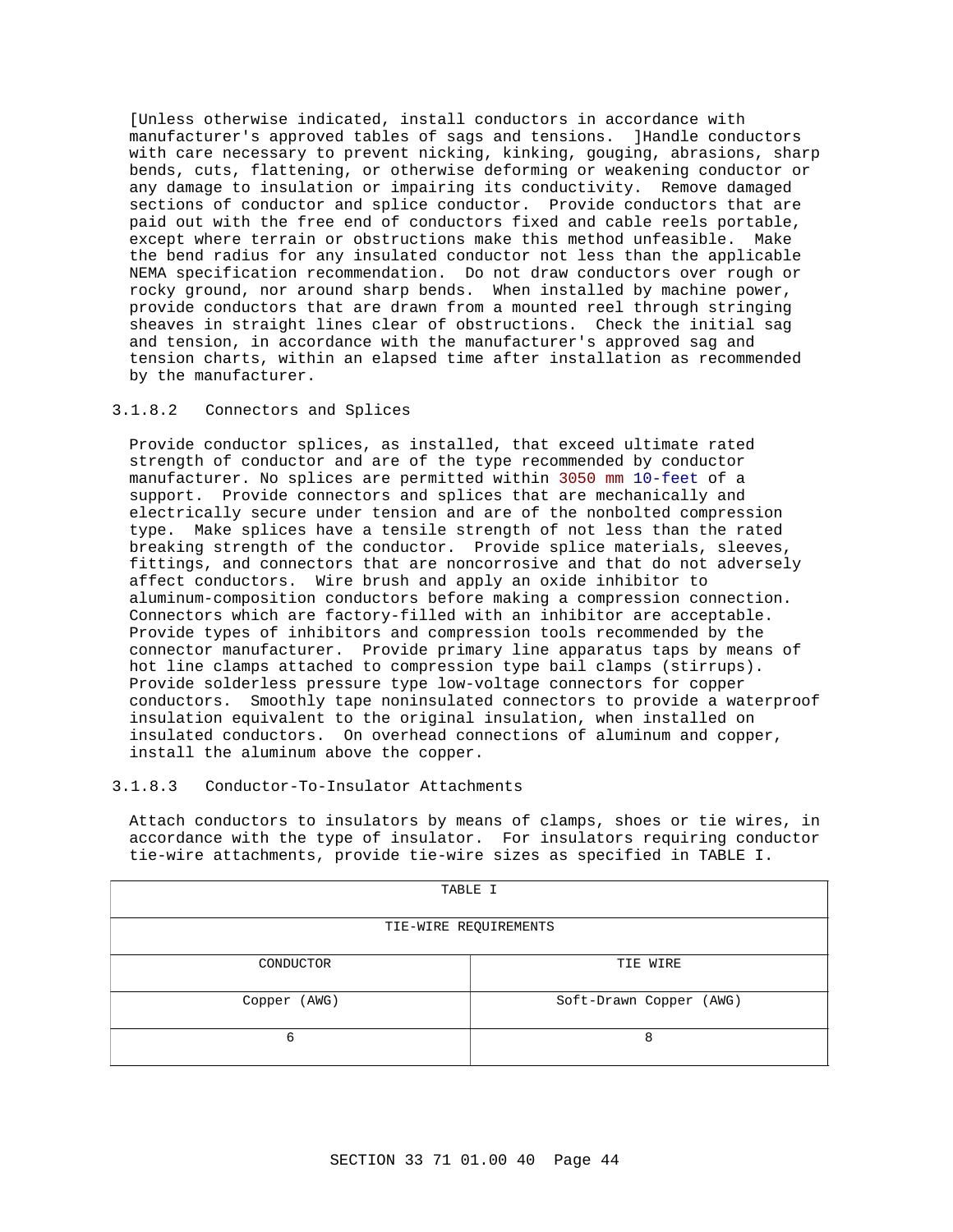[Unless otherwise indicated, install conductors in accordance with manufacturer's approved tables of sags and tensions. ]Handle conductors with care necessary to prevent nicking, kinking, gouging, abrasions, sharp bends, cuts, flattening, or otherwise deforming or weakening conductor or any damage to insulation or impairing its conductivity. Remove damaged sections of conductor and splice conductor. Provide conductors that are paid out with the free end of conductors fixed and cable reels portable, except where terrain or obstructions make this method unfeasible. Make the bend radius for any insulated conductor not less than the applicable NEMA specification recommendation. Do not draw conductors over rough or rocky ground, nor around sharp bends. When installed by machine power, provide conductors that are drawn from a mounted reel through stringing sheaves in straight lines clear of obstructions. Check the initial sag and tension, in accordance with the manufacturer's approved sag and tension charts, within an elapsed time after installation as recommended by the manufacturer.

### 3.1.8.2 Connectors and Splices

Provide conductor splices, as installed, that exceed ultimate rated strength of conductor and are of the type recommended by conductor manufacturer. No splices are permitted within 3050 mm 10-feet of a support. Provide connectors and splices that are mechanically and electrically secure under tension and are of the nonbolted compression type. Make splices have a tensile strength of not less than the rated breaking strength of the conductor. Provide splice materials, sleeves, fittings, and connectors that are noncorrosive and that do not adversely affect conductors. Wire brush and apply an oxide inhibitor to aluminum-composition conductors before making a compression connection. Connectors which are factory-filled with an inhibitor are acceptable. Provide types of inhibitors and compression tools recommended by the connector manufacturer. Provide primary line apparatus taps by means of hot line clamps attached to compression type bail clamps (stirrups). Provide solderless pressure type low-voltage connectors for copper conductors. Smoothly tape noninsulated connectors to provide a waterproof insulation equivalent to the original insulation, when installed on insulated conductors. On overhead connections of aluminum and copper, install the aluminum above the copper.

### 3.1.8.3 Conductor-To-Insulator Attachments

Attach conductors to insulators by means of clamps, shoes or tie wires, in accordance with the type of insulator. For insulators requiring conductor tie-wire attachments, provide tie-wire sizes as specified in TABLE I.

| TABLE I | |
|---|---|
| TIE-WIRE REQUIREMENTS | |
| CONDUCTOR | TIE WIRE |
| Copper (AWG) | Soft-Drawn Copper (AWG) |
| 6 | 8 |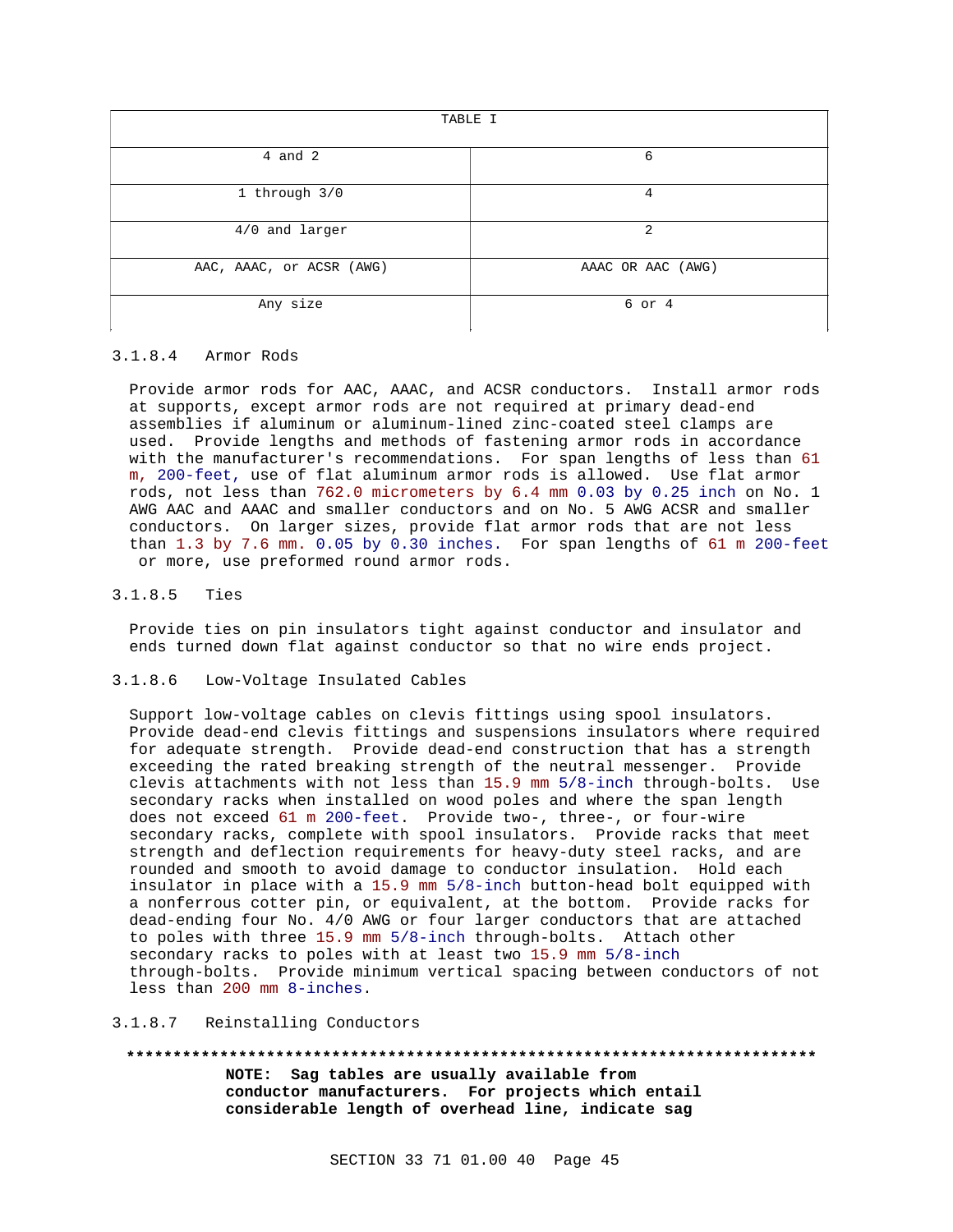| TABLE I | |
|---|---|
| 4 and 2 | 6 |
| 1 through 3/0 | 4 |
| 4/0 and larger | 2 |
| AAC, AAAC, or ACSR (AWG) | AAAC OR AAC (AWG) |
| Any size | 6 or 4 |

### 3.1.8.4 Armor Rods

Provide armor rods for AAC, AAAC, and ACSR conductors. Install armor rods at supports, except armor rods are not required at primary dead-end assemblies if aluminum or aluminum-lined zinc-coated steel clamps are used. Provide lengths and methods of fastening armor rods in accordance with the manufacturer's recommendations. For span lengths of less than 61 m, 200-feet, use of flat aluminum armor rods is allowed. Use flat armor rods, not less than 762.0 micrometers by 6.4 mm 0.03 by 0.25 inch on No. 1 AWG AAC and AAAC and smaller conductors and on No. 5 AWG ACSR and smaller conductors. On larger sizes, provide flat armor rods that are not less than 1.3 by 7.6 mm. 0.05 by 0.30 inches. For span lengths of 61 m 200-feet or more, use preformed round armor rods.

### 3.1.8.5 Ties

Provide ties on pin insulators tight against conductor and insulator and ends turned down flat against conductor so that no wire ends project.

### 3.1.8.6 Low-Voltage Insulated Cables

Support low-voltage cables on clevis fittings using spool insulators. Provide dead-end clevis fittings and suspensions insulators where required for adequate strength. Provide dead-end construction that has a strength exceeding the rated breaking strength of the neutral messenger. Provide clevis attachments with not less than 15.9 mm 5/8-inch through-bolts. Use secondary racks when installed on wood poles and where the span length does not exceed 61 m 200-feet. Provide two-, three-, or four-wire secondary racks, complete with spool insulators. Provide racks that meet strength and deflection requirements for heavy-duty steel racks, and are rounded and smooth to avoid damage to conductor insulation. Hold each insulator in place with a 15.9 mm 5/8-inch button-head bolt equipped with a nonferrous cotter pin, or equivalent, at the bottom. Provide racks for dead-ending four No. 4/0 AWG or four larger conductors that are attached to poles with three 15.9 mm 5/8-inch through-bolts. Attach other secondary racks to poles with at least two 15.9 mm 5/8-inch through-bolts. Provide minimum vertical spacing between conductors of not less than 200 mm 8-inches.

### 3.1.8.7 Reinstalling Conductors

**************************************************************************

**NOTE: Sag tables are usually available from conductor manufacturers. For projects which entail considerable length of overhead line, indicate sag**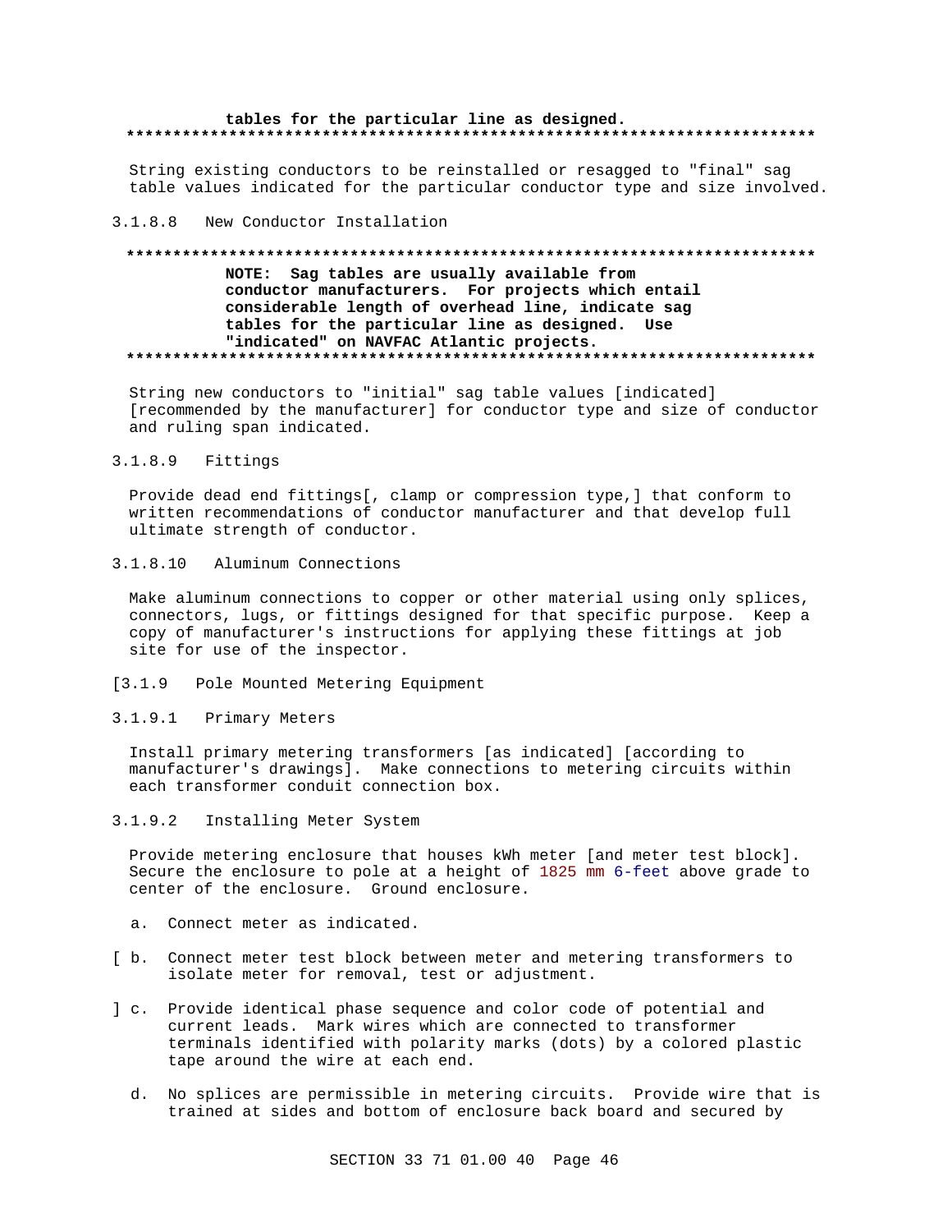tables for the particular line as designed.
**************************************************************************

String existing conductors to be reinstalled or resagged to "final" sag table values indicated for the particular conductor type and size involved.

#### 3.1.8.8 New Conductor Installation

**************************************************************************

**NOTE: Sag tables are usually available from conductor manufacturers. For projects which entail considerable length of overhead line, indicate sag tables for the particular line as designed. Use "indicated" on NAVFAC Atlantic projects.**

**************************************************************************

String new conductors to "initial" sag table values [indicated] [recommended by the manufacturer] for conductor type and size of conductor and ruling span indicated.

#### 3.1.8.9 Fittings

Provide dead end fittings[, clamp or compression type,] that conform to written recommendations of conductor manufacturer and that develop full ultimate strength of conductor.

#### 3.1.8.10 Aluminum Connections

Make aluminum connections to copper or other material using only splices, connectors, lugs, or fittings designed for that specific purpose. Keep a copy of manufacturer's instructions for applying these fittings at job site for use of the inspector.

### [3.1.9 Pole Mounted Metering Equipment

#### 3.1.9.1 Primary Meters

Install primary metering transformers [as indicated] [according to manufacturer's drawings]. Make connections to metering circuits within each transformer conduit connection box.

#### 3.1.9.2 Installing Meter System

Provide metering enclosure that houses kWh meter [and meter test block]. Secure the enclosure to pole at a height of 1825 mm 6-feet above grade to center of the enclosure. Ground enclosure.

a. Connect meter as indicated.

[ b. Connect meter test block between meter and metering transformers to isolate meter for removal, test or adjustment.

] c. Provide identical phase sequence and color code of potential and current leads. Mark wires which are connected to transformer terminals identified with polarity marks (dots) by a colored plastic tape around the wire at each end.

d. No splices are permissible in metering circuits. Provide wire that is trained at sides and bottom of enclosure back board and secured by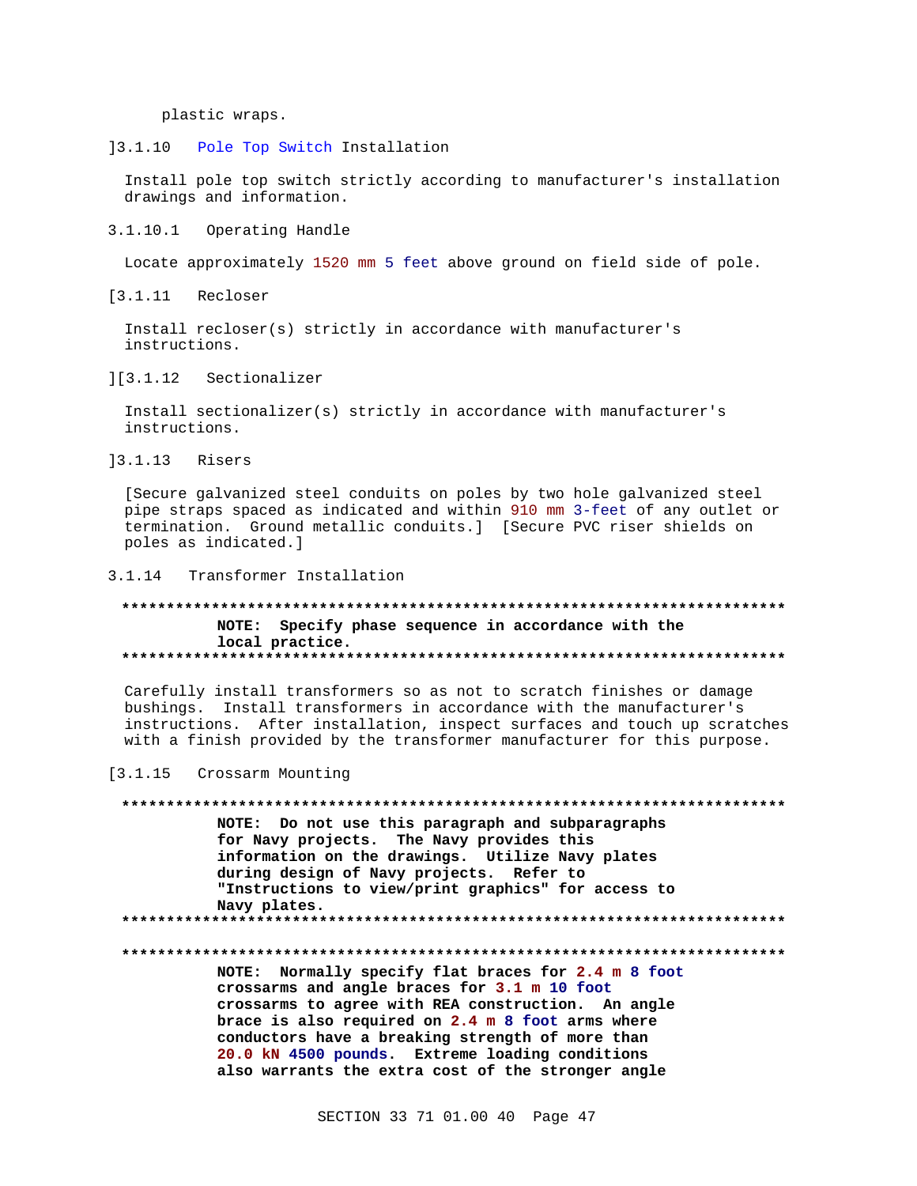plastic wraps.

]3.1.10 Pole Top Switch Installation

Install pole top switch strictly according to manufacturer's installation drawings and information.

3.1.10.1 Operating Handle

Locate approximately 1520 mm 5 feet above ground on field side of pole.

[3.1.11 Recloser

Install recloser(s) strictly in accordance with manufacturer's instructions.

][3.1.12 Sectionalizer

Install sectionalizer(s) strictly in accordance with manufacturer's instructions.

]3.1.13 Risers

[Secure galvanized steel conduits on poles by two hole galvanized steel pipe straps spaced as indicated and within 910 mm 3-feet of any outlet or termination. Ground metallic conduits.] [Secure PVC riser shields on poles as indicated.]

3.1.14 Transformer Installation

**************************************************************************

**NOTE: Specify phase sequence in accordance with the local practice.**

**************************************************************************

Carefully install transformers so as not to scratch finishes or damage bushings. Install transformers in accordance with the manufacturer's instructions. After installation, inspect surfaces and touch up scratches with a finish provided by the transformer manufacturer for this purpose.

[3.1.15 Crossarm Mounting

**************************************************************************

**NOTE: Do not use this paragraph and subparagraphs for Navy projects. The Navy provides this information on the drawings. Utilize Navy plates during design of Navy projects. Refer to "Instructions to view/print graphics" for access to Navy plates.**

**************************************************************************

**************************************************************************

**NOTE: Normally specify flat braces for 2.4 m 8 foot crossarms and angle braces for 3.1 m 10 foot crossarms to agree with REA construction. An angle brace is also required on 2.4 m 8 foot arms where conductors have a breaking strength of more than 20.0 kN 4500 pounds. Extreme loading conditions also warrants the extra cost of the stronger angle**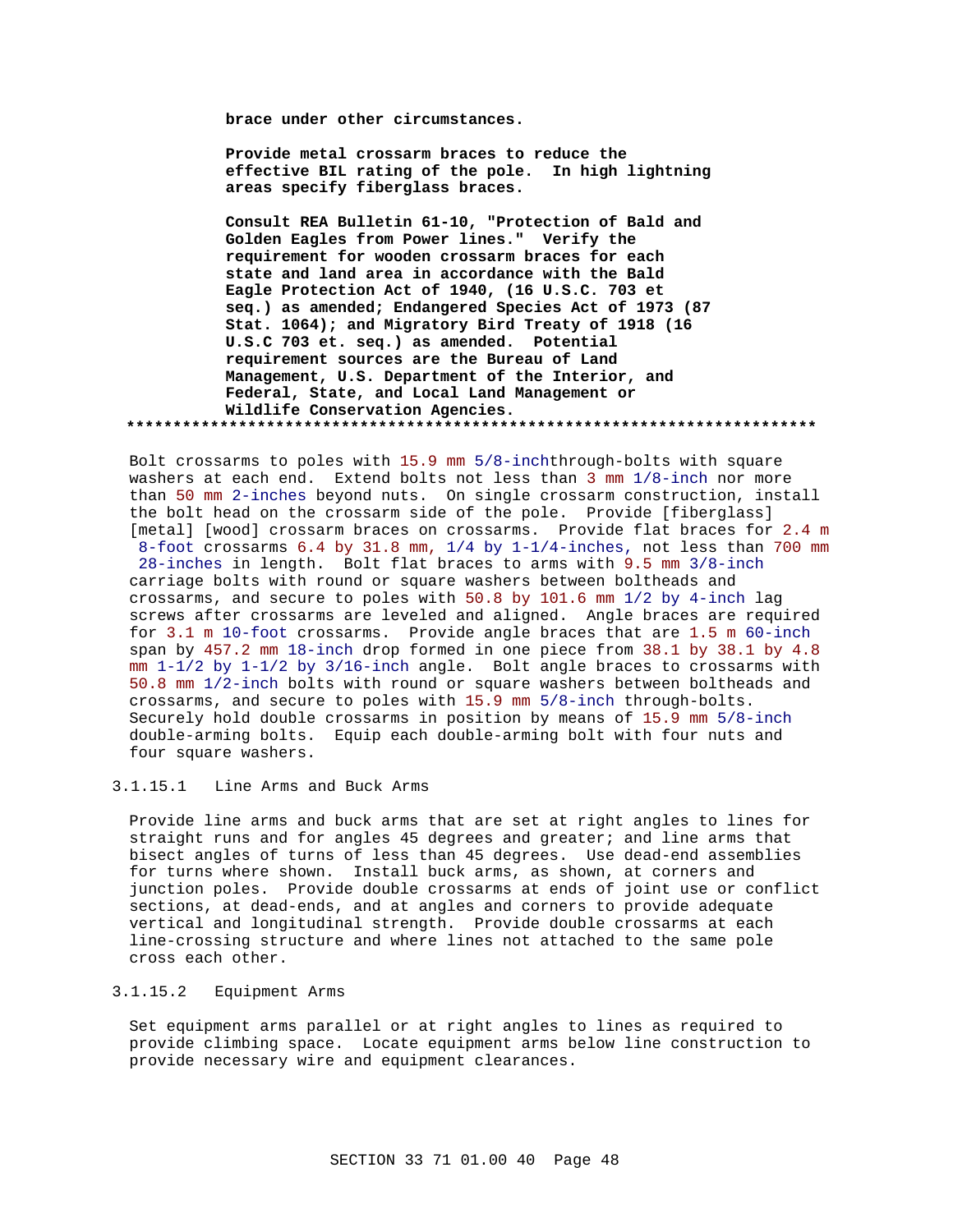**brace under other circumstances.**

**Provide metal crossarm braces to reduce the effective BIL rating of the pole. In high lightning areas specify fiberglass braces.**

**Consult REA Bulletin 61-10, "Protection of Bald and Golden Eagles from Power lines." Verify the requirement for wooden crossarm braces for each state and land area in accordance with the Bald Eagle Protection Act of 1940, (16 U.S.C. 703 et seq.) as amended; Endangered Species Act of 1973 (87 Stat. 1064); and Migratory Bird Treaty of 1918 (16 U.S.C 703 et. seq.) as amended. Potential requirement sources are the Bureau of Land Management, U.S. Department of the Interior, and Federal, State, and Local Land Management or Wildlife Conservation Agencies.**

**************************************************************************

Bolt crossarms to poles with 15.9 mm 5/8-inchthrough-bolts with square washers at each end. Extend bolts not less than 3 mm 1/8-inch nor more than 50 mm 2-inches beyond nuts. On single crossarm construction, install the bolt head on the crossarm side of the pole. Provide [fiberglass] [metal] [wood] crossarm braces on crossarms. Provide flat braces for 2.4 m 8-foot crossarms 6.4 by 31.8 mm, 1/4 by 1-1/4-inches, not less than 700 mm 28-inches in length. Bolt flat braces to arms with 9.5 mm 3/8-inch carriage bolts with round or square washers between boltheads and crossarms, and secure to poles with 50.8 by 101.6 mm 1/2 by 4-inch lag screws after crossarms are leveled and aligned. Angle braces are required for 3.1 m 10-foot crossarms. Provide angle braces that are 1.5 m 60-inch span by 457.2 mm 18-inch drop formed in one piece from 38.1 by 38.1 by 4.8 mm 1-1/2 by 1-1/2 by 3/16-inch angle. Bolt angle braces to crossarms with 50.8 mm 1/2-inch bolts with round or square washers between boltheads and crossarms, and secure to poles with 15.9 mm 5/8-inch through-bolts. Securely hold double crossarms in position by means of 15.9 mm 5/8-inch double-arming bolts. Equip each double-arming bolt with four nuts and four square washers.

#### 3.1.15.1 Line Arms and Buck Arms

Provide line arms and buck arms that are set at right angles to lines for straight runs and for angles 45 degrees and greater; and line arms that bisect angles of turns of less than 45 degrees. Use dead-end assemblies for turns where shown. Install buck arms, as shown, at corners and junction poles. Provide double crossarms at ends of joint use or conflict sections, at dead-ends, and at angles and corners to provide adequate vertical and longitudinal strength. Provide double crossarms at each line-crossing structure and where lines not attached to the same pole cross each other.

#### 3.1.15.2 Equipment Arms

Set equipment arms parallel or at right angles to lines as required to provide climbing space. Locate equipment arms below line construction to provide necessary wire and equipment clearances.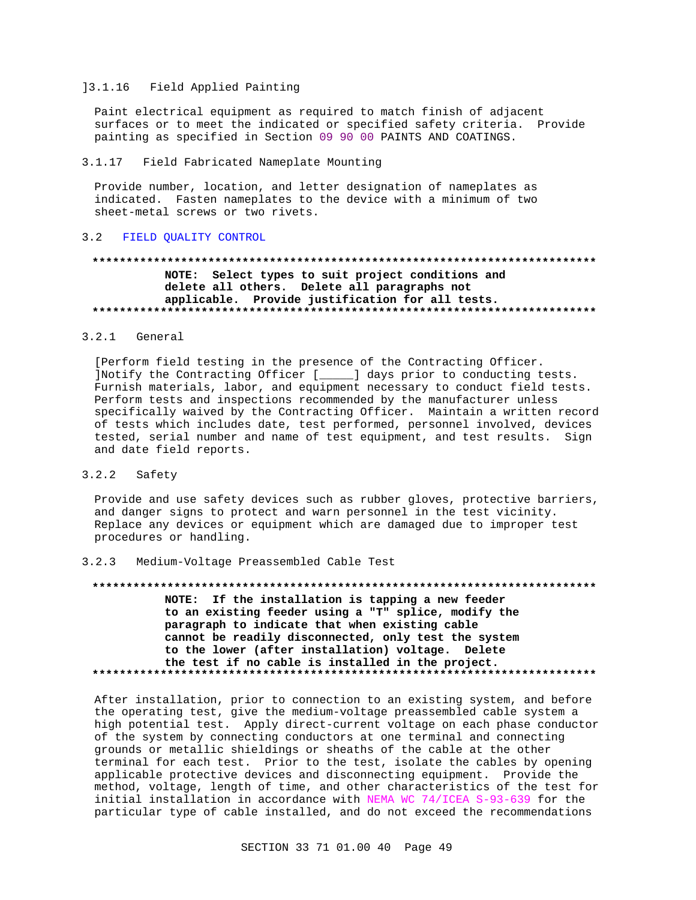]3.1.16 Field Applied Painting

Paint electrical equipment as required to match finish of adjacent surfaces or to meet the indicated or specified safety criteria. Provide painting as specified in Section 09 90 00 PAINTS AND COATINGS.

3.1.17 Field Fabricated Nameplate Mounting

Provide number, location, and letter designation of nameplates as indicated. Fasten nameplates to the device with a minimum of two sheet-metal screws or two rivets.

## 3.2 FIELD QUALITY CONTROL

**************************************************************************

**NOTE: Select types to suit project conditions and delete all others. Delete all paragraphs not applicable. Provide justification for all tests.**

**************************************************************************

### 3.2.1 General

[Perform field testing in the presence of the Contracting Officer. ]Notify the Contracting Officer [_____] days prior to conducting tests. Furnish materials, labor, and equipment necessary to conduct field tests. Perform tests and inspections recommended by the manufacturer unless specifically waived by the Contracting Officer. Maintain a written record of tests which includes date, test performed, personnel involved, devices tested, serial number and name of test equipment, and test results. Sign and date field reports.

### 3.2.2 Safety

Provide and use safety devices such as rubber gloves, protective barriers, and danger signs to protect and warn personnel in the test vicinity. Replace any devices or equipment which are damaged due to improper test procedures or handling.

### 3.2.3 Medium-Voltage Preassembled Cable Test

**************************************************************************

**NOTE: If the installation is tapping a new feeder to an existing feeder using a "T" splice, modify the paragraph to indicate that when existing cable cannot be readily disconnected, only test the system to the lower (after installation) voltage. Delete the test if no cable is installed in the project.**

**************************************************************************

After installation, prior to connection to an existing system, and before the operating test, give the medium-voltage preassembled cable system a high potential test. Apply direct-current voltage on each phase conductor of the system by connecting conductors at one terminal and connecting grounds or metallic shieldings or sheaths of the cable at the other terminal for each test. Prior to the test, isolate the cables by opening applicable protective devices and disconnecting equipment. Provide the method, voltage, length of time, and other characteristics of the test for initial installation in accordance with NEMA WC 74/ICEA S-93-639 for the particular type of cable installed, and do not exceed the recommendations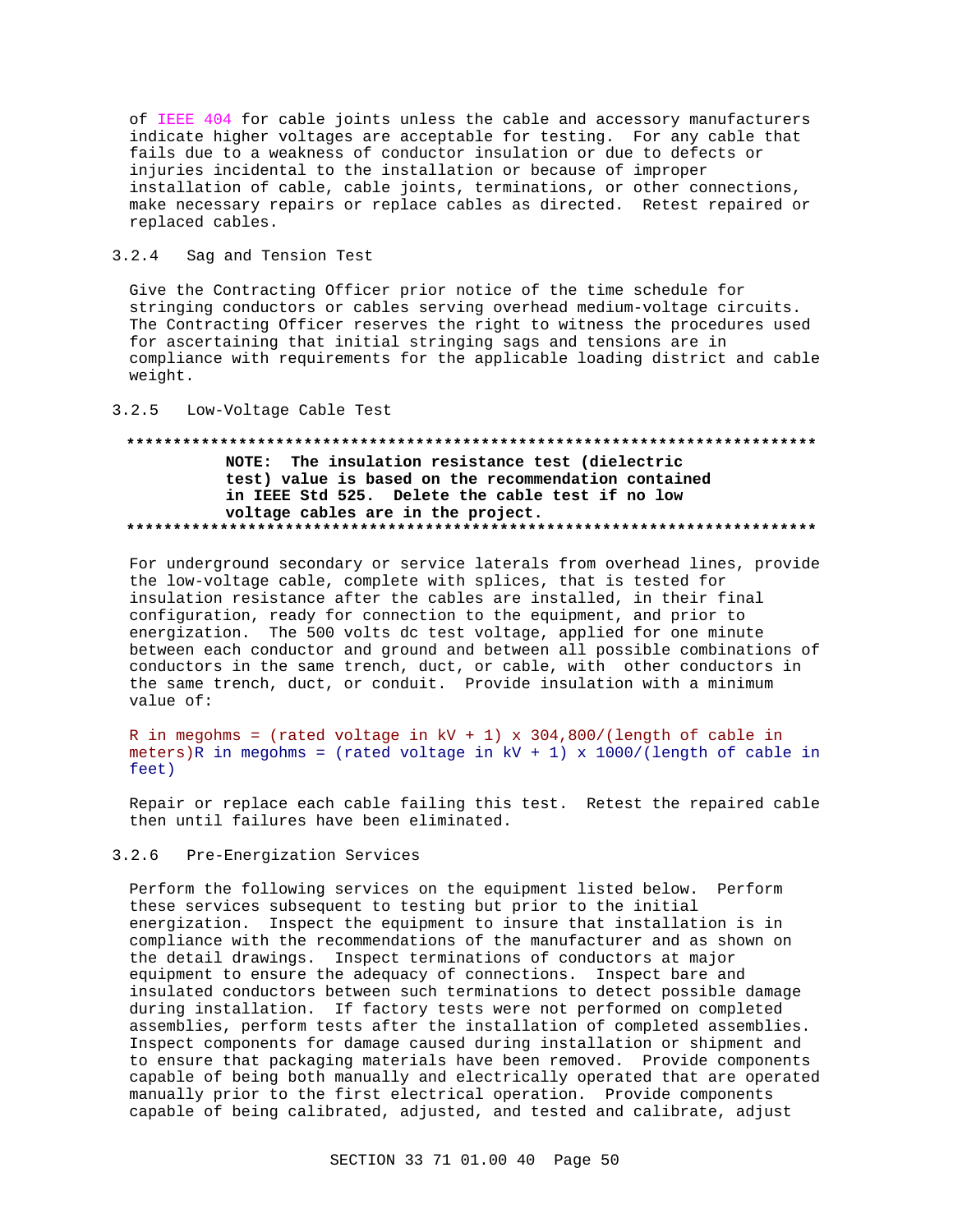of IEEE 404 for cable joints unless the cable and accessory manufacturers indicate higher voltages are acceptable for testing. For any cable that fails due to a weakness of conductor insulation or due to defects or injuries incidental to the installation or because of improper installation of cable, cable joints, terminations, or other connections, make necessary repairs or replace cables as directed. Retest repaired or replaced cables.

### 3.2.4 Sag and Tension Test

Give the Contracting Officer prior notice of the time schedule for stringing conductors or cables serving overhead medium-voltage circuits. The Contracting Officer reserves the right to witness the procedures used for ascertaining that initial stringing sags and tensions are in compliance with requirements for the applicable loading district and cable weight.

### 3.2.5 Low-Voltage Cable Test

**************************************************************************

**NOTE: The insulation resistance test (dielectric test) value is based on the recommendation contained in IEEE Std 525. Delete the cable test if no low voltage cables are in the project.**

**************************************************************************

For underground secondary or service laterals from overhead lines, provide the low-voltage cable, complete with splices, that is tested for insulation resistance after the cables are installed, in their final configuration, ready for connection to the equipment, and prior to energization. The 500 volts dc test voltage, applied for one minute between each conductor and ground and between all possible combinations of conductors in the same trench, duct, or cable, with other conductors in the same trench, duct, or conduit. Provide insulation with a minimum value of:

R in megohms = (rated voltage in kV + 1) x 304,800/(length of cable in meters)R in megohms = (rated voltage in kV + 1) x 1000/(length of cable in feet)

Repair or replace each cable failing this test. Retest the repaired cable then until failures have been eliminated.

### 3.2.6 Pre-Energization Services

Perform the following services on the equipment listed below. Perform these services subsequent to testing but prior to the initial energization. Inspect the equipment to insure that installation is in compliance with the recommendations of the manufacturer and as shown on the detail drawings. Inspect terminations of conductors at major equipment to ensure the adequacy of connections. Inspect bare and insulated conductors between such terminations to detect possible damage during installation. If factory tests were not performed on completed assemblies, perform tests after the installation of completed assemblies. Inspect components for damage caused during installation or shipment and to ensure that packaging materials have been removed. Provide components capable of being both manually and electrically operated that are operated manually prior to the first electrical operation. Provide components capable of being calibrated, adjusted, and tested and calibrate, adjust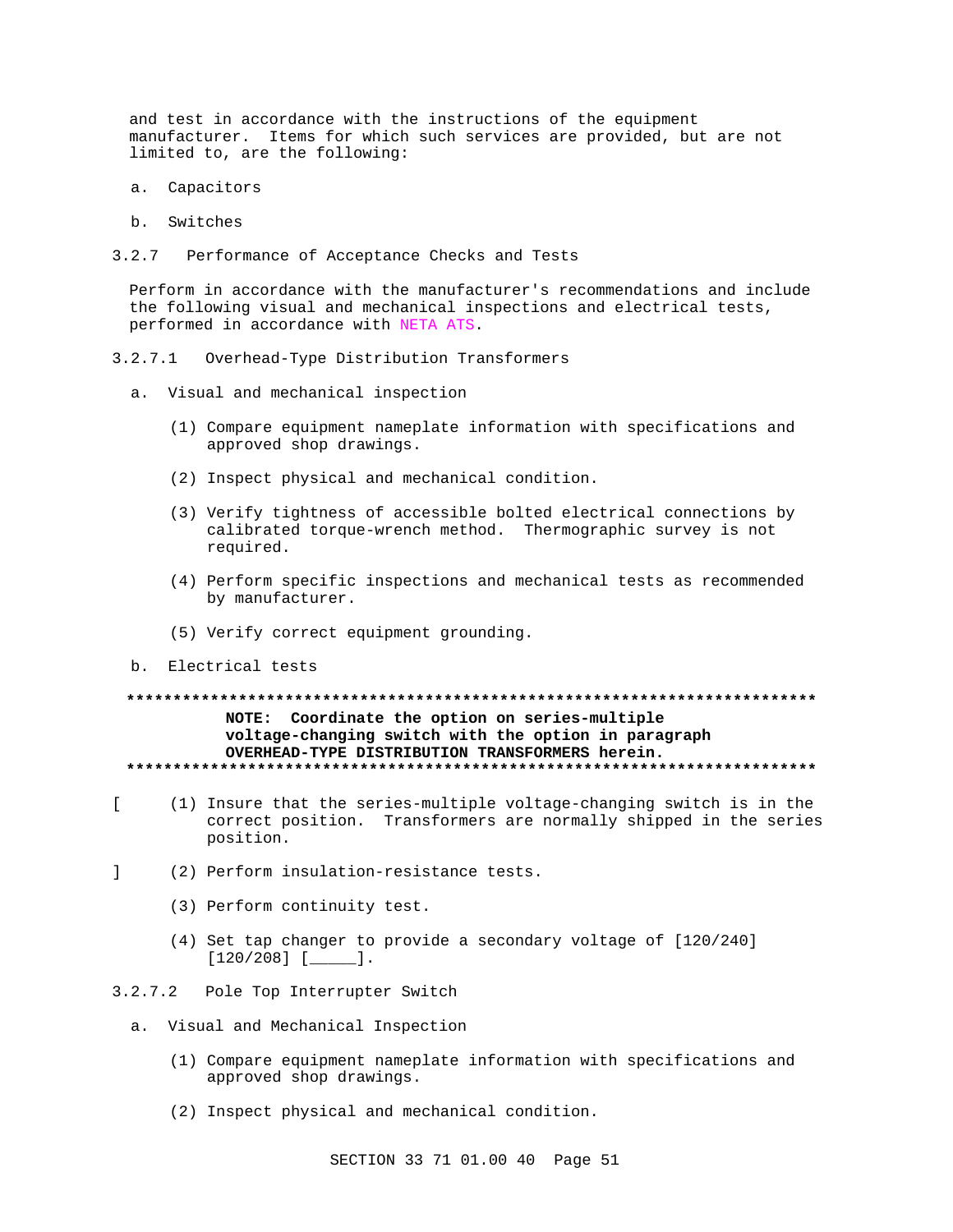and test in accordance with the instructions of the equipment manufacturer. Items for which such services are provided, but are not limited to, are the following:

a. Capacitors

b. Switches

### 3.2.7 Performance of Acceptance Checks and Tests

Perform in accordance with the manufacturer's recommendations and include the following visual and mechanical inspections and electrical tests, performed in accordance with NETA ATS.

#### 3.2.7.1 Overhead-Type Distribution Transformers

a. Visual and mechanical inspection

(1) Compare equipment nameplate information with specifications and approved shop drawings.

(2) Inspect physical and mechanical condition.

(3) Verify tightness of accessible bolted electrical connections by calibrated torque-wrench method. Thermographic survey is not required.

(4) Perform specific inspections and mechanical tests as recommended by manufacturer.

(5) Verify correct equipment grounding.

b. Electrical tests

**************************************************************************

**NOTE: Coordinate the option on series-multiple voltage-changing switch with the option in paragraph OVERHEAD-TYPE DISTRIBUTION TRANSFORMERS herein.**

**************************************************************************

[ (1) Insure that the series-multiple voltage-changing switch is in the correct position. Transformers are normally shipped in the series position.

] (2) Perform insulation-resistance tests.

(3) Perform continuity test.

(4) Set tap changer to provide a secondary voltage of [120/240] [120/208] [_____].

#### 3.2.7.2 Pole Top Interrupter Switch

a. Visual and Mechanical Inspection

(1) Compare equipment nameplate information with specifications and approved shop drawings.

(2) Inspect physical and mechanical condition.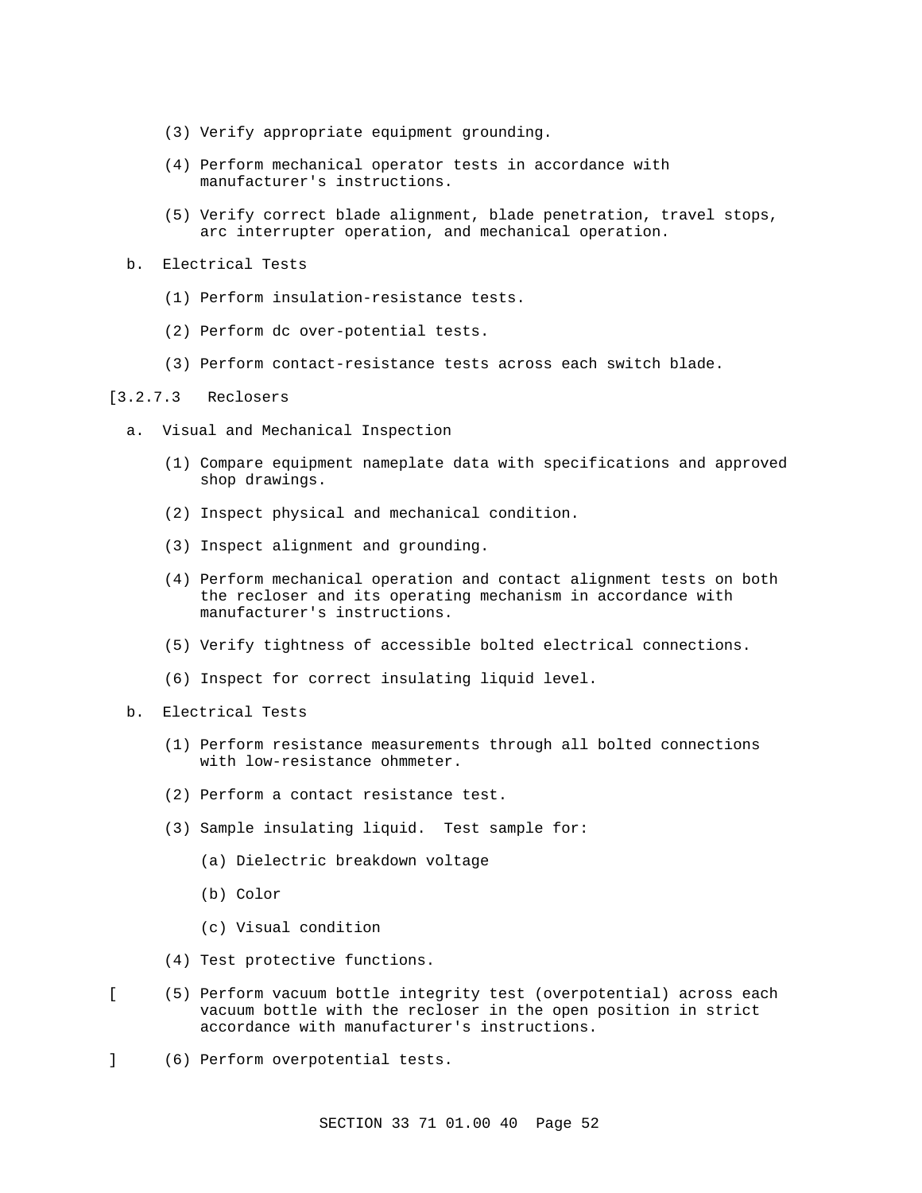(3) Verify appropriate equipment grounding.

(4) Perform mechanical operator tests in accordance with manufacturer's instructions.

(5) Verify correct blade alignment, blade penetration, travel stops, arc interrupter operation, and mechanical operation.

b. Electrical Tests

(1) Perform insulation-resistance tests.

(2) Perform dc over-potential tests.

(3) Perform contact-resistance tests across each switch blade.

[3.2.7.3 Reclosers

a. Visual and Mechanical Inspection

(1) Compare equipment nameplate data with specifications and approved shop drawings.

(2) Inspect physical and mechanical condition.

(3) Inspect alignment and grounding.

(4) Perform mechanical operation and contact alignment tests on both the recloser and its operating mechanism in accordance with manufacturer's instructions.

(5) Verify tightness of accessible bolted electrical connections.

(6) Inspect for correct insulating liquid level.

b. Electrical Tests

(1) Perform resistance measurements through all bolted connections with low-resistance ohmmeter.

(2) Perform a contact resistance test.

(3) Sample insulating liquid. Test sample for:

(a) Dielectric breakdown voltage

(b) Color

(c) Visual condition

(4) Test protective functions.

[ (5) Perform vacuum bottle integrity test (overpotential) across each vacuum bottle with the recloser in the open position in strict accordance with manufacturer's instructions.

] (6) Perform overpotential tests.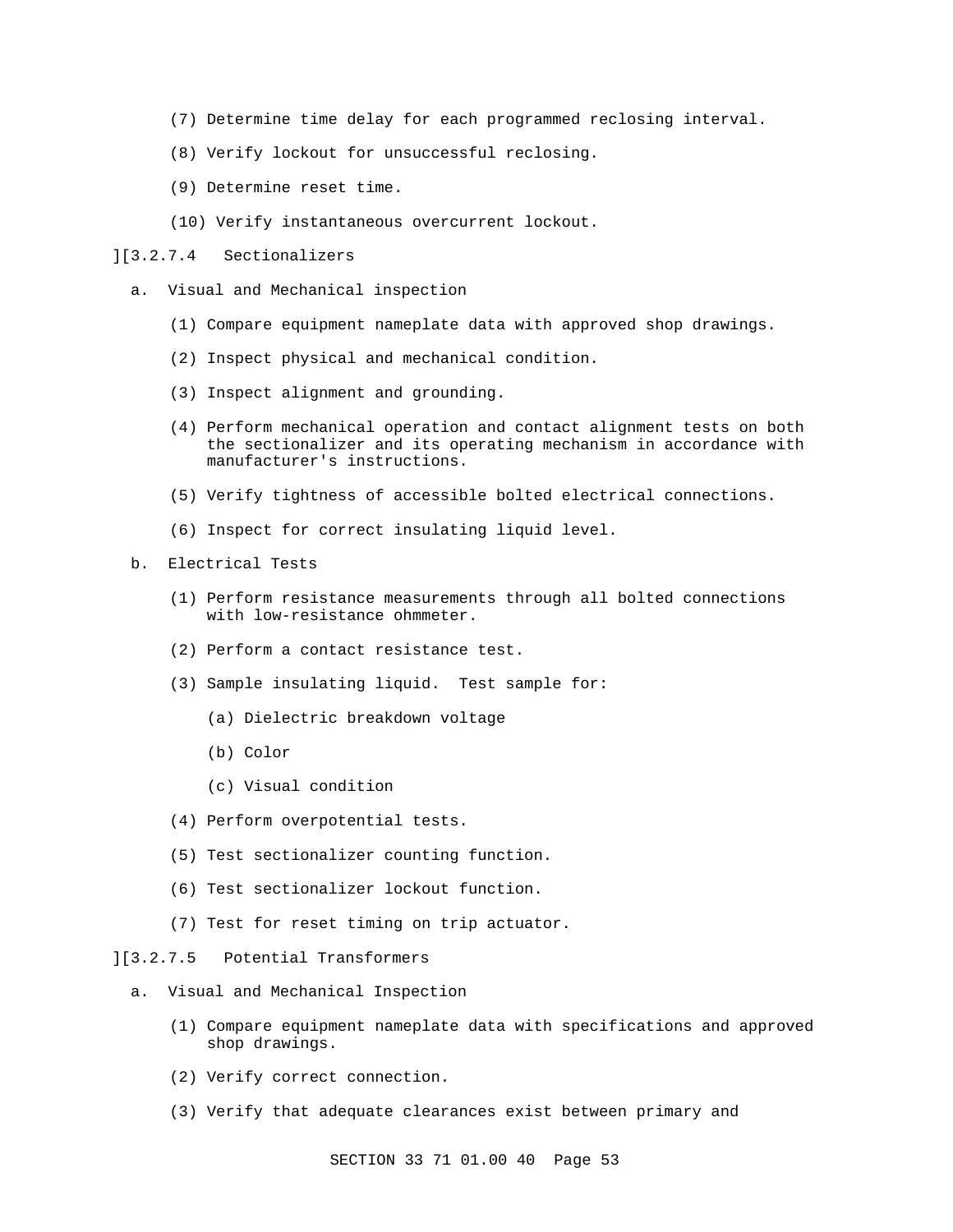(7) Determine time delay for each programmed reclosing interval.

(8) Verify lockout for unsuccessful reclosing.

(9) Determine reset time.

(10) Verify instantaneous overcurrent lockout.

][3.2.7.4 Sectionalizers

a. Visual and Mechanical inspection

(1) Compare equipment nameplate data with approved shop drawings.

(2) Inspect physical and mechanical condition.

(3) Inspect alignment and grounding.

(4) Perform mechanical operation and contact alignment tests on both the sectionalizer and its operating mechanism in accordance with manufacturer's instructions.

(5) Verify tightness of accessible bolted electrical connections.

(6) Inspect for correct insulating liquid level.

b. Electrical Tests

(1) Perform resistance measurements through all bolted connections with low-resistance ohmmeter.

(2) Perform a contact resistance test.

(3) Sample insulating liquid. Test sample for:

(a) Dielectric breakdown voltage

(b) Color

(c) Visual condition

(4) Perform overpotential tests.

(5) Test sectionalizer counting function.

(6) Test sectionalizer lockout function.

(7) Test for reset timing on trip actuator.

][3.2.7.5 Potential Transformers

a. Visual and Mechanical Inspection

(1) Compare equipment nameplate data with specifications and approved shop drawings.

(2) Verify correct connection.

(3) Verify that adequate clearances exist between primary and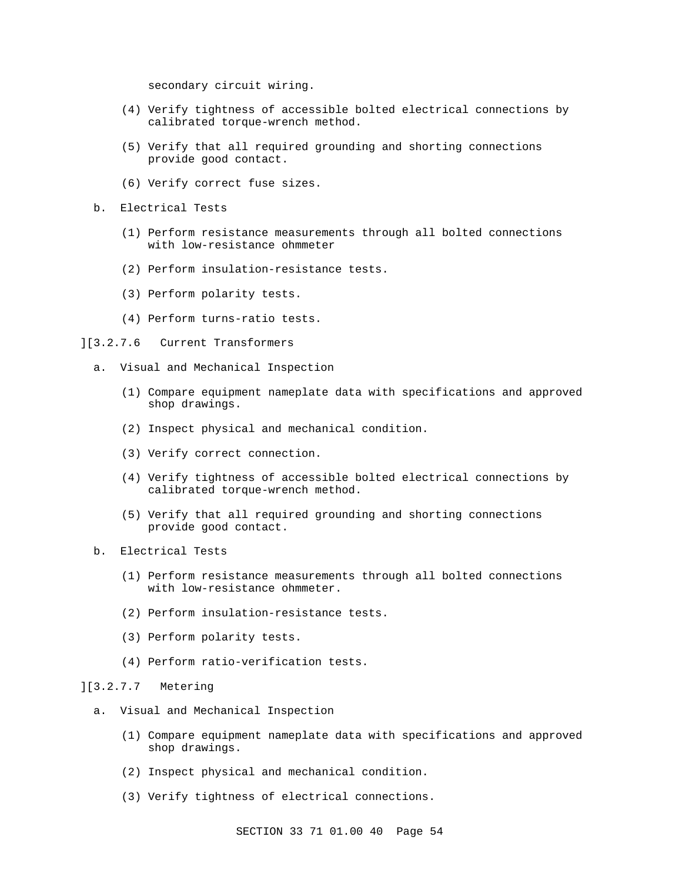secondary circuit wiring.

(4) Verify tightness of accessible bolted electrical connections by calibrated torque-wrench method.

(5) Verify that all required grounding and shorting connections provide good contact.

(6) Verify correct fuse sizes.

b. Electrical Tests

(1) Perform resistance measurements through all bolted connections with low-resistance ohmmeter

(2) Perform insulation-resistance tests.

(3) Perform polarity tests.

(4) Perform turns-ratio tests.

][3.2.7.6 Current Transformers

a. Visual and Mechanical Inspection

(1) Compare equipment nameplate data with specifications and approved shop drawings.

(2) Inspect physical and mechanical condition.

(3) Verify correct connection.

(4) Verify tightness of accessible bolted electrical connections by calibrated torque-wrench method.

(5) Verify that all required grounding and shorting connections provide good contact.

b. Electrical Tests

(1) Perform resistance measurements through all bolted connections with low-resistance ohmmeter.

(2) Perform insulation-resistance tests.

(3) Perform polarity tests.

(4) Perform ratio-verification tests.

][3.2.7.7 Metering

a. Visual and Mechanical Inspection

(1) Compare equipment nameplate data with specifications and approved shop drawings.

(2) Inspect physical and mechanical condition.

(3) Verify tightness of electrical connections.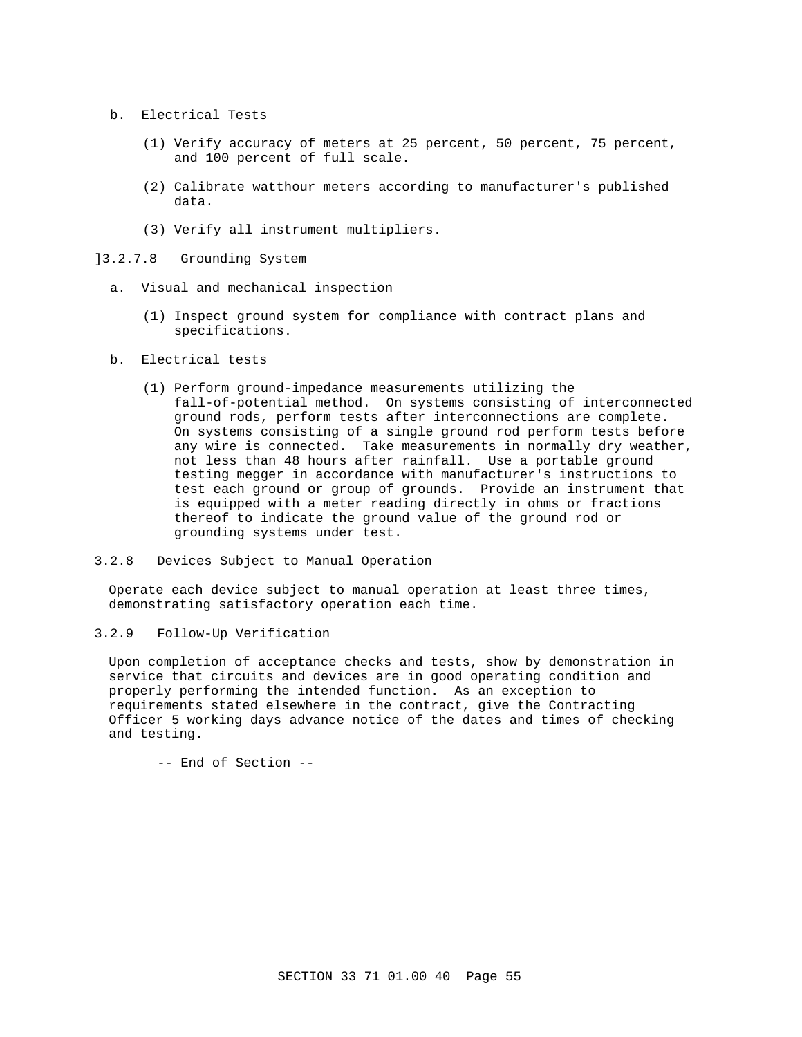b. Electrical Tests

(1) Verify accuracy of meters at 25 percent, 50 percent, 75 percent, and 100 percent of full scale.

(2) Calibrate watthour meters according to manufacturer's published data.

(3) Verify all instrument multipliers.

]3.2.7.8 Grounding System

a. Visual and mechanical inspection

(1) Inspect ground system for compliance with contract plans and specifications.

b. Electrical tests

(1) Perform ground-impedance measurements utilizing the fall-of-potential method. On systems consisting of interconnected ground rods, perform tests after interconnections are complete. On systems consisting of a single ground rod perform tests before any wire is connected. Take measurements in normally dry weather, not less than 48 hours after rainfall. Use a portable ground testing megger in accordance with manufacturer's instructions to test each ground or group of grounds. Provide an instrument that is equipped with a meter reading directly in ohms or fractions thereof to indicate the ground value of the ground rod or grounding systems under test.

### 3.2.8 Devices Subject to Manual Operation

Operate each device subject to manual operation at least three times, demonstrating satisfactory operation each time.

### 3.2.9 Follow-Up Verification

Upon completion of acceptance checks and tests, show by demonstration in service that circuits and devices are in good operating condition and properly performing the intended function. As an exception to requirements stated elsewhere in the contract, give the Contracting Officer 5 working days advance notice of the dates and times of checking and testing.

-- End of Section --